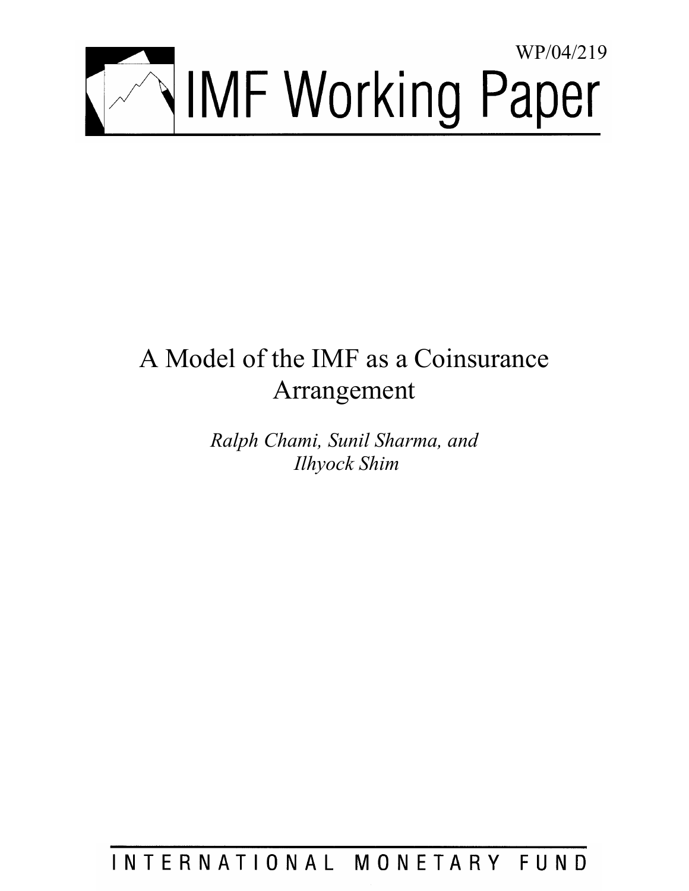WP/04/219

# IMF Working Paper

# A Model of the IMF as a Coinsurance Arrangement

*Ralph Chami, Sunil Sharma, and Ilhyock Shim*

INTERNATIONAL MONETARY FUND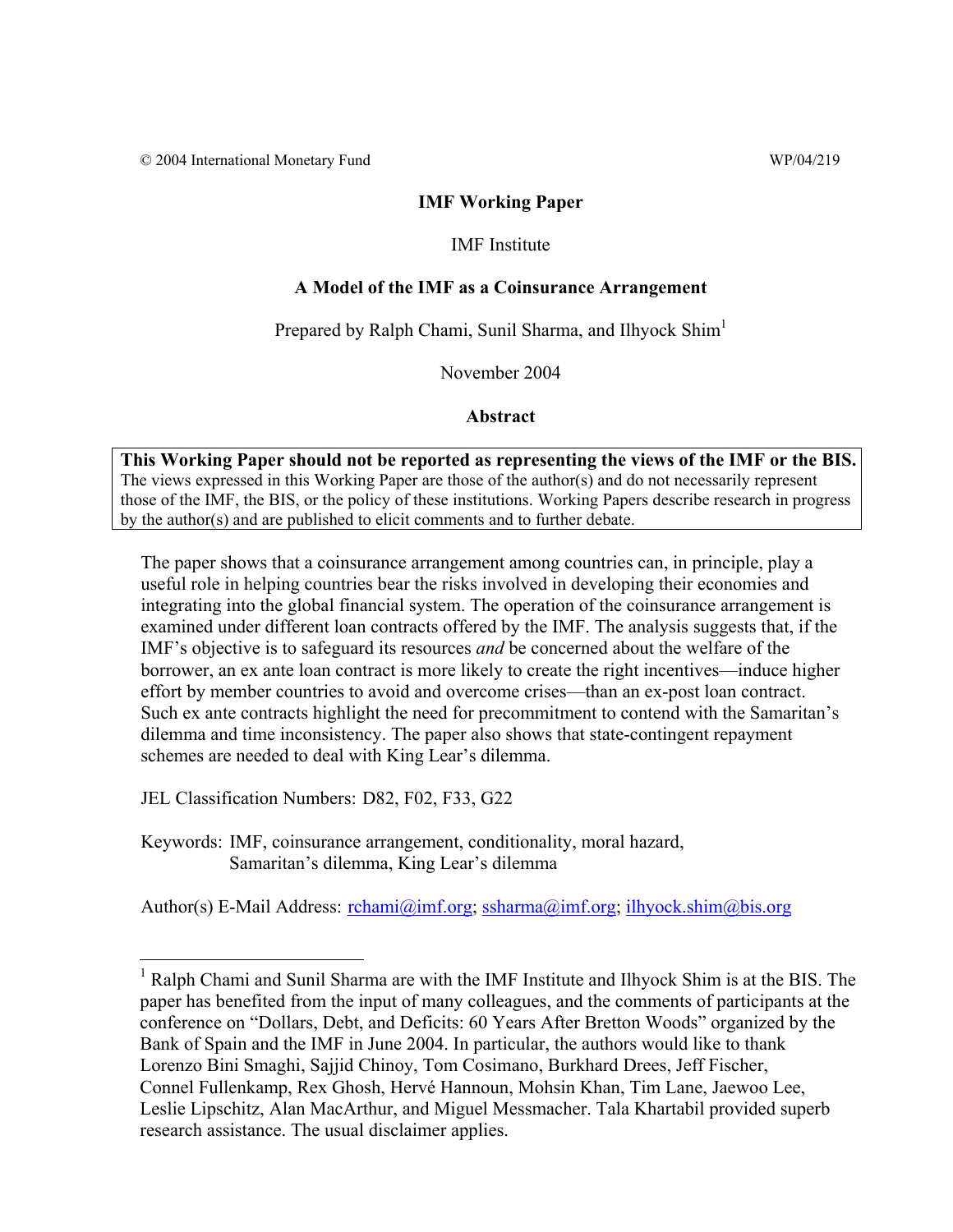© 2004 International Monetary Fund WP/04/219

**IMF Working Paper**

IMF Institute

**A Model of the IMF as a Coinsurance Arrangement**

Prepared by Ralph Chami, Sunil Sharma, and Ilhyock Shim[1]

November 2004

**Abstract**

**This Working Paper should not be reported as representing the views of the IMF or the BIS.**
The views expressed in this Working Paper are those of the author(s) and do not necessarily represent those of the IMF, the BIS, or the policy of these institutions. Working Papers describe research in progress by the author(s) and are published to elicit comments and to further debate.

The paper shows that a coinsurance arrangement among countries can, in principle, play a useful role in helping countries bear the risks involved in developing their economies and integrating into the global financial system. The operation of the coinsurance arrangement is examined under different loan contracts offered by the IMF. The analysis suggests that, if the IMF's objective is to safeguard its resources *and* be concerned about the welfare of the borrower, an ex ante loan contract is more likely to create the right incentives—induce higher effort by member countries to avoid and overcome crises—than an ex-post loan contract. Such ex ante contracts highlight the need for precommitment to contend with the Samaritan's dilemma and time inconsistency. The paper also shows that state-contingent repayment schemes are needed to deal with King Lear's dilemma.

JEL Classification Numbers: D82, F02, F33, G22

Keywords: IMF, coinsurance arrangement, conditionality, moral hazard, Samaritan's dilemma, King Lear's dilemma

Author(s) E-Mail Address: rchami@imf.org; ssharma@imf.org; ilhyock.shim@bis.org

[1] Ralph Chami and Sunil Sharma are with the IMF Institute and Ilhyock Shim is at the BIS. The paper has benefited from the input of many colleagues, and the comments of participants at the conference on "Dollars, Debt, and Deficits: 60 Years After Bretton Woods" organized by the Bank of Spain and the IMF in June 2004. In particular, the authors would like to thank Lorenzo Bini Smaghi, Sajjid Chinoy, Tom Cosimano, Burkhard Drees, Jeff Fischer, Connel Fullenkamp, Rex Ghosh, Hervé Hannoun, Mohsin Khan, Tim Lane, Jaewoo Lee, Leslie Lipschitz, Alan MacArthur, and Miguel Messmacher. Tala Khartabil provided superb research assistance. The usual disclaimer applies.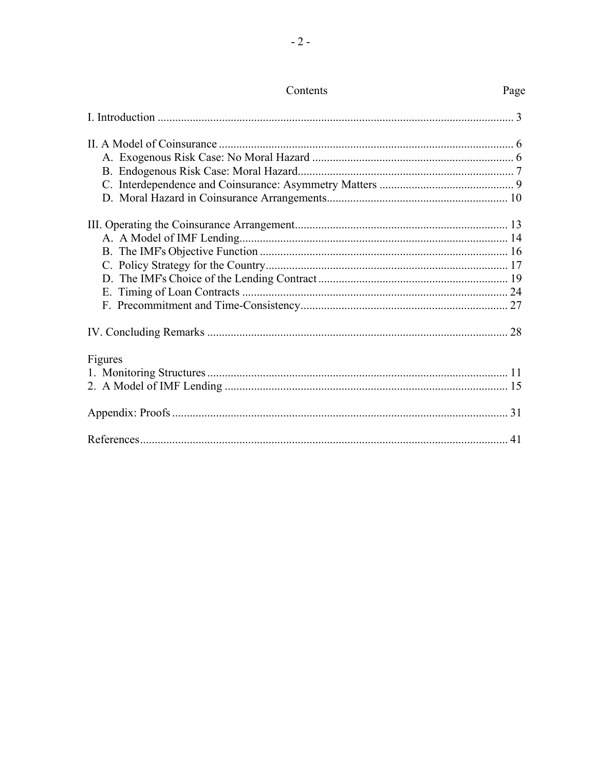## Contents

| | Page |
|---|---|
| I. Introduction | 3 |
| II. A Model of Coinsurance | 6 |
| A. Exogenous Risk Case: No Moral Hazard | 6 |
| B. Endogenous Risk Case: Moral Hazard | 7 |
| C. Interdependence and Coinsurance: Asymmetry Matters | 9 |
| D. Moral Hazard in Coinsurance Arrangements | 10 |
| III. Operating the Coinsurance Arrangement | 13 |
| A. A Model of IMF Lending | 14 |
| B. The IMF's Objective Function | 16 |
| C. Policy Strategy for the Country | 17 |
| D. The IMF's Choice of the Lending Contract | 19 |
| E. Timing of Loan Contracts | 24 |
| F. Precommitment and Time-Consistency | 27 |
| IV. Concluding Remarks | 28 |
| **Figures** | |
| 1. Monitoring Structures | 11 |
| 2. A Model of IMF Lending | 15 |
| Appendix: Proofs | 31 |
| References | 41 |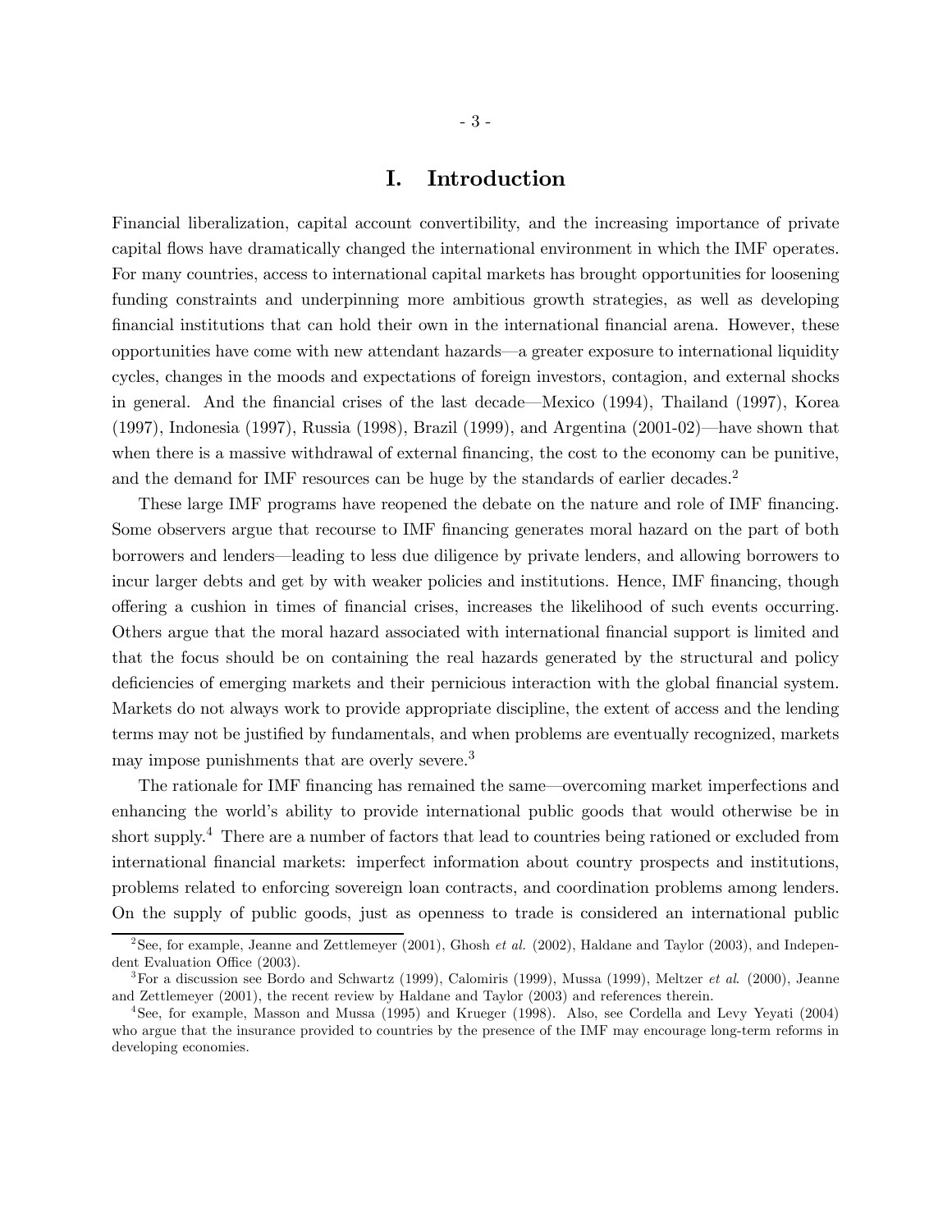# I. Introduction

Financial liberalization, capital account convertibility, and the increasing importance of private capital flows have dramatically changed the international environment in which the IMF operates. For many countries, access to international capital markets has brought opportunities for loosening funding constraints and underpinning more ambitious growth strategies, as well as developing financial institutions that can hold their own in the international financial arena. However, these opportunities have come with new attendant hazards—a greater exposure to international liquidity cycles, changes in the moods and expectations of foreign investors, contagion, and external shocks in general. And the financial crises of the last decade—Mexico (1994), Thailand (1997), Korea (1997), Indonesia (1997), Russia (1998), Brazil (1999), and Argentina (2001-02)—have shown that when there is a massive withdrawal of external financing, the cost to the economy can be punitive, and the demand for IMF resources can be huge by the standards of earlier decades.[2]

These large IMF programs have reopened the debate on the nature and role of IMF financing. Some observers argue that recourse to IMF financing generates moral hazard on the part of both borrowers and lenders—leading to less due diligence by private lenders, and allowing borrowers to incur larger debts and get by with weaker policies and institutions. Hence, IMF financing, though offering a cushion in times of financial crises, increases the likelihood of such events occurring. Others argue that the moral hazard associated with international financial support is limited and that the focus should be on containing the real hazards generated by the structural and policy deficiencies of emerging markets and their pernicious interaction with the global financial system. Markets do not always work to provide appropriate discipline, the extent of access and the lending terms may not be justified by fundamentals, and when problems are eventually recognized, markets may impose punishments that are overly severe.[3]

The rationale for IMF financing has remained the same—overcoming market imperfections and enhancing the world's ability to provide international public goods that would otherwise be in short supply.[4] There are a number of factors that lead to countries being rationed or excluded from international financial markets: imperfect information about country prospects and institutions, problems related to enforcing sovereign loan contracts, and coordination problems among lenders. On the supply of public goods, just as openness to trade is considered an international public

---

[2] See, for example, Jeanne and Zettlemeyer (2001), Ghosh *et al.* (2002), Haldane and Taylor (2003), and Independent Evaluation Office (2003).

[3] For a discussion see Bordo and Schwartz (1999), Calomiris (1999), Mussa (1999), Meltzer *et al.* (2000), Jeanne and Zettlemeyer (2001), the recent review by Haldane and Taylor (2003) and references therein.

[4] See, for example, Masson and Mussa (1995) and Krueger (1998). Also, see Cordella and Levy Yeyati (2004) who argue that the insurance provided to countries by the presence of the IMF may encourage long-term reforms in developing economies.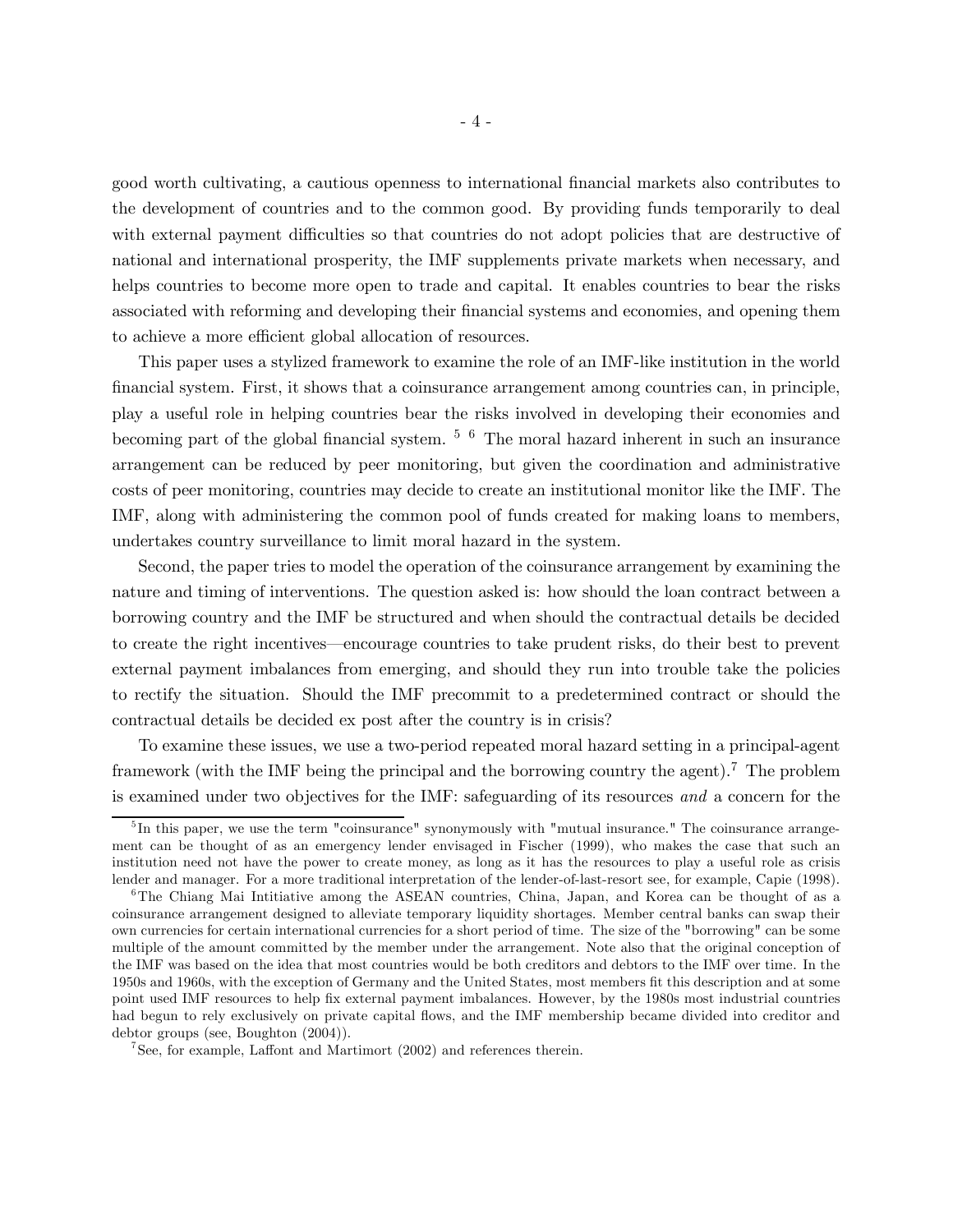good worth cultivating, a cautious openness to international financial markets also contributes to the development of countries and to the common good. By providing funds temporarily to deal with external payment difficulties so that countries do not adopt policies that are destructive of national and international prosperity, the IMF supplements private markets when necessary, and helps countries to become more open to trade and capital. It enables countries to bear the risks associated with reforming and developing their financial systems and economies, and opening them to achieve a more efficient global allocation of resources.

This paper uses a stylized framework to examine the role of an IMF-like institution in the world financial system. First, it shows that a coinsurance arrangement among countries can, in principle, play a useful role in helping countries bear the risks involved in developing their economies and becoming part of the global financial system. [5] [6] The moral hazard inherent in such an insurance arrangement can be reduced by peer monitoring, but given the coordination and administrative costs of peer monitoring, countries may decide to create an institutional monitor like the IMF. The IMF, along with administering the common pool of funds created for making loans to members, undertakes country surveillance to limit moral hazard in the system.

Second, the paper tries to model the operation of the coinsurance arrangement by examining the nature and timing of interventions. The question asked is: how should the loan contract between a borrowing country and the IMF be structured and when should the contractual details be decided to create the right incentives—encourage countries to take prudent risks, do their best to prevent external payment imbalances from emerging, and should they run into trouble take the policies to rectify the situation. Should the IMF precommit to a predetermined contract or should the contractual details be decided ex post after the country is in crisis?

To examine these issues, we use a two-period repeated moral hazard setting in a principal-agent framework (with the IMF being the principal and the borrowing country the agent).[7] The problem is examined under two objectives for the IMF: safeguarding of its resources *and* a concern for the

---

[5] In this paper, we use the term "coinsurance" synonymously with "mutual insurance." The coinsurance arrangement can be thought of as an emergency lender envisaged in Fischer (1999), who makes the case that such an institution need not have the power to create money, as long as it has the resources to play a useful role as crisis lender and manager. For a more traditional interpretation of the lender-of-last-resort see, for example, Capie (1998).

[6] The Chiang Mai Intitiative among the ASEAN countries, China, Japan, and Korea can be thought of as a coinsurance arrangement designed to alleviate temporary liquidity shortages. Member central banks can swap their own currencies for certain international currencies for a short period of time. The size of the "borrowing" can be some multiple of the amount committed by the member under the arrangement. Note also that the original conception of the IMF was based on the idea that most countries would be both creditors and debtors to the IMF over time. In the 1950s and 1960s, with the exception of Germany and the United States, most members fit this description and at some point used IMF resources to help fix external payment imbalances. However, by the 1980s most industrial countries had begun to rely exclusively on private capital flows, and the IMF membership became divided into creditor and debtor groups (see, Boughton (2004)).

[7] See, for example, Laffont and Martimort (2002) and references therein.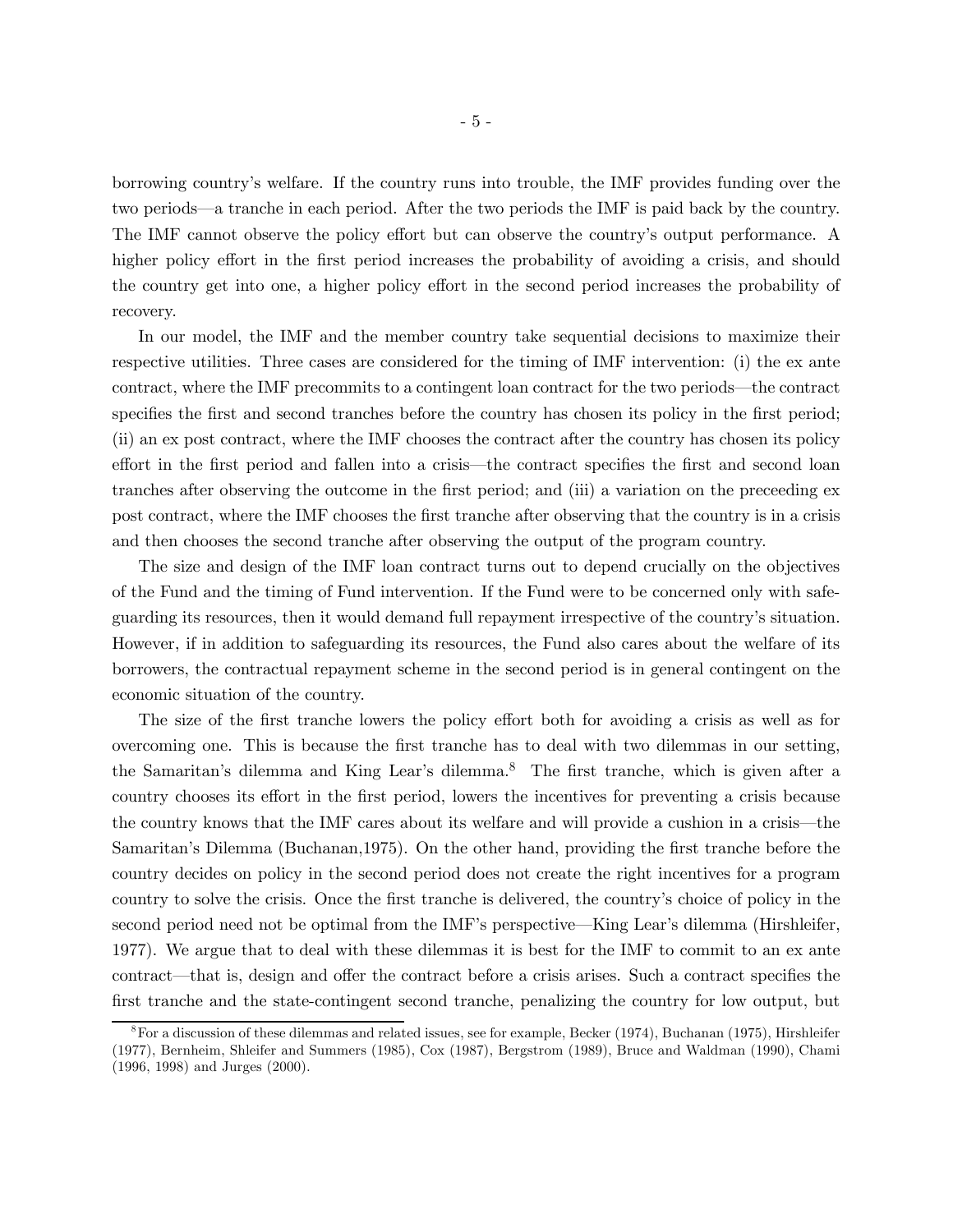borrowing country's welfare. If the country runs into trouble, the IMF provides funding over the two periods—a tranche in each period. After the two periods the IMF is paid back by the country. The IMF cannot observe the policy effort but can observe the country's output performance. A higher policy effort in the first period increases the probability of avoiding a crisis, and should the country get into one, a higher policy effort in the second period increases the probability of recovery.

In our model, the IMF and the member country take sequential decisions to maximize their respective utilities. Three cases are considered for the timing of IMF intervention: (i) the ex ante contract, where the IMF precommits to a contingent loan contract for the two periods—the contract specifies the first and second tranches before the country has chosen its policy in the first period; (ii) an ex post contract, where the IMF chooses the contract after the country has chosen its policy effort in the first period and fallen into a crisis—the contract specifies the first and second loan tranches after observing the outcome in the first period; and (iii) a variation on the preceeding ex post contract, where the IMF chooses the first tranche after observing that the country is in a crisis and then chooses the second tranche after observing the output of the program country.

The size and design of the IMF loan contract turns out to depend crucially on the objectives of the Fund and the timing of Fund intervention. If the Fund were to be concerned only with safeguarding its resources, then it would demand full repayment irrespective of the country's situation. However, if in addition to safeguarding its resources, the Fund also cares about the welfare of its borrowers, the contractual repayment scheme in the second period is in general contingent on the economic situation of the country.

The size of the first tranche lowers the policy effort both for avoiding a crisis as well as for overcoming one. This is because the first tranche has to deal with two dilemmas in our setting, the Samaritan's dilemma and King Lear's dilemma.[8] The first tranche, which is given after a country chooses its effort in the first period, lowers the incentives for preventing a crisis because the country knows that the IMF cares about its welfare and will provide a cushion in a crisis—the Samaritan's Dilemma (Buchanan,1975). On the other hand, providing the first tranche before the country decides on policy in the second period does not create the right incentives for a program country to solve the crisis. Once the first tranche is delivered, the country's choice of policy in the second period need not be optimal from the IMF's perspective—King Lear's dilemma (Hirshleifer, 1977). We argue that to deal with these dilemmas it is best for the IMF to commit to an ex ante contract—that is, design and offer the contract before a crisis arises. Such a contract specifies the first tranche and the state-contingent second tranche, penalizing the country for low output, but

[8] For a discussion of these dilemmas and related issues, see for example, Becker (1974), Buchanan (1975), Hirshleifer (1977), Bernheim, Shleifer and Summers (1985), Cox (1987), Bergstrom (1989), Bruce and Waldman (1990), Chami (1996, 1998) and Jurges (2000).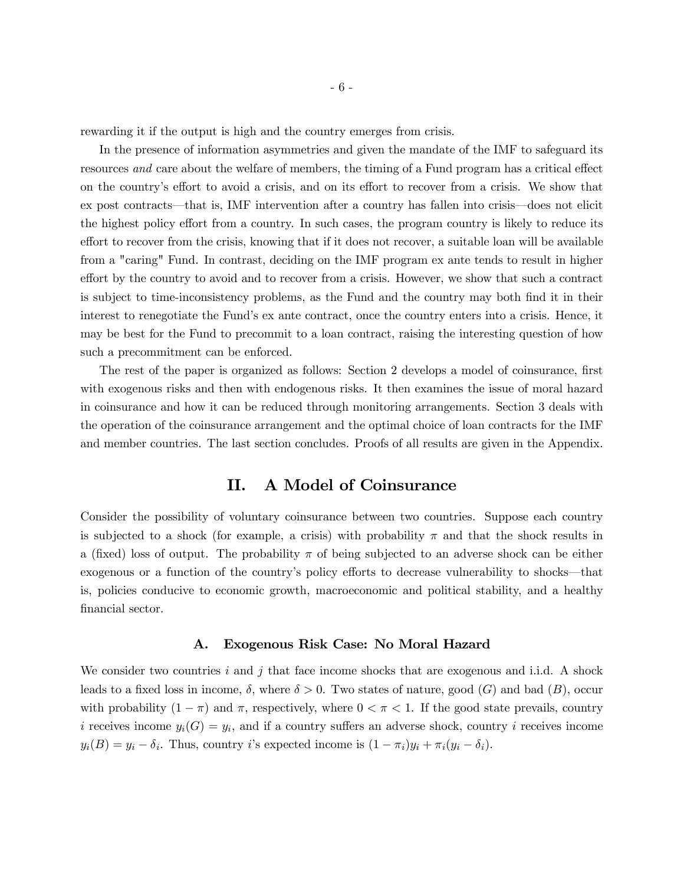rewarding it if the output is high and the country emerges from crisis.

In the presence of information asymmetries and given the mandate of the IMF to safeguard its resources *and* care about the welfare of members, the timing of a Fund program has a critical effect on the country's effort to avoid a crisis, and on its effort to recover from a crisis. We show that ex post contracts—that is, IMF intervention after a country has fallen into crisis—does not elicit the highest policy effort from a country. In such cases, the program country is likely to reduce its effort to recover from the crisis, knowing that if it does not recover, a suitable loan will be available from a "caring" Fund. In contrast, deciding on the IMF program ex ante tends to result in higher effort by the country to avoid and to recover from a crisis. However, we show that such a contract is subject to time-inconsistency problems, as the Fund and the country may both find it in their interest to renegotiate the Fund's ex ante contract, once the country enters into a crisis. Hence, it may be best for the Fund to precommit to a loan contract, raising the interesting question of how such a precommitment can be enforced.

The rest of the paper is organized as follows: Section 2 develops a model of coinsurance, first with exogenous risks and then with endogenous risks. It then examines the issue of moral hazard in coinsurance and how it can be reduced through monitoring arrangements. Section 3 deals with the operation of the coinsurance arrangement and the optimal choice of loan contracts for the IMF and member countries. The last section concludes. Proofs of all results are given in the Appendix.

## II. A Model of Coinsurance

Consider the possibility of voluntary coinsurance between two countries. Suppose each country is subjected to a shock (for example, a crisis) with probability $\pi$ and that the shock results in a (fixed) loss of output. The probability $\pi$ of being subjected to an adverse shock can be either exogenous or a function of the country's policy efforts to decrease vulnerability to shocks—that is, policies conducive to economic growth, macroeconomic and political stability, and a healthy financial sector.

### A. Exogenous Risk Case: No Moral Hazard

We consider two countries $i$ and $j$ that face income shocks that are exogenous and i.i.d. A shock leads to a fixed loss in income, $\delta$, where $\delta > 0$. Two states of nature, good ($G$) and bad ($B$), occur with probability $(1 - \pi)$ and $\pi$, respectively, where $0 < \pi < 1$. If the good state prevails, country $i$ receives income $y_i(G) = y_i$, and if a country suffers an adverse shock, country $i$ receives income $y_i(B) = y_i - \delta_i$. Thus, country $i$'s expected income is $(1 - \pi_i)y_i + \pi_i(y_i - \delta_i)$.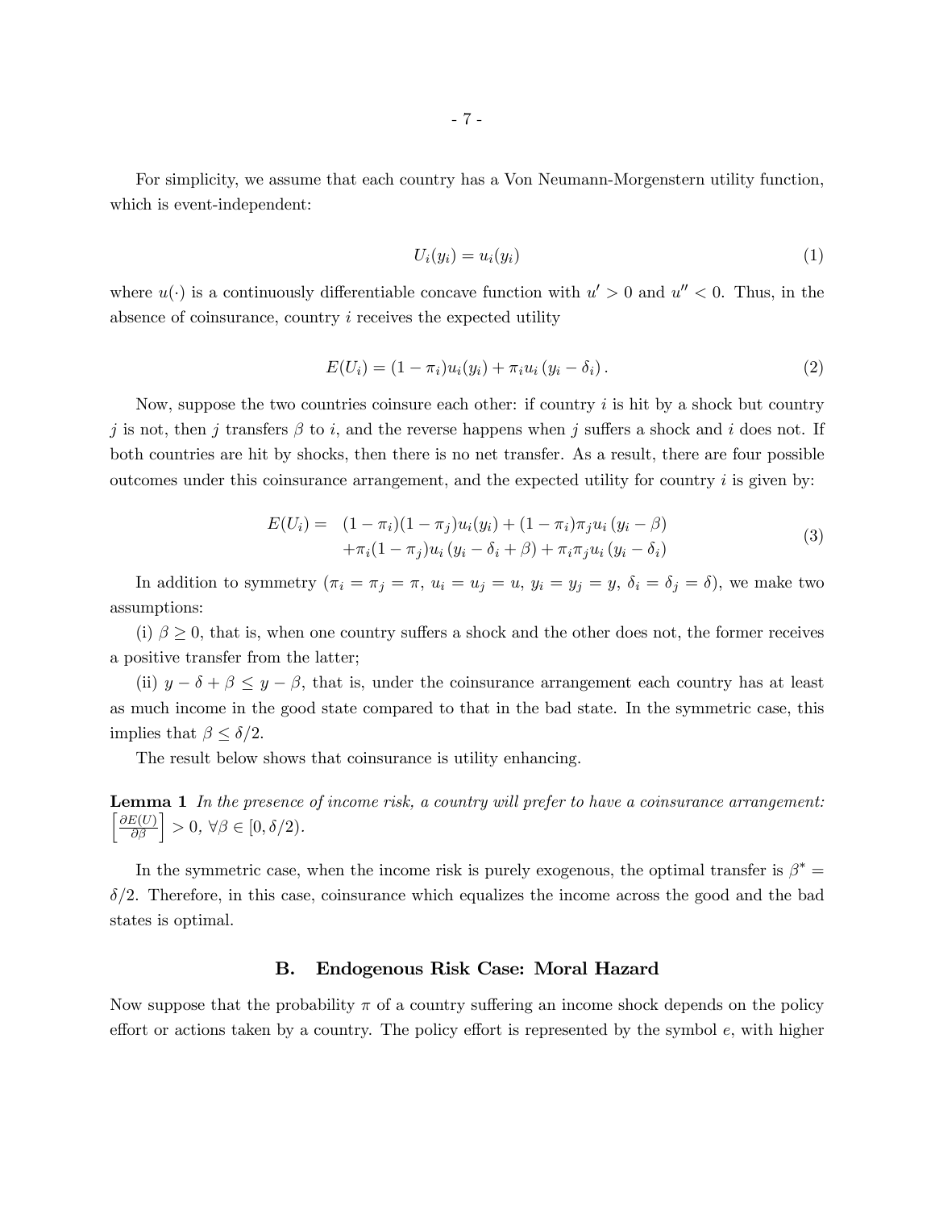For simplicity, we assume that each country has a Von Neumann-Morgenstern utility function, which is event-independent:

$$U_i(y_i) = u_i(y_i) \tag{1}$$

where $u(\cdot)$ is a continuously differentiable concave function with $u' > 0$ and $u'' < 0$. Thus, in the absence of coinsurance, country $i$ receives the expected utility

$$E(U_i) = (1 - \pi_i)u_i(y_i) + \pi_i u_i (y_i - \delta_i). \tag{2}$$

Now, suppose the two countries coinsure each other: if country $i$ is hit by a shock but country $j$ is not, then $j$ transfers $\beta$ to $i$, and the reverse happens when $j$ suffers a shock and $i$ does not. If both countries are hit by shocks, then there is no net transfer. As a result, there are four possible outcomes under this coinsurance arrangement, and the expected utility for country $i$ is given by:

$$\begin{aligned} E(U_i) = \; & (1 - \pi_i)(1 - \pi_j)u_i(y_i) + (1 - \pi_i)\pi_j u_i (y_i - \beta) \\ & + \pi_i(1 - \pi_j)u_i (y_i - \delta_i + \beta) + \pi_i \pi_j u_i (y_i - \delta_i) \end{aligned} \tag{3}$$

In addition to symmetry ($\pi_i = \pi_j = \pi$, $u_i = u_j = u$, $y_i = y_j = y$, $\delta_i = \delta_j = \delta$), we make two assumptions:

(i) $\beta \geq 0$, that is, when one country suffers a shock and the other does not, the former receives a positive transfer from the latter;

(ii) $y - \delta + \beta \leq y - \beta$, that is, under the coinsurance arrangement each country has at least as much income in the good state compared to that in the bad state. In the symmetric case, this implies that $\beta \leq \delta/2$.

The result below shows that coinsurance is utility enhancing.

**Lemma 1** *In the presence of income risk, a country will prefer to have a coinsurance arrangement:* $\left[\frac{\partial E(U)}{\partial \beta}\right] > 0$, $\forall \beta \in [0, \delta/2)$.

In the symmetric case, when the income risk is purely exogenous, the optimal transfer is $\beta^* = \delta/2$. Therefore, in this case, coinsurance which equalizes the income across the good and the bad states is optimal.

## B. Endogenous Risk Case: Moral Hazard

Now suppose that the probability $\pi$ of a country suffering an income shock depends on the policy effort or actions taken by a country. The policy effort is represented by the symbol $e$, with higher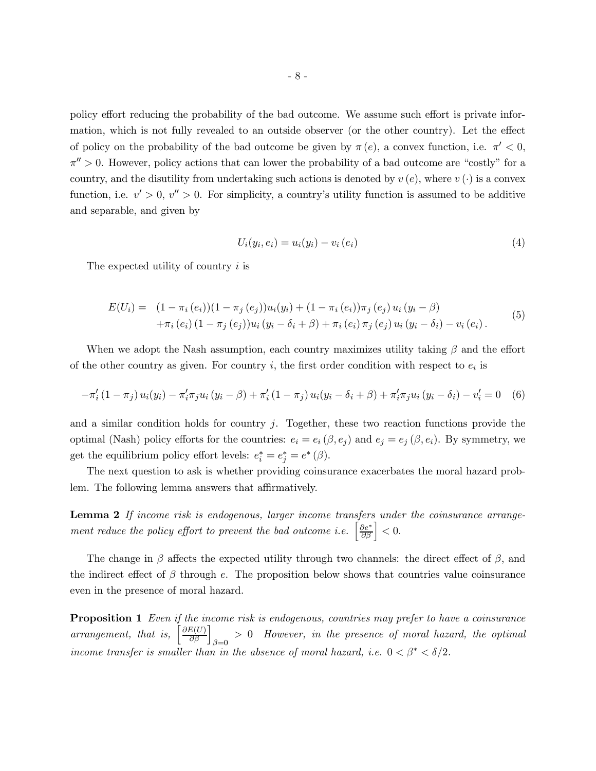policy effort reducing the probability of the bad outcome. We assume such effort is private information, which is not fully revealed to an outside observer (or the other country). Let the effect of policy on the probability of the bad outcome be given by $\pi(e)$, a convex function, i.e. $\pi' < 0$, $\pi'' > 0$. However, policy actions that can lower the probability of a bad outcome are "costly" for a country, and the disutility from undertaking such actions is denoted by $v(e)$, where $v(\cdot)$ is a convex function, i.e. $v' > 0$, $v'' > 0$. For simplicity, a country's utility function is assumed to be additive and separable, and given by

$$U_i(y_i, e_i) = u_i(y_i) - v_i(e_i) \tag{4}$$

The expected utility of country $i$ is

$$\begin{aligned} E(U_i) = \;& (1 - \pi_i(e_i))(1 - \pi_j(e_j))u_i(y_i) + (1 - \pi_i(e_i))\pi_j(e_j)\, u_i(y_i - \beta) \\ & + \pi_i(e_i)(1 - \pi_j(e_j))u_i(y_i - \delta_i + \beta) + \pi_i(e_i)\pi_j(e_j)\, u_i(y_i - \delta_i) - v_i(e_i). \end{aligned} \tag{5}$$

When we adopt the Nash assumption, each country maximizes utility taking $\beta$ and the effort of the other country as given. For country $i$, the first order condition with respect to $e_i$ is

$$-\pi_i'(1 - \pi_j)\, u_i(y_i) - \pi_i'\pi_j u_i(y_i - \beta) + \pi_i'(1 - \pi_j)\, u_i(y_i - \delta_i + \beta) + \pi_i'\pi_j u_i(y_i - \delta_i) - v_i' = 0 \tag{6}$$

and a similar condition holds for country $j$. Together, these two reaction functions provide the optimal (Nash) policy efforts for the countries: $e_i = e_i(\beta, e_j)$ and $e_j = e_j(\beta, e_i)$. By symmetry, we get the equilibrium policy effort levels: $e_i^* = e_j^* = e^*(\beta)$.

The next question to ask is whether providing coinsurance exacerbates the moral hazard problem. The following lemma answers that affirmatively.

**Lemma 2** *If income risk is endogenous, larger income transfers under the coinsurance arrangement reduce the policy effort to prevent the bad outcome i.e.* $\left[\frac{\partial e^*}{\partial \beta}\right] < 0$.

The change in $\beta$ affects the expected utility through two channels: the direct effect of $\beta$, and the indirect effect of $\beta$ through $e$. The proposition below shows that countries value coinsurance even in the presence of moral hazard.

**Proposition 1** *Even if the income risk is endogenous, countries may prefer to have a coinsurance arrangement, that is,* $\left[\frac{\partial E(U)}{\partial \beta}\right]_{\beta=0} > 0$ *However, in the presence of moral hazard, the optimal income transfer is smaller than in the absence of moral hazard, i.e.* $0 < \beta^* < \delta/2$.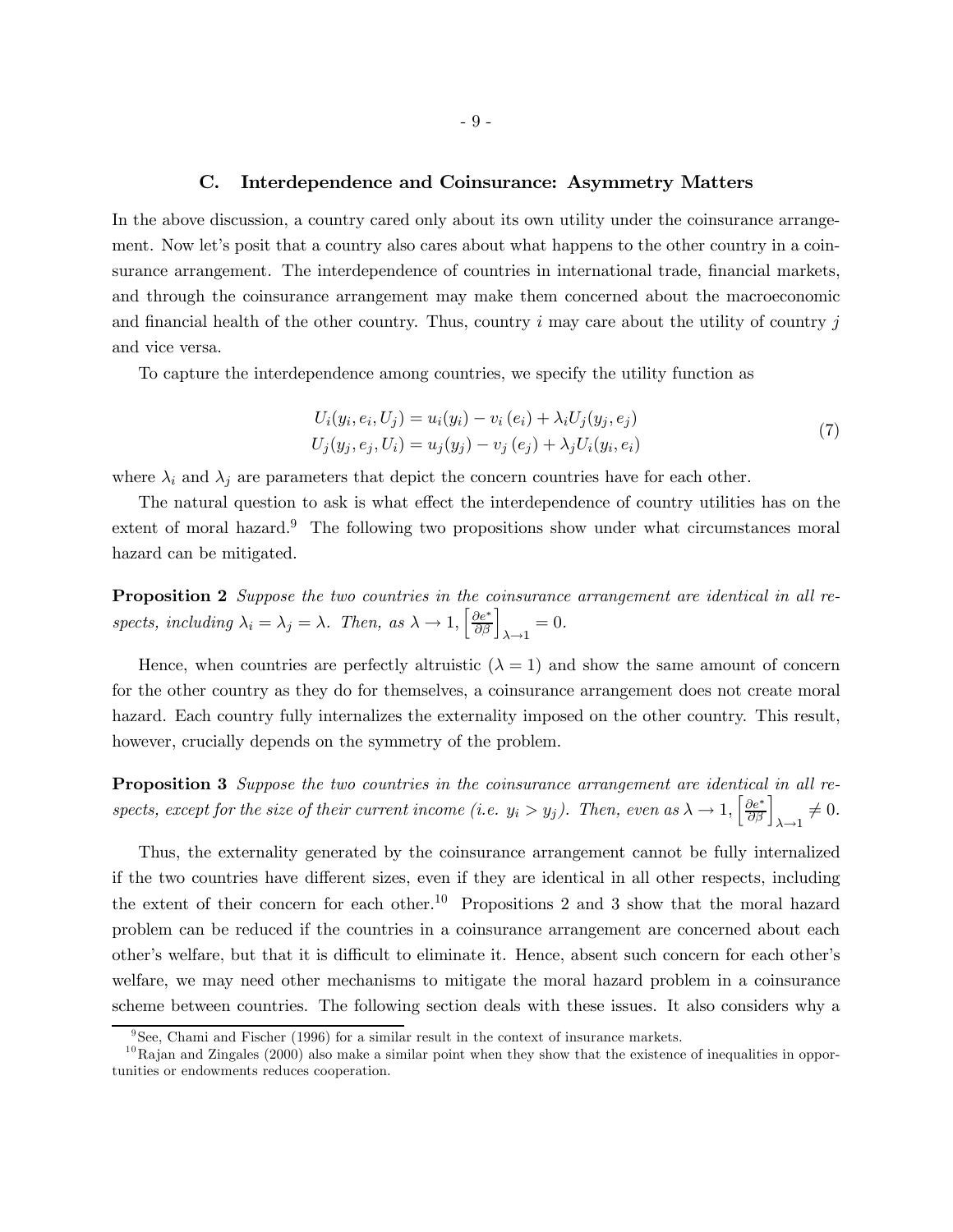### C. Interdependence and Coinsurance: Asymmetry Matters

In the above discussion, a country cared only about its own utility under the coinsurance arrangement. Now let's posit that a country also cares about what happens to the other country in a coinsurance arrangement. The interdependence of countries in international trade, financial markets, and through the coinsurance arrangement may make them concerned about the macroeconomic and financial health of the other country. Thus, country $i$ may care about the utility of country $j$ and vice versa.

To capture the interdependence among countries, we specify the utility function as

$$
\begin{aligned}
U_i(y_i, e_i, U_j) &= u_i(y_i) - v_i(e_i) + \lambda_i U_j(y_j, e_j) \\
U_j(y_j, e_j, U_i) &= u_j(y_j) - v_j(e_j) + \lambda_j U_i(y_i, e_i)
\end{aligned}
\tag{7}
$$

where $\lambda_i$ and $\lambda_j$ are parameters that depict the concern countries have for each other.

The natural question to ask is what effect the interdependence of country utilities has on the extent of moral hazard.[9] The following two propositions show under what circumstances moral hazard can be mitigated.

**Proposition 2** *Suppose the two countries in the coinsurance arrangement are identical in all respects, including $\lambda_i = \lambda_j = \lambda$. Then, as $\lambda \to 1$, $\left[\frac{\partial e^*}{\partial \beta}\right]_{\lambda \to 1} = 0$.*

Hence, when countries are perfectly altruistic ($\lambda = 1$) and show the same amount of concern for the other country as they do for themselves, a coinsurance arrangement does not create moral hazard. Each country fully internalizes the externality imposed on the other country. This result, however, crucially depends on the symmetry of the problem.

**Proposition 3** *Suppose the two countries in the coinsurance arrangement are identical in all respects, except for the size of their current income (i.e. $y_i > y_j$). Then, even as $\lambda \to 1$, $\left[\frac{\partial e^*}{\partial \beta}\right]_{\lambda \to 1} \neq 0$.*

Thus, the externality generated by the coinsurance arrangement cannot be fully internalized if the two countries have different sizes, even if they are identical in all other respects, including the extent of their concern for each other.[10] Propositions 2 and 3 show that the moral hazard problem can be reduced if the countries in a coinsurance arrangement are concerned about each other's welfare, but that it is difficult to eliminate it. Hence, absent such concern for each other's welfare, we may need other mechanisms to mitigate the moral hazard problem in a coinsurance scheme between countries. The following section deals with these issues. It also considers why a

[9] See, Chami and Fischer (1996) for a similar result in the context of insurance markets.

[10] Rajan and Zingales (2000) also make a similar point when they show that the existence of inequalities in opportunities or endowments reduces cooperation.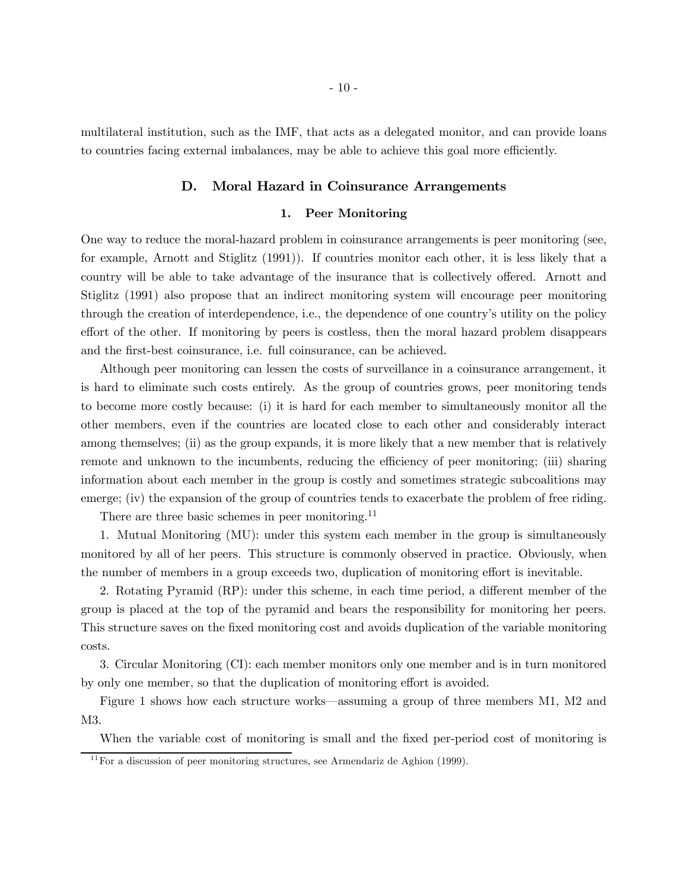multilateral institution, such as the IMF, that acts as a delegated monitor, and can provide loans to countries facing external imbalances, may be able to achieve this goal more efficiently.

## D. Moral Hazard in Coinsurance Arrangements

### 1. Peer Monitoring

One way to reduce the moral-hazard problem in coinsurance arrangements is peer monitoring (see, for example, Arnott and Stiglitz (1991)). If countries monitor each other, it is less likely that a country will be able to take advantage of the insurance that is collectively offered. Arnott and Stiglitz (1991) also propose that an indirect monitoring system will encourage peer monitoring through the creation of interdependence, i.e., the dependence of one country's utility on the policy effort of the other. If monitoring by peers is costless, then the moral hazard problem disappears and the first-best coinsurance, i.e. full coinsurance, can be achieved.

Although peer monitoring can lessen the costs of surveillance in a coinsurance arrangement, it is hard to eliminate such costs entirely. As the group of countries grows, peer monitoring tends to become more costly because: (i) it is hard for each member to simultaneously monitor all the other members, even if the countries are located close to each other and considerably interact among themselves; (ii) as the group expands, it is more likely that a new member that is relatively remote and unknown to the incumbents, reducing the efficiency of peer monitoring; (iii) sharing information about each member in the group is costly and sometimes strategic subcoalitions may emerge; (iv) the expansion of the group of countries tends to exacerbate the problem of free riding.

There are three basic schemes in peer monitoring.[11]

1. Mutual Monitoring (MU): under this system each member in the group is simultaneously monitored by all of her peers. This structure is commonly observed in practice. Obviously, when the number of members in a group exceeds two, duplication of monitoring effort is inevitable.

2. Rotating Pyramid (RP): under this scheme, in each time period, a different member of the group is placed at the top of the pyramid and bears the responsibility for monitoring her peers. This structure saves on the fixed monitoring cost and avoids duplication of the variable monitoring costs.

3. Circular Monitoring (CI): each member monitors only one member and is in turn monitored by only one member, so that the duplication of monitoring effort is avoided.

Figure 1 shows how each structure works—assuming a group of three members M1, M2 and M3.

When the variable cost of monitoring is small and the fixed per-period cost of monitoring is

[11] For a discussion of peer monitoring structures, see Armendariz de Aghion (1999).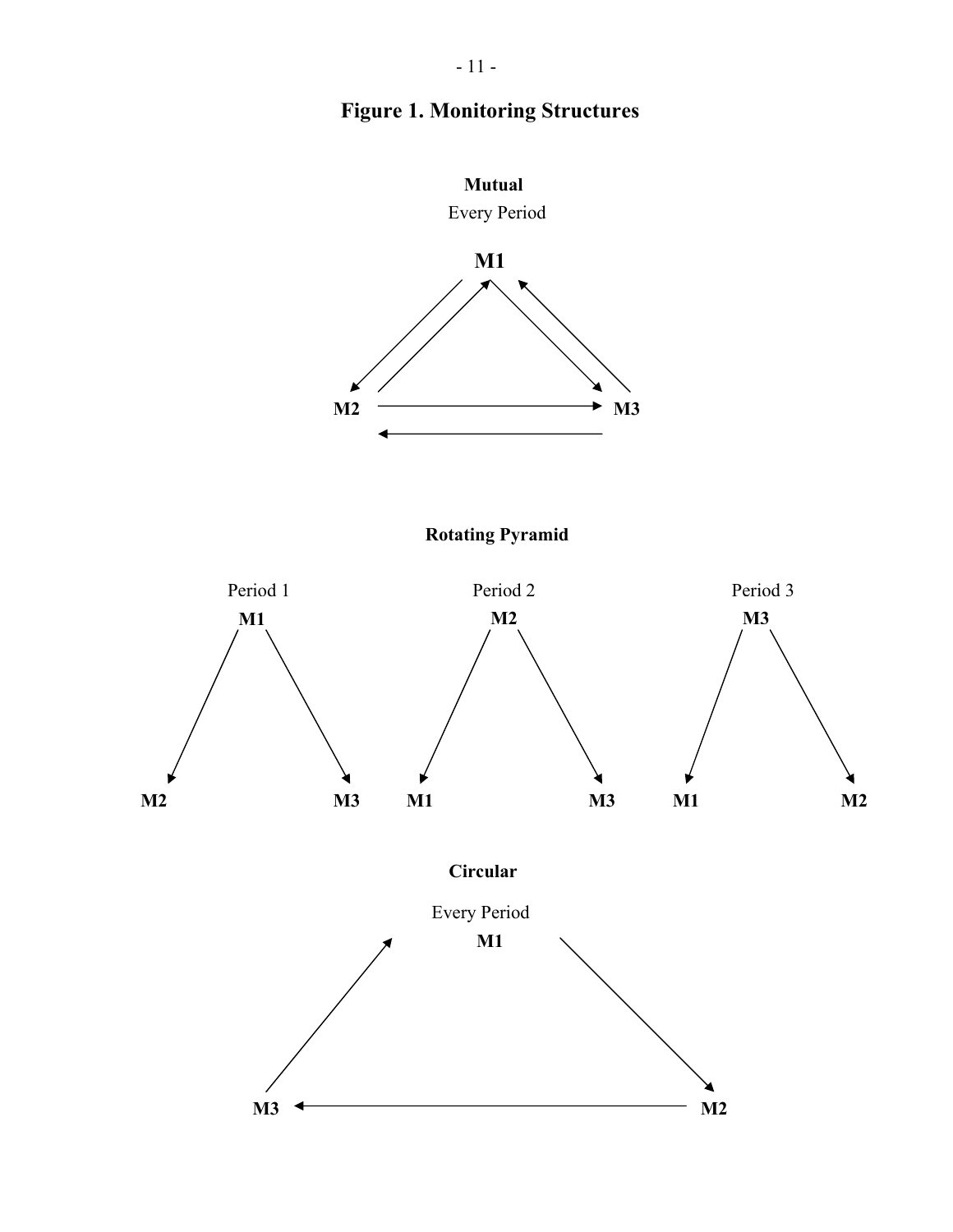# Figure 1. Monitoring Structures

**Mutual**

Every Period

**M1**

**M2** **M3**

**Rotating Pyramid**

Period 1 **M1** **M2** **M3**

Period 2 **M2** **M1** **M3**

Period 3 **M3** **M1** **M2**

**Circular**

Every Period

**M1**

**M3** **M2**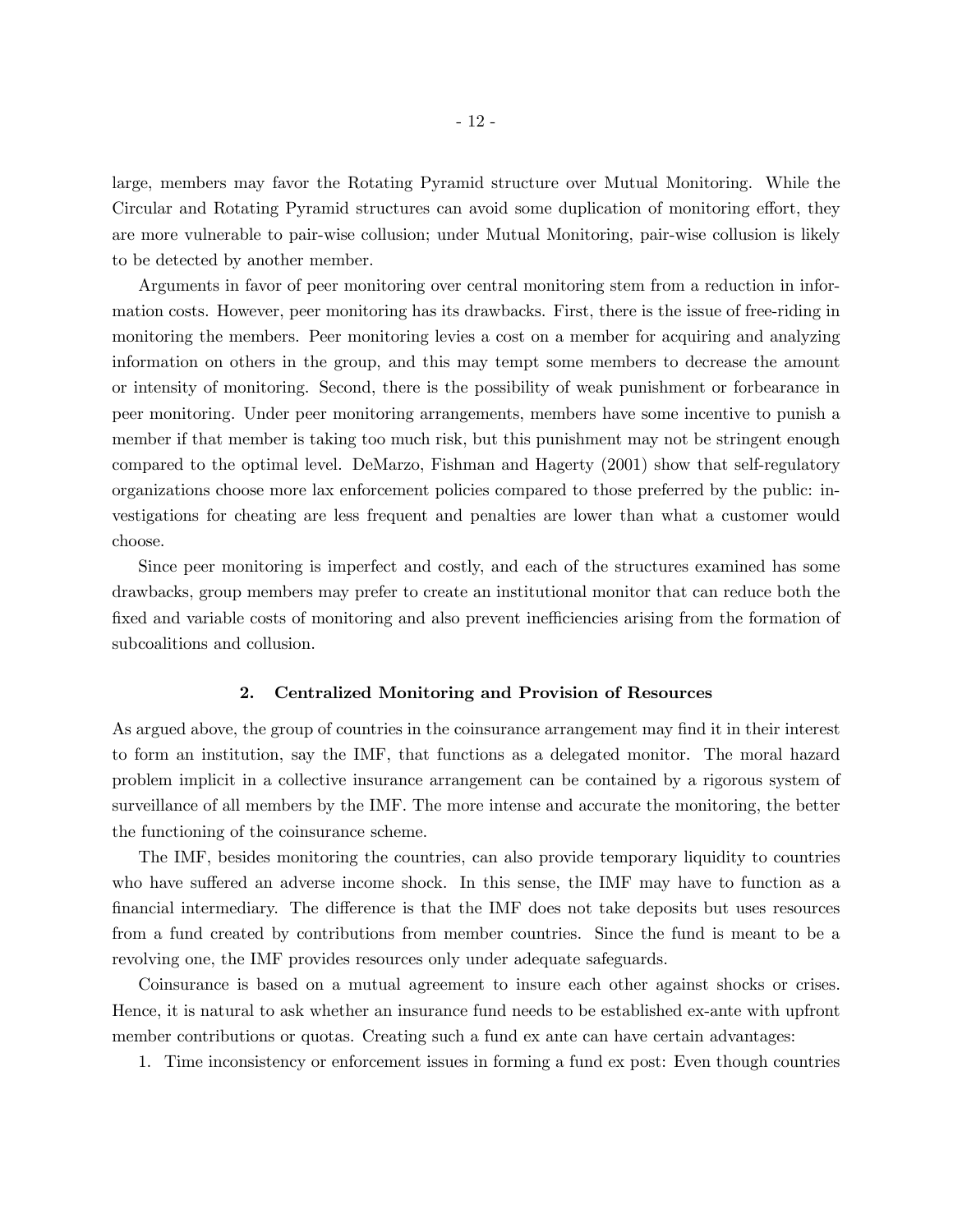large, members may favor the Rotating Pyramid structure over Mutual Monitoring. While the Circular and Rotating Pyramid structures can avoid some duplication of monitoring effort, they are more vulnerable to pair-wise collusion; under Mutual Monitoring, pair-wise collusion is likely to be detected by another member.

Arguments in favor of peer monitoring over central monitoring stem from a reduction in information costs. However, peer monitoring has its drawbacks. First, there is the issue of free-riding in monitoring the members. Peer monitoring levies a cost on a member for acquiring and analyzing information on others in the group, and this may tempt some members to decrease the amount or intensity of monitoring. Second, there is the possibility of weak punishment or forbearance in peer monitoring. Under peer monitoring arrangements, members have some incentive to punish a member if that member is taking too much risk, but this punishment may not be stringent enough compared to the optimal level. DeMarzo, Fishman and Hagerty (2001) show that self-regulatory organizations choose more lax enforcement policies compared to those preferred by the public: investigations for cheating are less frequent and penalties are lower than what a customer would choose.

Since peer monitoring is imperfect and costly, and each of the structures examined has some drawbacks, group members may prefer to create an institutional monitor that can reduce both the fixed and variable costs of monitoring and also prevent inefficiencies arising from the formation of subcoalitions and collusion.

## 2. Centralized Monitoring and Provision of Resources

As argued above, the group of countries in the coinsurance arrangement may find it in their interest to form an institution, say the IMF, that functions as a delegated monitor. The moral hazard problem implicit in a collective insurance arrangement can be contained by a rigorous system of surveillance of all members by the IMF. The more intense and accurate the monitoring, the better the functioning of the coinsurance scheme.

The IMF, besides monitoring the countries, can also provide temporary liquidity to countries who have suffered an adverse income shock. In this sense, the IMF may have to function as a financial intermediary. The difference is that the IMF does not take deposits but uses resources from a fund created by contributions from member countries. Since the fund is meant to be a revolving one, the IMF provides resources only under adequate safeguards.

Coinsurance is based on a mutual agreement to insure each other against shocks or crises. Hence, it is natural to ask whether an insurance fund needs to be established ex-ante with upfront member contributions or quotas. Creating such a fund ex ante can have certain advantages:

1. Time inconsistency or enforcement issues in forming a fund ex post: Even though countries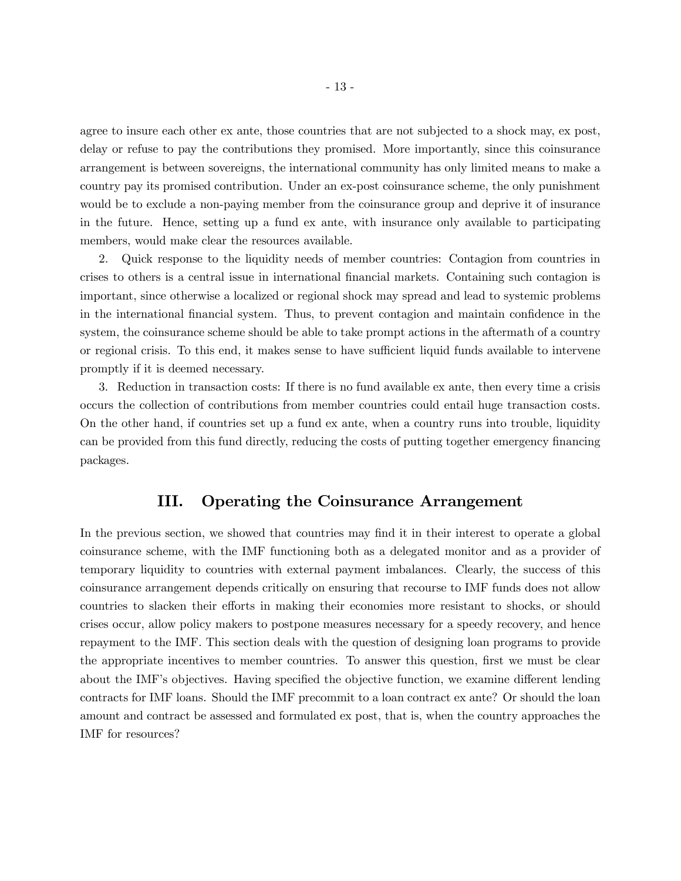agree to insure each other ex ante, those countries that are not subjected to a shock may, ex post, delay or refuse to pay the contributions they promised. More importantly, since this coinsurance arrangement is between sovereigns, the international community has only limited means to make a country pay its promised contribution. Under an ex-post coinsurance scheme, the only punishment would be to exclude a non-paying member from the coinsurance group and deprive it of insurance in the future. Hence, setting up a fund ex ante, with insurance only available to participating members, would make clear the resources available.

2. Quick response to the liquidity needs of member countries: Contagion from countries in crises to others is a central issue in international financial markets. Containing such contagion is important, since otherwise a localized or regional shock may spread and lead to systemic problems in the international financial system. Thus, to prevent contagion and maintain confidence in the system, the coinsurance scheme should be able to take prompt actions in the aftermath of a country or regional crisis. To this end, it makes sense to have sufficient liquid funds available to intervene promptly if it is deemed necessary.

3. Reduction in transaction costs: If there is no fund available ex ante, then every time a crisis occurs the collection of contributions from member countries could entail huge transaction costs. On the other hand, if countries set up a fund ex ante, when a country runs into trouble, liquidity can be provided from this fund directly, reducing the costs of putting together emergency financing packages.

## III. Operating the Coinsurance Arrangement

In the previous section, we showed that countries may find it in their interest to operate a global coinsurance scheme, with the IMF functioning both as a delegated monitor and as a provider of temporary liquidity to countries with external payment imbalances. Clearly, the success of this coinsurance arrangement depends critically on ensuring that recourse to IMF funds does not allow countries to slacken their efforts in making their economies more resistant to shocks, or should crises occur, allow policy makers to postpone measures necessary for a speedy recovery, and hence repayment to the IMF. This section deals with the question of designing loan programs to provide the appropriate incentives to member countries. To answer this question, first we must be clear about the IMF's objectives. Having specified the objective function, we examine different lending contracts for IMF loans. Should the IMF precommit to a loan contract ex ante? Or should the loan amount and contract be assessed and formulated ex post, that is, when the country approaches the IMF for resources?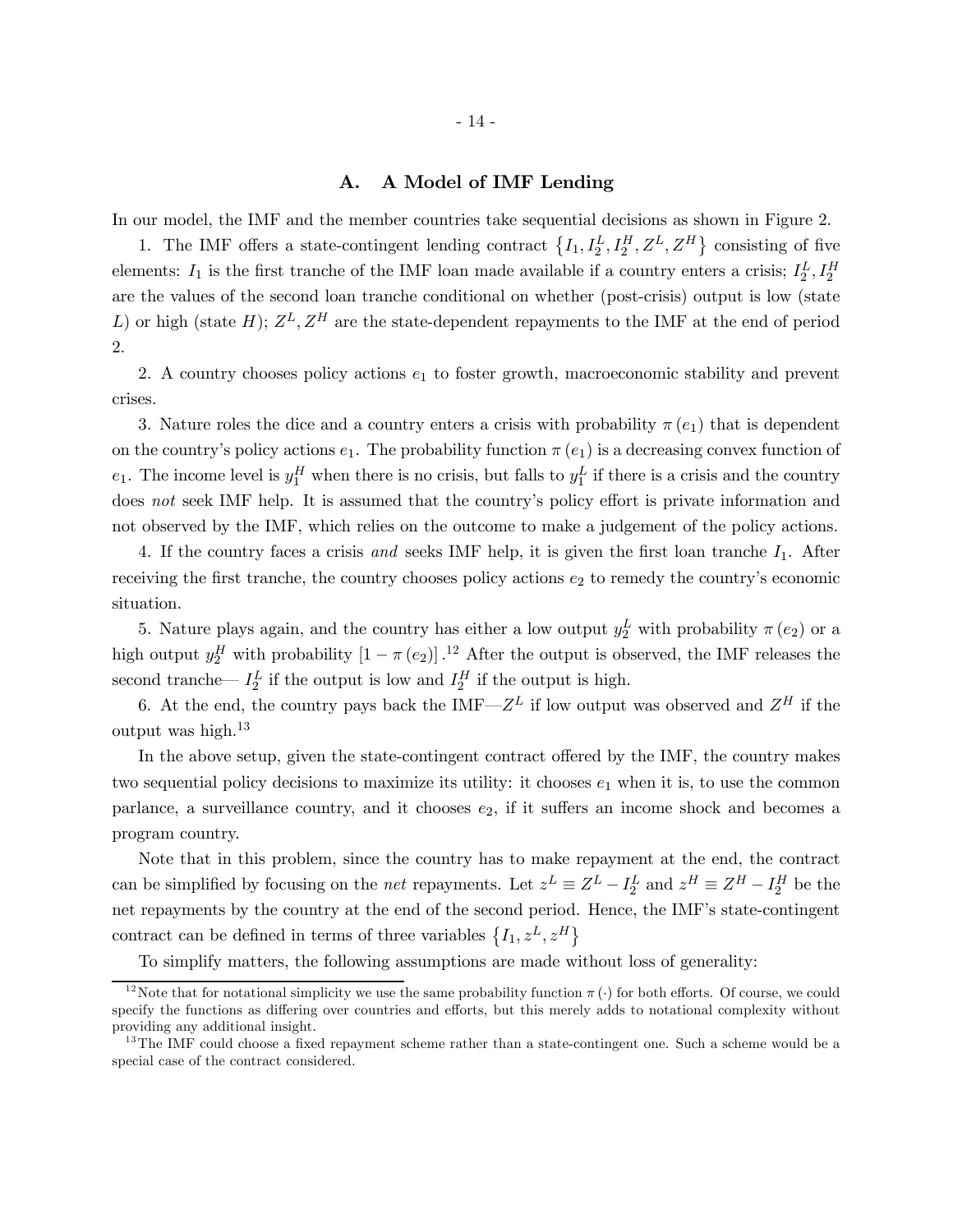## A. A Model of IMF Lending

In our model, the IMF and the member countries take sequential decisions as shown in Figure 2.

1. The IMF offers a state-contingent lending contract $\left\{I_1, I_2^L, I_2^H, Z^L, Z^H\right\}$ consisting of five elements: $I_1$ is the first tranche of the IMF loan made available if a country enters a crisis; $I_2^L, I_2^H$ are the values of the second loan tranche conditional on whether (post-crisis) output is low (state $L$) or high (state $H$); $Z^L, Z^H$ are the state-dependent repayments to the IMF at the end of period 2.

2. A country chooses policy actions $e_1$ to foster growth, macroeconomic stability and prevent crises.

3. Nature roles the dice and a country enters a crisis with probability $\pi(e_1)$ that is dependent on the country's policy actions $e_1$. The probability function $\pi(e_1)$ is a decreasing convex function of $e_1$. The income level is $y_1^H$ when there is no crisis, but falls to $y_1^L$ if there is a crisis and the country does *not* seek IMF help. It is assumed that the country's policy effort is private information and not observed by the IMF, which relies on the outcome to make a judgement of the policy actions.

4. If the country faces a crisis *and* seeks IMF help, it is given the first loan tranche $I_1$. After receiving the first tranche, the country chooses policy actions $e_2$ to remedy the country's economic situation.

5. Nature plays again, and the country has either a low output $y_2^L$ with probability $\pi(e_2)$ or a high output $y_2^H$ with probability $[1 - \pi(e_2)]$.[12] After the output is observed, the IMF releases the second tranche— $I_2^L$ if the output is low and $I_2^H$ if the output is high.

6. At the end, the country pays back the IMF—$Z^L$ if low output was observed and $Z^H$ if the output was high.[13]

In the above setup, given the state-contingent contract offered by the IMF, the country makes two sequential policy decisions to maximize its utility: it chooses $e_1$ when it is, to use the common parlance, a surveillance country, and it chooses $e_2$, if it suffers an income shock and becomes a program country.

Note that in this problem, since the country has to make repayment at the end, the contract can be simplified by focusing on the *net* repayments. Let $z^L \equiv Z^L - I_2^L$ and $z^H \equiv Z^H - I_2^H$ be the net repayments by the country at the end of the second period. Hence, the IMF's state-contingent contract can be defined in terms of three variables $\left\{I_1, z^L, z^H\right\}$

To simplify matters, the following assumptions are made without loss of generality:

[12] Note that for notational simplicity we use the same probability function $\pi(\cdot)$ for both efforts. Of course, we could specify the functions as differing over countries and efforts, but this merely adds to notational complexity without providing any additional insight.

[13] The IMF could choose a fixed repayment scheme rather than a state-contingent one. Such a scheme would be a special case of the contract considered.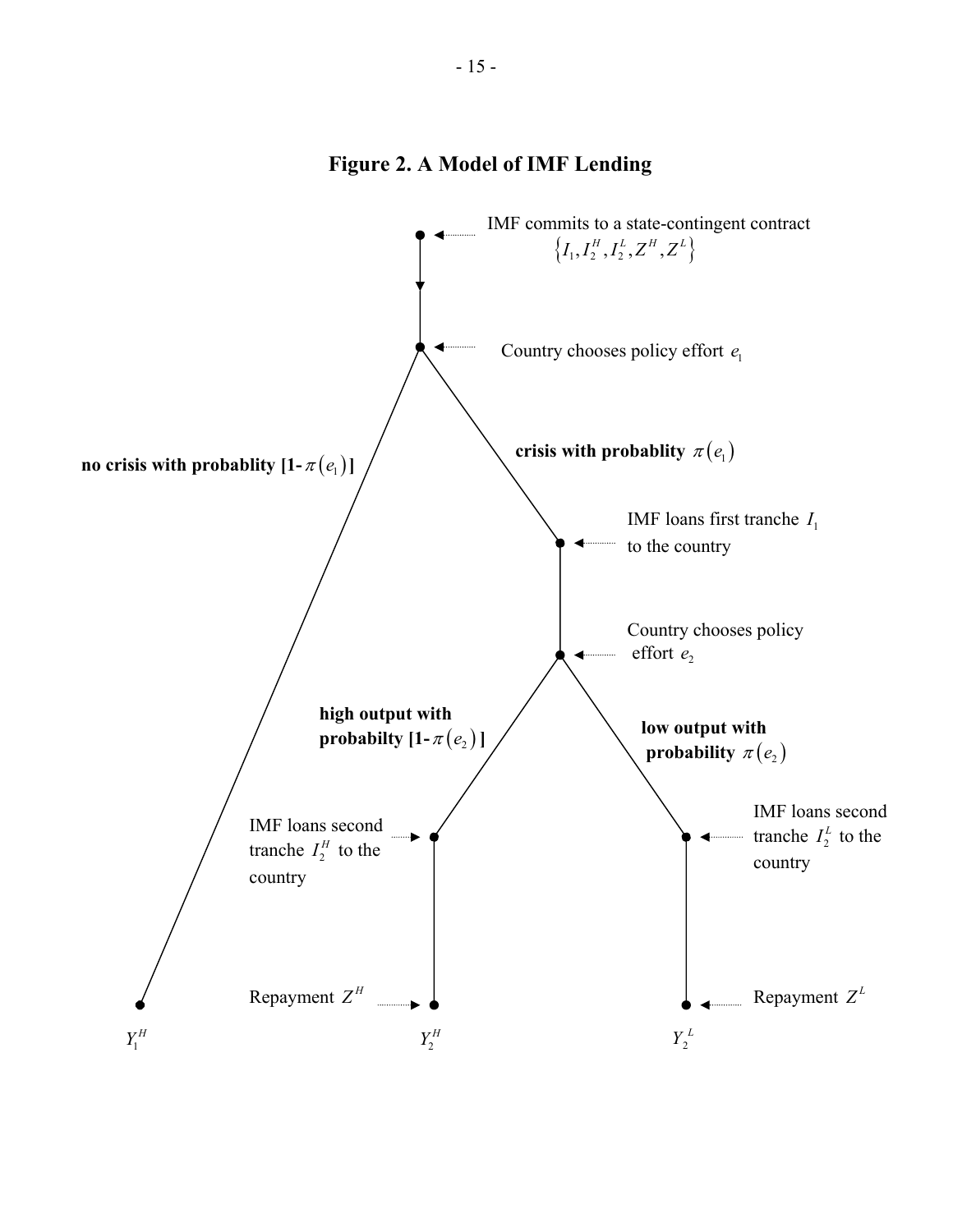# Figure 2. A Model of IMF Lending

IMF commits to a state-contingent contract $\{I_1, I_2^H, I_2^L, Z^H, Z^L\}$

Country chooses policy effort $e_1$

**no crisis with probablity [1-** $\pi(e_1)$ **]**

**crisis with probablity** $\pi(e_1)$

IMF loans first tranche $I_1$ to the country

Country chooses policy effort $e_2$

**high output with probabilty [1-** $\pi(e_2)$ **]**

**low output with probability** $\pi(e_2)$

IMF loans second tranche $I_2^H$ to the country

IMF loans second tranche $I_2^L$ to the country

Repayment $Z^H$

Repayment $Z^L$

$Y_1^H$ $\quad$ $Y_2^H$ $\quad$ $Y_2^L$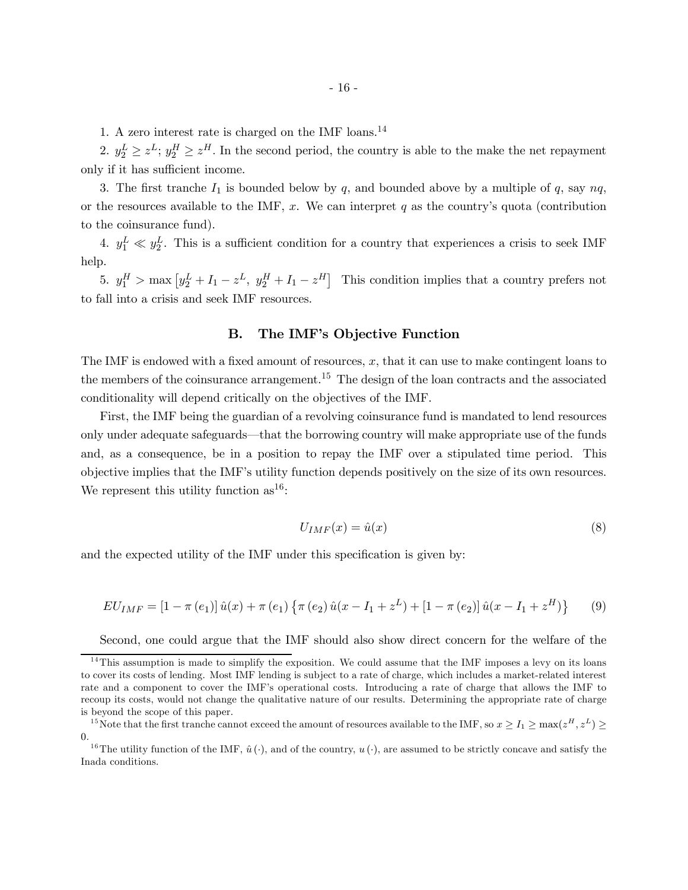1. A zero interest rate is charged on the IMF loans.[14]

2. $y_2^L \geq z^L$; $y_2^H \geq z^H$. In the second period, the country is able to the make the net repayment only if it has sufficient income.

3. The first tranche $I_1$ is bounded below by $q$, and bounded above by a multiple of $q$, say $nq$, or the resources available to the IMF, $x$. We can interpret $q$ as the country's quota (contribution to the coinsurance fund).

4. $y_1^L \ll y_2^L$. This is a sufficient condition for a country that experiences a crisis to seek IMF help.

5. $y_1^H > \max\left[y_2^L + I_1 - z^L,\ y_2^H + I_1 - z^H\right]$ This condition implies that a country prefers not to fall into a crisis and seek IMF resources.

## B. The IMF's Objective Function

The IMF is endowed with a fixed amount of resources, $x$, that it can use to make contingent loans to the members of the coinsurance arrangement.[15] The design of the loan contracts and the associated conditionality will depend critically on the objectives of the IMF.

First, the IMF being the guardian of a revolving coinsurance fund is mandated to lend resources only under adequate safeguards—that the borrowing country will make appropriate use of the funds and, as a consequence, be in a position to repay the IMF over a stipulated time period. This objective implies that the IMF's utility function depends positively on the size of its own resources. We represent this utility function as[16]:

$$U_{IMF}(x) = \hat{u}(x) \tag{8}$$

and the expected utility of the IMF under this specification is given by:

$$EU_{IMF} = \left[1 - \pi\left(e_1\right)\right]\hat{u}(x) + \pi\left(e_1\right)\left\{\pi\left(e_2\right)\hat{u}(x - I_1 + z^L) + \left[1 - \pi\left(e_2\right)\right]\hat{u}(x - I_1 + z^H)\right\} \tag{9}$$

Second, one could argue that the IMF should also show direct concern for the welfare of the

---

[14] This assumption is made to simplify the exposition. We could assume that the IMF imposes a levy on its loans to cover its costs of lending. Most IMF lending is subject to a rate of charge, which includes a market-related interest rate and a component to cover the IMF's operational costs. Introducing a rate of charge that allows the IMF to recoup its costs, would not change the qualitative nature of our results. Determining the appropriate rate of charge is beyond the scope of this paper.

[15] Note that the first tranche cannot exceed the amount of resources available to the IMF, so $x \geq I_1 \geq \max(z^H, z^L) \geq 0$.

[16] The utility function of the IMF, $\hat{u}(\cdot)$, and of the country, $u(\cdot)$, are assumed to be strictly concave and satisfy the Inada conditions.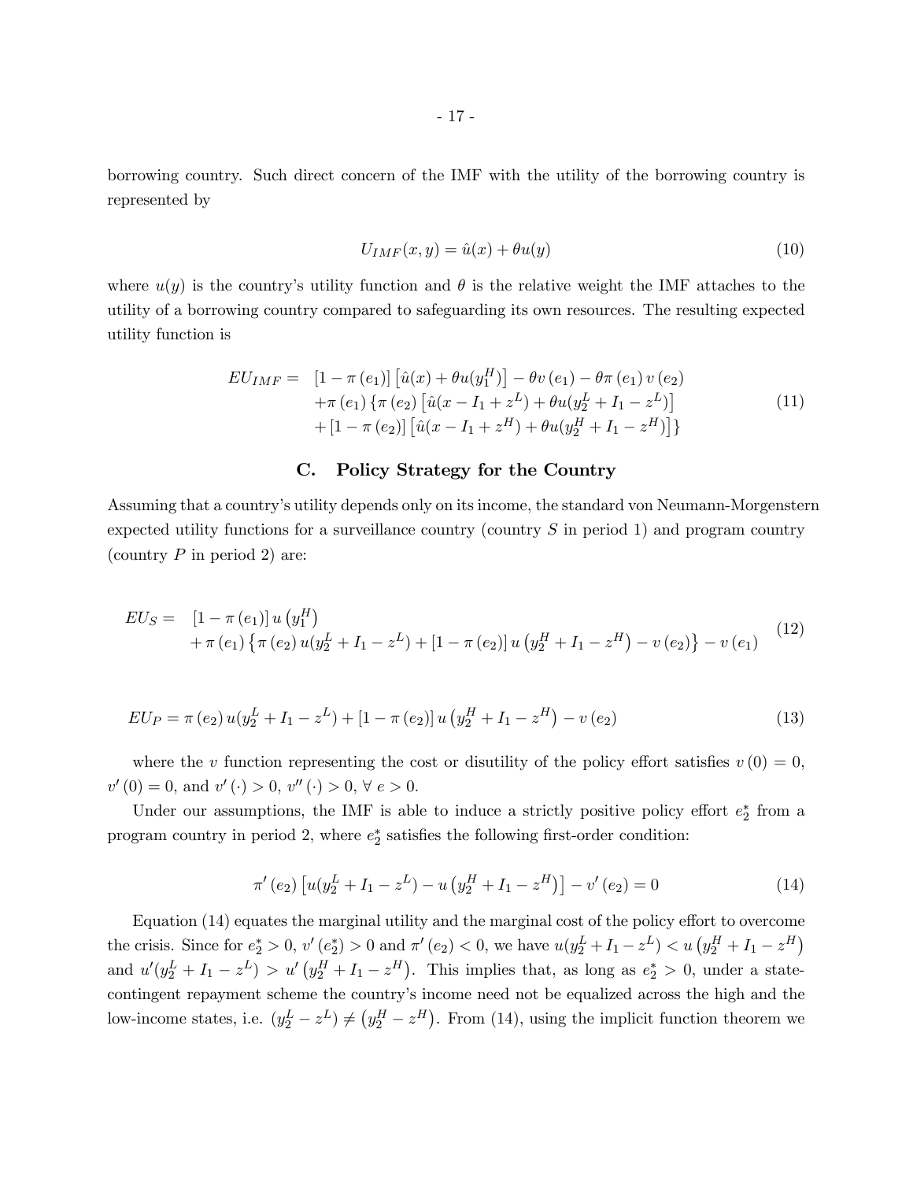borrowing country. Such direct concern of the IMF with the utility of the borrowing country is represented by

$$U_{IMF}(x, y) = \hat{u}(x) + \theta u(y) \tag{10}$$

where $u(y)$ is the country's utility function and $\theta$ is the relative weight the IMF attaches to the utility of a borrowing country compared to safeguarding its own resources. The resulting expected utility function is

$$\begin{aligned} EU_{IMF} = \; & [1 - \pi(e_1)] \left[ \hat{u}(x) + \theta u(y_1^H) \right] - \theta v(e_1) - \theta \pi(e_1) v(e_2) \\ & + \pi(e_1) \left\{ \pi(e_2) \left[ \hat{u}(x - I_1 + z^L) + \theta u(y_2^L + I_1 - z^L) \right] \right. \\ & \left. + [1 - \pi(e_2)] \left[ \hat{u}(x - I_1 + z^H) + \theta u(y_2^H + I_1 - z^H) \right] \right\} \end{aligned} \tag{11}$$

## C. Policy Strategy for the Country

Assuming that a country's utility depends only on its income, the standard von Neumann-Morgenstern expected utility functions for a surveillance country (country $S$ in period 1) and program country (country $P$ in period 2) are:

$$\begin{aligned} EU_S = \; & [1 - \pi(e_1)] \, u\left(y_1^H\right) \\ & + \pi(e_1) \left\{ \pi(e_2) \, u(y_2^L + I_1 - z^L) + [1 - \pi(e_2)] \, u\left(y_2^H + I_1 - z^H\right) - v(e_2) \right\} - v(e_1) \end{aligned} \tag{12}$$

$$EU_P = \pi(e_2) \, u(y_2^L + I_1 - z^L) + [1 - \pi(e_2)] \, u\left(y_2^H + I_1 - z^H\right) - v(e_2) \tag{13}$$

where the $v$ function representing the cost or disutility of the policy effort satisfies $v(0) = 0$, $v'(0) = 0$, and $v'(\cdot) > 0$, $v''(\cdot) > 0$, $\forall \, e > 0$.

Under our assumptions, the IMF is able to induce a strictly positive policy effort $e_2^*$ from a program country in period 2, where $e_2^*$ satisfies the following first-order condition:

$$\pi'(e_2) \left[ u(y_2^L + I_1 - z^L) - u\left(y_2^H + I_1 - z^H\right) \right] - v'(e_2) = 0 \tag{14}$$

Equation (14) equates the marginal utility and the marginal cost of the policy effort to overcome the crisis. Since for $e_2^* > 0$, $v'(e_2^*) > 0$ and $\pi'(e_2) < 0$, we have $u(y_2^L + I_1 - z^L) < u\left(y_2^H + I_1 - z^H\right)$ and $u'(y_2^L + I_1 - z^L) > u'\left(y_2^H + I_1 - z^H\right)$. This implies that, as long as $e_2^* > 0$, under a state-contingent repayment scheme the country's income need not be equalized across the high and the low-income states, i.e. $(y_2^L - z^L) \neq \left(y_2^H - z^H\right)$. From (14), using the implicit function theorem we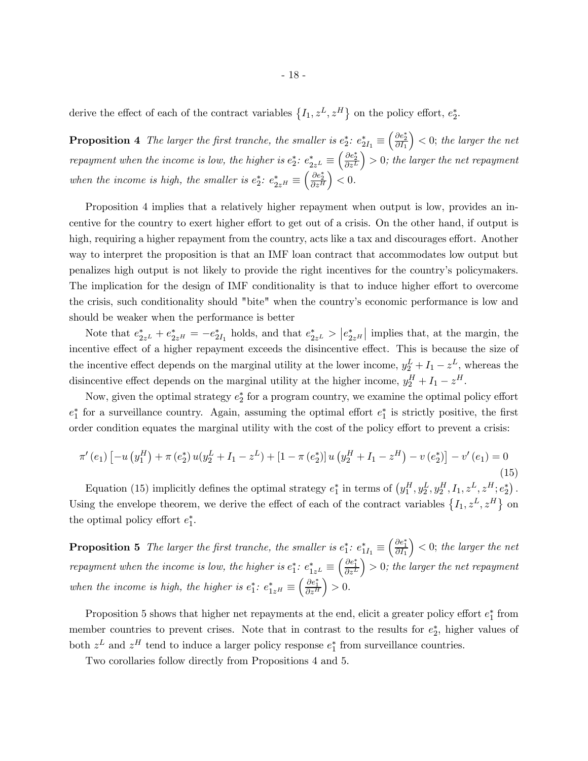derive the effect of each of the contract variables $\left\{I_1, z^L, z^H\right\}$ on the policy effort, $e_2^*$.

**Proposition 4** *The larger the first tranche, the smaller is $e_2^*$: $e_{2I_1}^* \equiv \left(\frac{\partial e_2^*}{\partial I_1}\right) < 0$; the larger the net repayment when the income is low, the higher is $e_2^*$: $e_{2z^L}^* \equiv \left(\frac{\partial e_2^*}{\partial z^L}\right) > 0$; the larger the net repayment when the income is high, the smaller is $e_2^*$: $e_{2z^H}^* \equiv \left(\frac{\partial e_2^*}{\partial z^H}\right) < 0$.*

Proposition 4 implies that a relatively higher repayment when output is low, provides an incentive for the country to exert higher effort to get out of a crisis. On the other hand, if output is high, requiring a higher repayment from the country, acts like a tax and discourages effort. Another way to interpret the proposition is that an IMF loan contract that accommodates low output but penalizes high output is not likely to provide the right incentives for the country's policymakers. The implication for the design of IMF conditionality is that to induce higher effort to overcome the crisis, such conditionality should "bite" when the country's economic performance is low and should be weaker when the performance is better

Note that $e_{2z^L}^* + e_{2z^H}^* = -e_{2I_1}^*$ holds, and that $e_{2z^L}^* > \left|e_{2z^H}^*\right|$ implies that, at the margin, the incentive effect of a higher repayment exceeds the disincentive effect. This is because the size of the incentive effect depends on the marginal utility at the lower income, $y_2^L + I_1 - z^L$, whereas the disincentive effect depends on the marginal utility at the higher income, $y_2^H + I_1 - z^H$.

Now, given the optimal strategy $e_2^*$ for a program country, we examine the optimal policy effort $e_1^*$ for a surveillance country. Again, assuming the optimal effort $e_1^*$ is strictly positive, the first order condition equates the marginal utility with the cost of the policy effort to prevent a crisis:

$$\pi'\left(e_1\right)\left[-u\left(y_1^H\right) + \pi\left(e_2^*\right)u(y_2^L + I_1 - z^L) + \left[1 - \pi\left(e_2^*\right)\right]u\left(y_2^H + I_1 - z^H\right) - v\left(e_2^*\right)\right] - v'\left(e_1\right) = 0 \tag{15}$$

Equation (15) implicitly defines the optimal strategy $e_1^*$ in terms of $\left(y_1^H, y_2^L, y_2^H, I_1, z^L, z^H; e_2^*\right)$. Using the envelope theorem, we derive the effect of each of the contract variables $\left\{I_1, z^L, z^H\right\}$ on the optimal policy effort $e_1^*$.

**Proposition 5** *The larger the first tranche, the smaller is $e_1^*$: $e_{1I_1}^* \equiv \left(\frac{\partial e_1^*}{\partial I_1}\right) < 0$; the larger the net repayment when the income is low, the higher is $e_1^*$: $e_{1z^L}^* \equiv \left(\frac{\partial e_1^*}{\partial z^L}\right) > 0$; the larger the net repayment when the income is high, the higher is $e_1^*$: $e_{1z^H}^* \equiv \left(\frac{\partial e_1^*}{\partial z^H}\right) > 0$.*

Proposition 5 shows that higher net repayments at the end, elicit a greater policy effort $e_1^*$ from member countries to prevent crises. Note that in contrast to the results for $e_2^*$, higher values of both $z^L$ and $z^H$ tend to induce a larger policy response $e_1^*$ from surveillance countries.

Two corollaries follow directly from Propositions 4 and 5.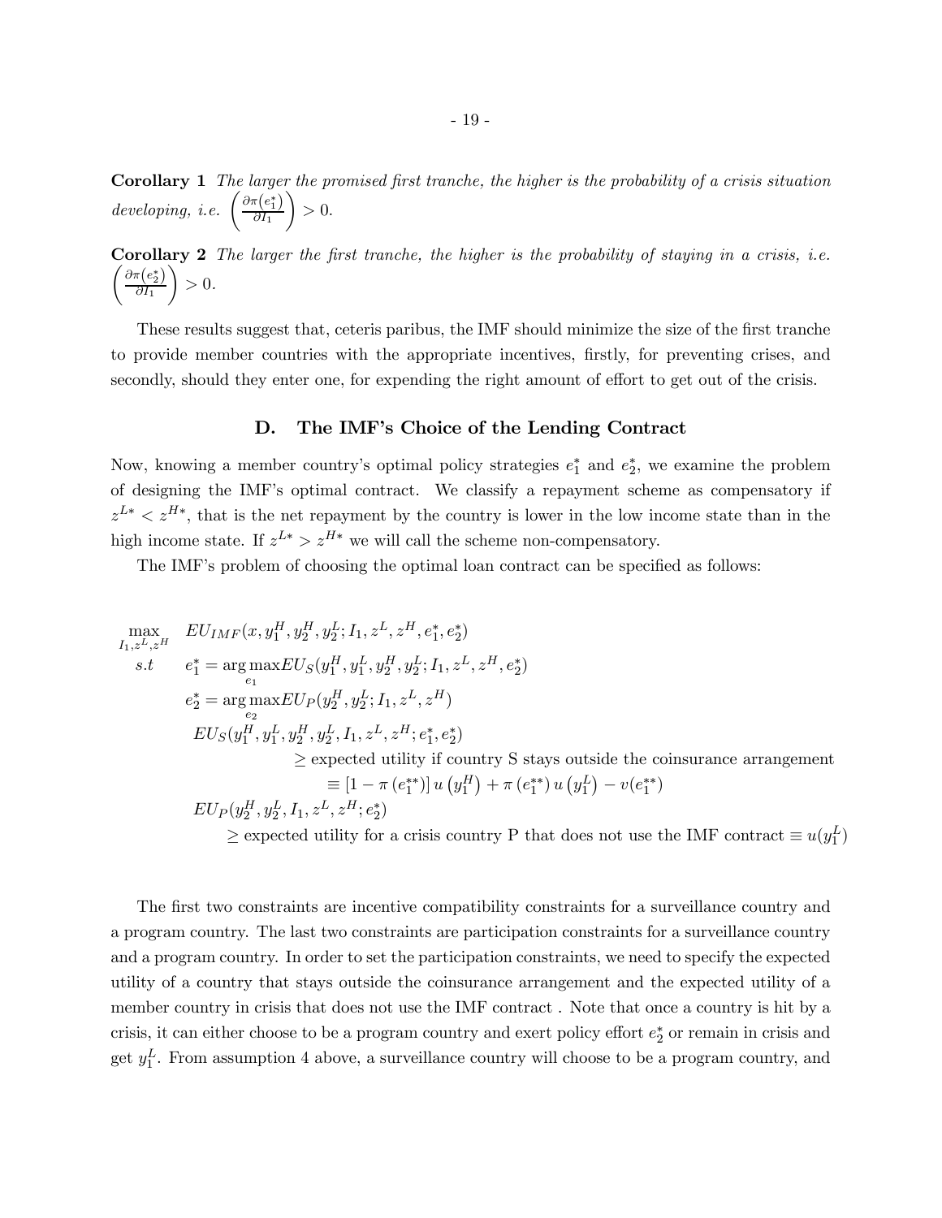**Corollary 1** *The larger the promised first tranche, the higher is the probability of a crisis situation developing, i.e.* $\left(\frac{\partial \pi(e_1^*)}{\partial I_1}\right) > 0$.

**Corollary 2** *The larger the first tranche, the higher is the probability of staying in a crisis, i.e.* $\left(\frac{\partial \pi(e_2^*)}{\partial I_1}\right) > 0$.

These results suggest that, ceteris paribus, the IMF should minimize the size of the first tranche to provide member countries with the appropriate incentives, firstly, for preventing crises, and secondly, should they enter one, for expending the right amount of effort to get out of the crisis.

### D. The IMF's Choice of the Lending Contract

Now, knowing a member country's optimal policy strategies $e_1^*$ and $e_2^*$, we examine the problem of designing the IMF's optimal contract. We classify a repayment scheme as compensatory if $z^{L*} < z^{H*}$, that is the net repayment by the country is lower in the low income state than in the high income state. If $z^{L*} > z^{H*}$ we will call the scheme non-compensatory.

The IMF's problem of choosing the optimal loan contract can be specified as follows:

$$
\begin{aligned}
\max_{I_1, z^L, z^H} \quad & EU_{IMF}(x, y_1^H, y_2^H, y_2^L; I_1, z^L, z^H, e_1^*, e_2^*) \\
s.t \quad & e_1^* = \arg\max_{e_1} EU_S(y_1^H, y_1^L, y_2^H, y_2^L; I_1, z^L, z^H, e_2^*) \\
& e_2^* = \arg\max_{e_2} EU_P(y_2^H, y_2^L; I_1, z^L, z^H) \\
& EU_S(y_1^H, y_1^L, y_2^H, y_2^L, I_1, z^L, z^H; e_1^*, e_2^*) \\
& \qquad \geq \text{expected utility if country S stays outside the coinsurance arrangement} \\
& \qquad \qquad \equiv [1 - \pi(e_1^{**})]\, u(y_1^H) + \pi(e_1^{**})\, u(y_1^L) - v(e_1^{**}) \\
& EU_P(y_2^H, y_2^L, I_1, z^L, z^H; e_2^*) \\
& \qquad \geq \text{expected utility for a crisis country P that does not use the IMF contract} \equiv u(y_1^L)
\end{aligned}
$$

The first two constraints are incentive compatibility constraints for a surveillance country and a program country. The last two constraints are participation constraints for a surveillance country and a program country. In order to set the participation constraints, we need to specify the expected utility of a country that stays outside the coinsurance arrangement and the expected utility of a member country in crisis that does not use the IMF contract . Note that once a country is hit by a crisis, it can either choose to be a program country and exert policy effort $e_2^*$ or remain in crisis and get $y_1^L$. From assumption 4 above, a surveillance country will choose to be a program country, and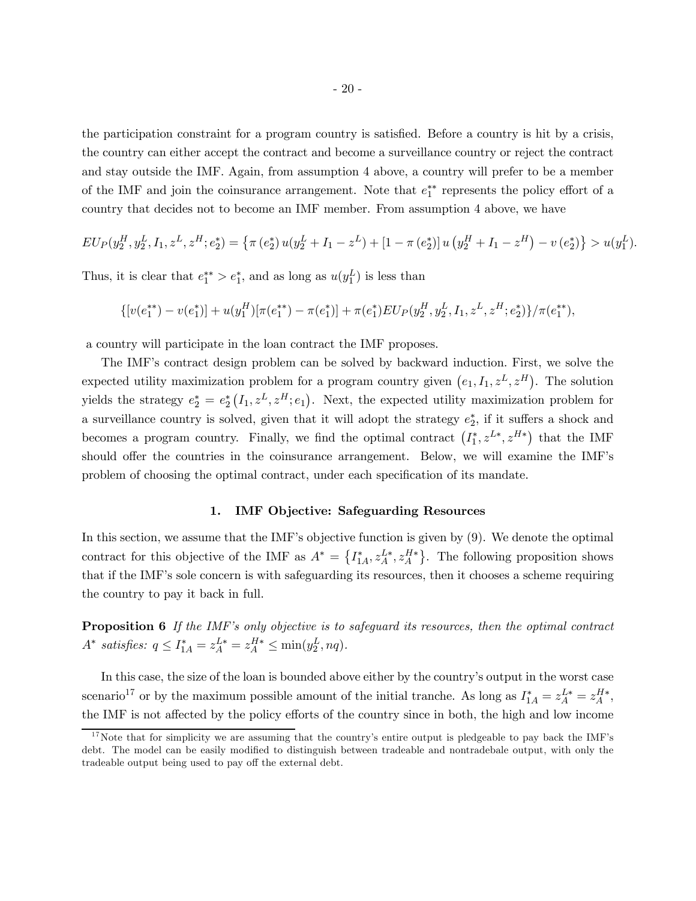the participation constraint for a program country is satisfied. Before a country is hit by a crisis, the country can either accept the contract and become a surveillance country or reject the contract and stay outside the IMF. Again, from assumption 4 above, a country will prefer to be a member of the IMF and join the coinsurance arrangement. Note that $e_1^{**}$ represents the policy effort of a country that decides not to become an IMF member. From assumption 4 above, we have

$$EU_P(y_2^H, y_2^L, I_1, z^L, z^H; e_2^*) = \left\{\pi\left(e_2^*\right) u(y_2^L + I_1 - z^L) + \left[1 - \pi\left(e_2^*\right)\right] u\left(y_2^H + I_1 - z^H\right) - v\left(e_2^*\right)\right\} > u(y_1^L).$$

Thus, it is clear that $e_1^{**} > e_1^*$, and as long as $u(y_1^L)$ is less than

$$\{[v(e_1^{**}) - v(e_1^*)] + u(y_1^H)[\pi(e_1^{**}) - \pi(e_1^*)] + \pi(e_1^*)EU_P(y_2^H, y_2^L, I_1, z^L, z^H; e_2^*)\}/\pi(e_1^{**}),$$

a country will participate in the loan contract the IMF proposes.

The IMF's contract design problem can be solved by backward induction. First, we solve the expected utility maximization problem for a program country given $\left(e_1, I_1, z^L, z^H\right)$. The solution yields the strategy $e_2^* = e_2^*\left(I_1, z^L, z^H; e_1\right)$. Next, the expected utility maximization problem for a surveillance country is solved, given that it will adopt the strategy $e_2^*$, if it suffers a shock and becomes a program country. Finally, we find the optimal contract $\left(I_1^*, z^{L*}, z^{H*}\right)$ that the IMF should offer the countries in the coinsurance arrangement. Below, we will examine the IMF's problem of choosing the optimal contract, under each specification of its mandate.

### 1. IMF Objective: Safeguarding Resources

In this section, we assume that the IMF's objective function is given by (9). We denote the optimal contract for this objective of the IMF as $A^* = \left\{I_{1A}^*, z_A^{L*}, z_A^{H*}\right\}$. The following proposition shows that if the IMF's sole concern is with safeguarding its resources, then it chooses a scheme requiring the country to pay it back in full.

**Proposition 6** *If the IMF's only objective is to safeguard its resources, then the optimal contract* $A^*$ *satisfies:* $q \leq I_{1A}^* = z_A^{L*} = z_A^{H*} \leq \min(y_2^L, nq)$.

In this case, the size of the loan is bounded above either by the country's output in the worst case scenario[17] or by the maximum possible amount of the initial tranche. As long as $I_{1A}^* = z_A^{L*} = z_A^{H*}$, the IMF is not affected by the policy efforts of the country since in both, the high and low income

[17] Note that for simplicity we are assuming that the country's entire output is pledgeable to pay back the IMF's debt. The model can be easily modified to distinguish between tradeable and nontradebale output, with only the tradeable output being used to pay off the external debt.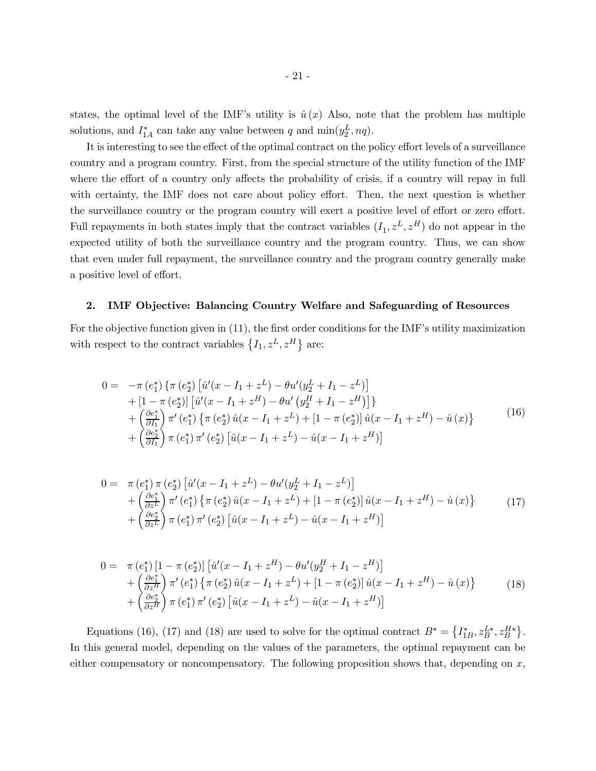states, the optimal level of the IMF's utility is $\hat{u}(x)$ Also, note that the problem has multiple solutions, and $I_{1A}^*$ can take any value between $q$ and $\min(y_2^L, nq)$.

It is interesting to see the effect of the optimal contract on the policy effort levels of a surveillance country and a program country. First, from the special structure of the utility function of the IMF where the effort of a country only affects the probability of crisis, if a country will repay in full with certainty, the IMF does not care about policy effort. Then, the next question is whether the surveillance country or the program country will exert a positive level of effort or zero effort. Full repayments in both states imply that the contract variables $(I_1, z^L, z^H)$ do not appear in the expected utility of both the surveillance country and the program country. Thus, we can show that even under full repayment, the surveillance country and the program country generally make a positive level of effort.

## 2. IMF Objective: Balancing Country Welfare and Safeguarding of Resources

For the objective function given in (11), the first order conditions for the IMF's utility maximization with respect to the contract variables $\{I_1, z^L, z^H\}$ are:

$$
\begin{aligned}
0 = \; & -\pi(e_1^*)\left\{\pi(e_2^*)\left[\hat{u}'(x - I_1 + z^L) - \theta u'(y_2^L + I_1 - z^L)\right]\right. \\
& \left. + \left[1 - \pi(e_2^*)\right]\left[\hat{u}'(x - I_1 + z^H) - \theta u'\left(y_2^H + I_1 - z^H\right)\right]\right\} \\
& + \left(\frac{\partial e_1^*}{\partial I_1}\right)\pi'(e_1^*)\left\{\pi(e_2^*)\hat{u}(x - I_1 + z^L) + \left[1 - \pi(e_2^*)\right]\hat{u}(x - I_1 + z^H) - \hat{u}(x)\right\} \\
& + \left(\frac{\partial e_2^*}{\partial I_1}\right)\pi(e_1^*)\pi'(e_2^*)\left[\hat{u}(x - I_1 + z^L) - \hat{u}(x - I_1 + z^H)\right]
\end{aligned} \tag{16}
$$

$$
\begin{aligned}
0 = \; & \pi(e_1^*)\pi(e_2^*)\left[\hat{u}'(x - I_1 + z^L) - \theta u'(y_2^L + I_1 - z^L)\right] \\
& + \left(\frac{\partial e_1^*}{\partial z^L}\right)\pi'(e_1^*)\left\{\pi(e_2^*)\hat{u}(x - I_1 + z^L) + \left[1 - \pi(e_2^*)\right]\hat{u}(x - I_1 + z^H) - \hat{u}(x)\right\} \\
& + \left(\frac{\partial e_2^*}{\partial z^L}\right)\pi(e_1^*)\pi'(e_2^*)\left[\hat{u}(x - I_1 + z^L) - \hat{u}(x - I_1 + z^H)\right]
\end{aligned} \tag{17}
$$

$$
\begin{aligned}
0 = \; & \pi(e_1^*)\left[1 - \pi(e_2^*)\right]\left[\hat{u}'(x - I_1 + z^H) - \theta u'(y_2^H + I_1 - z^H)\right] \\
& + \left(\frac{\partial e_1^*}{\partial z^H}\right)\pi'(e_1^*)\left\{\pi(e_2^*)\hat{u}(x - I_1 + z^L) + \left[1 - \pi(e_2^*)\right]\hat{u}(x - I_1 + z^H) - \hat{u}(x)\right\} \\
& + \left(\frac{\partial e_2^*}{\partial z^H}\right)\pi(e_1^*)\pi'(e_2^*)\left[\hat{u}(x - I_1 + z^L) - \hat{u}(x - I_1 + z^H)\right]
\end{aligned} \tag{18}
$$

Equations (16), (17) and (18) are used to solve for the optimal contract $B^* = \left\{I_{1B}^*, z_B^{L*}, z_B^{H*}\right\}$. In this general model, depending on the values of the parameters, the optimal repayment can be either compensatory or noncompensatory. The following proposition shows that, depending on $x$,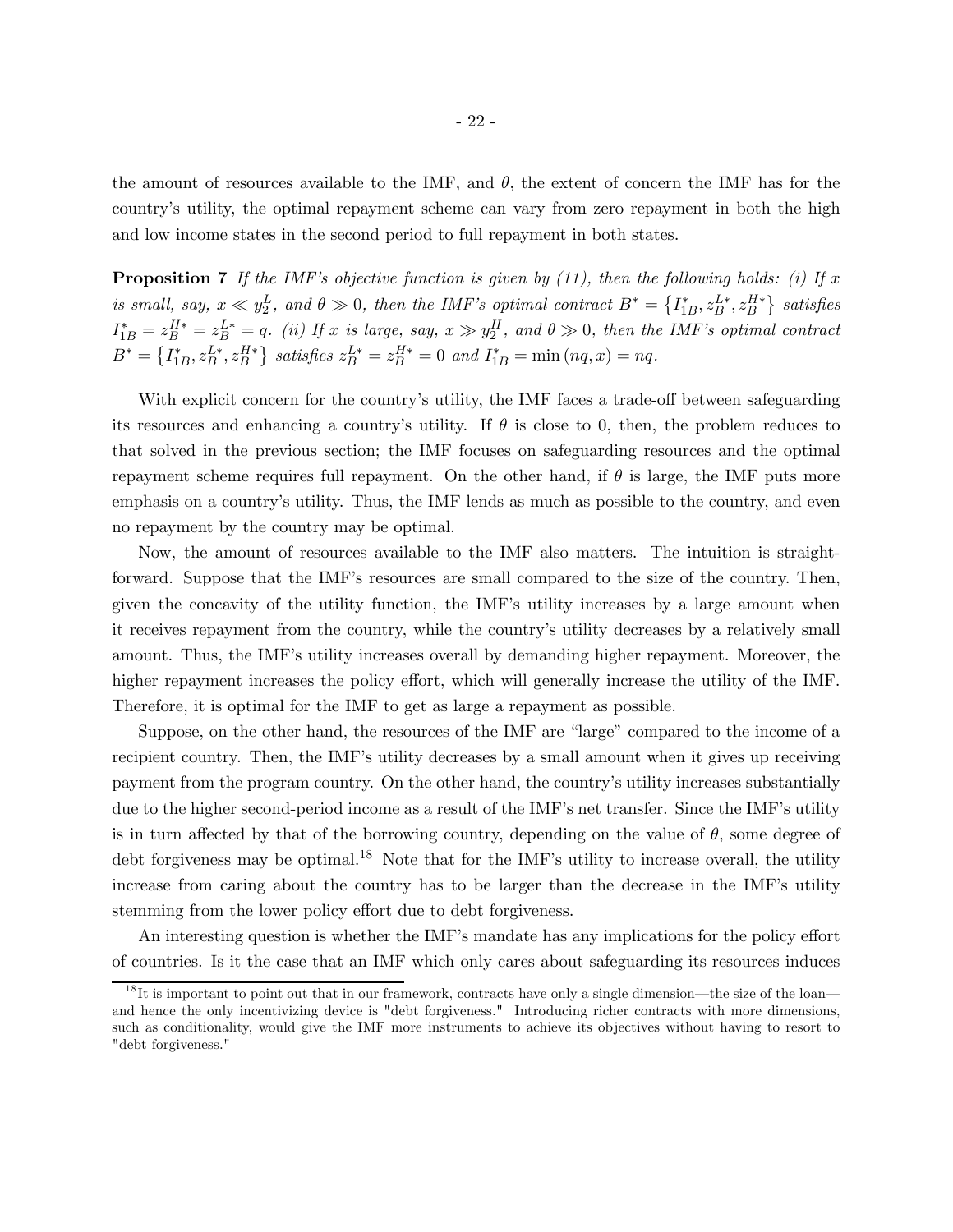the amount of resources available to the IMF, and $\theta$, the extent of concern the IMF has for the country's utility, the optimal repayment scheme can vary from zero repayment in both the high and low income states in the second period to full repayment in both states.

**Proposition 7** *If the IMF's objective function is given by (11), then the following holds: (i) If $x$ is small, say, $x \ll y_2^L$, and $\theta \gg 0$, then the IMF's optimal contract $B^* = \left\{I_{1B}^*, z_B^{L*}, z_B^{H*}\right\}$ satisfies $I_{1B}^* = z_B^{H*} = z_B^{L*} = q$. (ii) If $x$ is large, say, $x \gg y_2^H$, and $\theta \gg 0$, then the IMF's optimal contract $B^* = \left\{I_{1B}^*, z_B^{L*}, z_B^{H*}\right\}$ satisfies $z_B^{L*} = z_B^{H*} = 0$ and $I_{1B}^* = \min(nq, x) = nq$.*

With explicit concern for the country's utility, the IMF faces a trade-off between safeguarding its resources and enhancing a country's utility. If $\theta$ is close to 0, then, the problem reduces to that solved in the previous section; the IMF focuses on safeguarding resources and the optimal repayment scheme requires full repayment. On the other hand, if $\theta$ is large, the IMF puts more emphasis on a country's utility. Thus, the IMF lends as much as possible to the country, and even no repayment by the country may be optimal.

Now, the amount of resources available to the IMF also matters. The intuition is straightforward. Suppose that the IMF's resources are small compared to the size of the country. Then, given the concavity of the utility function, the IMF's utility increases by a large amount when it receives repayment from the country, while the country's utility decreases by a relatively small amount. Thus, the IMF's utility increases overall by demanding higher repayment. Moreover, the higher repayment increases the policy effort, which will generally increase the utility of the IMF. Therefore, it is optimal for the IMF to get as large a repayment as possible.

Suppose, on the other hand, the resources of the IMF are "large" compared to the income of a recipient country. Then, the IMF's utility decreases by a small amount when it gives up receiving payment from the program country. On the other hand, the country's utility increases substantially due to the higher second-period income as a result of the IMF's net transfer. Since the IMF's utility is in turn affected by that of the borrowing country, depending on the value of $\theta$, some degree of debt forgiveness may be optimal.[18] Note that for the IMF's utility to increase overall, the utility increase from caring about the country has to be larger than the decrease in the IMF's utility stemming from the lower policy effort due to debt forgiveness.

An interesting question is whether the IMF's mandate has any implications for the policy effort of countries. Is it the case that an IMF which only cares about safeguarding its resources induces

[18] It is important to point out that in our framework, contracts have only a single dimension—the size of the loan—and hence the only incentivizing device is "debt forgiveness." Introducing richer contracts with more dimensions, such as conditionality, would give the IMF more instruments to achieve its objectives without having to resort to "debt forgiveness."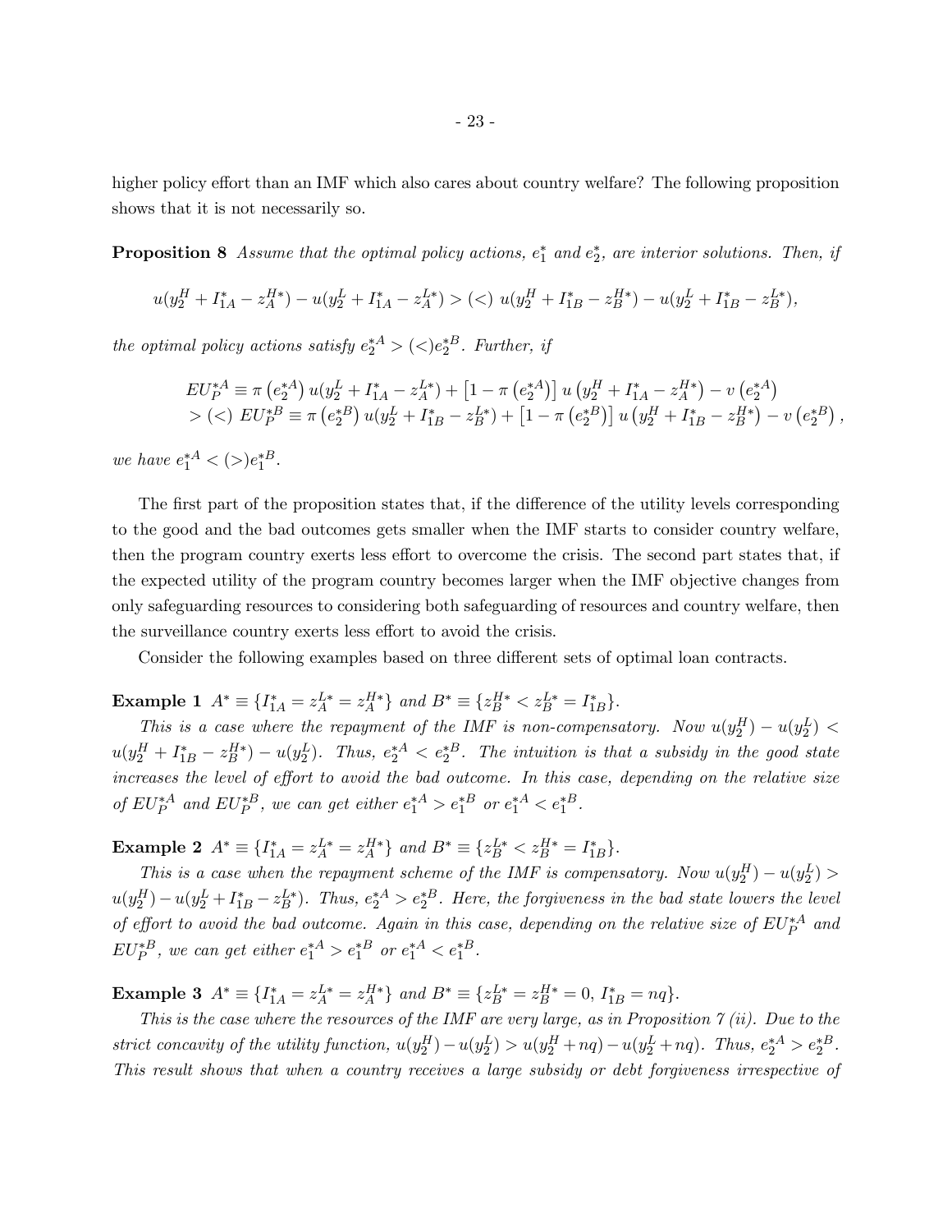higher policy effort than an IMF which also cares about country welfare? The following proposition shows that it is not necessarily so.

**Proposition 8** *Assume that the optimal policy actions, $e_1^*$ and $e_2^*$, are interior solutions. Then, if*

$$u(y_2^H + I_{1A}^* - z_A^{H*}) - u(y_2^L + I_{1A}^* - z_A^{L*}) > (<)\ u(y_2^H + I_{1B}^* - z_B^{H*}) - u(y_2^L + I_{1B}^* - z_B^{L*}),$$

*the optimal policy actions satisfy $e_2^{*A} > (<) e_2^{*B}$. Further, if*

$$\begin{aligned} EU_P^{*A} &\equiv \pi\left(e_2^{*A}\right) u(y_2^L + I_{1A}^* - z_A^{L*}) + \left[1 - \pi\left(e_2^{*A}\right)\right] u\left(y_2^H + I_{1A}^* - z_A^{H*}\right) - v\left(e_2^{*A}\right) \\ &> (<)\ EU_P^{*B} \equiv \pi\left(e_2^{*B}\right) u(y_2^L + I_{1B}^* - z_B^{L*}) + \left[1 - \pi\left(e_2^{*B}\right)\right] u\left(y_2^H + I_{1B}^* - z_B^{H*}\right) - v\left(e_2^{*B}\right), \end{aligned}$$

*we have $e_1^{*A} < (>) e_1^{*B}$.*

The first part of the proposition states that, if the difference of the utility levels corresponding to the good and the bad outcomes gets smaller when the IMF starts to consider country welfare, then the program country exerts less effort to overcome the crisis. The second part states that, if the expected utility of the program country becomes larger when the IMF objective changes from only safeguarding resources to considering both safeguarding of resources and country welfare, then the surveillance country exerts less effort to avoid the crisis.

Consider the following examples based on three different sets of optimal loan contracts.

**Example 1** $A^* \equiv \{I_{1A}^* = z_A^{L*} = z_A^{H*}\}$ *and* $B^* \equiv \{z_B^{H*} < z_B^{L*} = I_{1B}^*\}$.

*This is a case where the repayment of the IMF is non-compensatory. Now $u(y_2^H) - u(y_2^L) < u(y_2^H + I_{1B}^* - z_B^{H*}) - u(y_2^L)$. Thus, $e_2^{*A} < e_2^{*B}$. The intuition is that a subsidy in the good state increases the level of effort to avoid the bad outcome. In this case, depending on the relative size of $EU_P^{*A}$ and $EU_P^{*B}$, we can get either $e_1^{*A} > e_1^{*B}$ or $e_1^{*A} < e_1^{*B}$.*

**Example 2** $A^* \equiv \{I_{1A}^* = z_A^{L*} = z_A^{H*}\}$ *and* $B^* \equiv \{z_B^{L*} < z_B^{H*} = I_{1B}^*\}$.

*This is a case when the repayment scheme of the IMF is compensatory. Now $u(y_2^H) - u(y_2^L) > u(y_2^H) - u(y_2^L + I_{1B}^* - z_B^{L*})$. Thus, $e_2^{*A} > e_2^{*B}$. Here, the forgiveness in the bad state lowers the level of effort to avoid the bad outcome. Again in this case, depending on the relative size of $EU_P^{*A}$ and $EU_P^{*B}$, we can get either $e_1^{*A} > e_1^{*B}$ or $e_1^{*A} < e_1^{*B}$.*

**Example 3** $A^* \equiv \{I_{1A}^* = z_A^{L*} = z_A^{H*}\}$ *and* $B^* \equiv \{z_B^{L*} = z_B^{H*} = 0,\ I_{1B}^* = nq\}$.

*This is the case where the resources of the IMF are very large, as in Proposition 7 (ii). Due to the strict concavity of the utility function, $u(y_2^H) - u(y_2^L) > u(y_2^H + nq) - u(y_2^L + nq)$. Thus, $e_2^{*A} > e_2^{*B}$. This result shows that when a country receives a large subsidy or debt forgiveness irrespective of*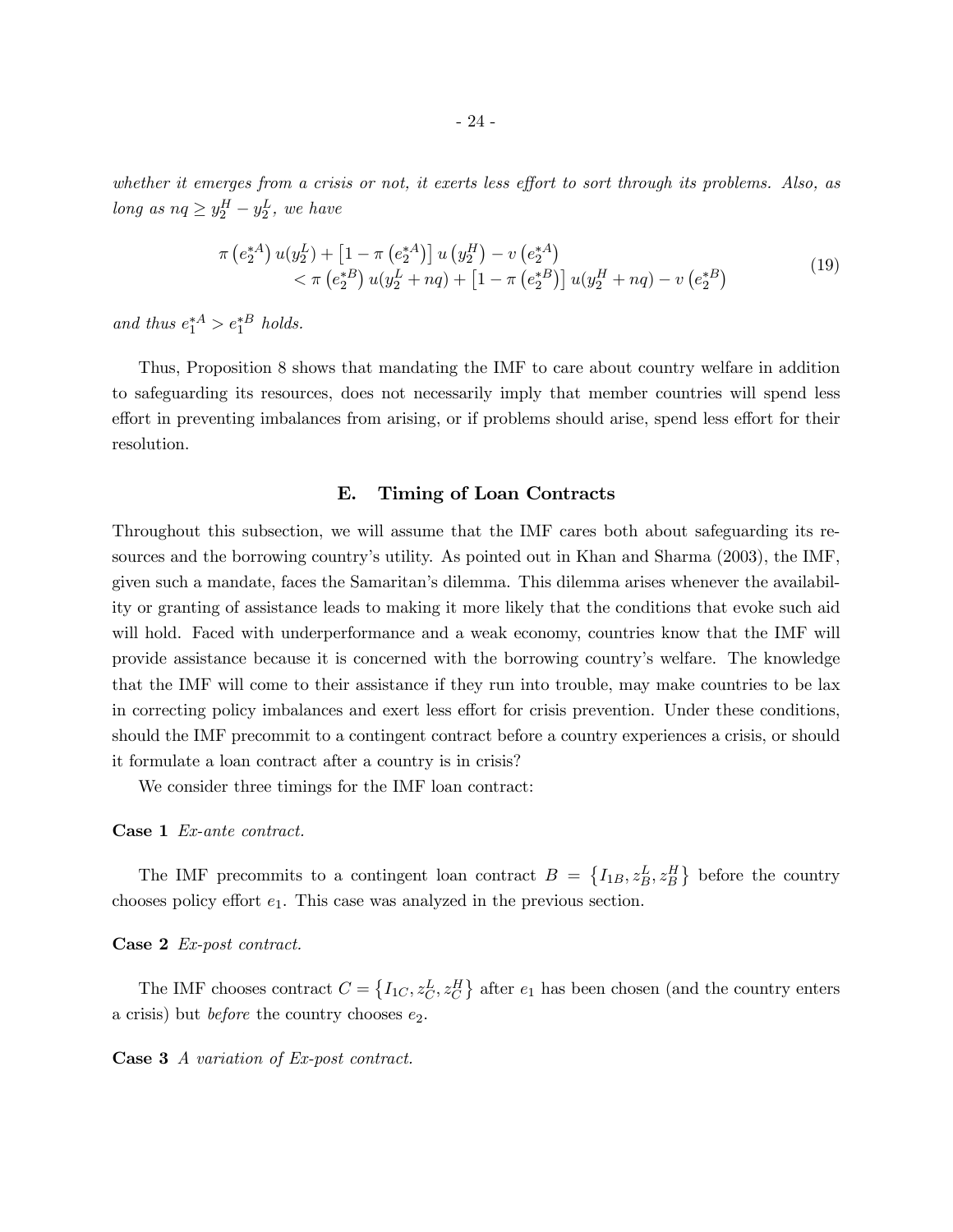*whether it emerges from a crisis or not, it exerts less effort to sort through its problems. Also, as long as $nq \geq y_2^H - y_2^L$, we have*

$$\begin{aligned} &\pi\left(e_2^{*A}\right) u(y_2^L) + \left[1 - \pi\left(e_2^{*A}\right)\right] u\left(y_2^H\right) - v\left(e_2^{*A}\right) \\ &\qquad < \pi\left(e_2^{*B}\right) u(y_2^L + nq) + \left[1 - \pi\left(e_2^{*B}\right)\right] u(y_2^H + nq) - v\left(e_2^{*B}\right) \end{aligned} \tag{19}$$

*and thus $e_1^{*A} > e_1^{*B}$ holds.*

Thus, Proposition 8 shows that mandating the IMF to care about country welfare in addition to safeguarding its resources, does not necessarily imply that member countries will spend less effort in preventing imbalances from arising, or if problems should arise, spend less effort for their resolution.

## E. Timing of Loan Contracts

Throughout this subsection, we will assume that the IMF cares both about safeguarding its resources and the borrowing country's utility. As pointed out in Khan and Sharma (2003), the IMF, given such a mandate, faces the Samaritan's dilemma. This dilemma arises whenever the availability or granting of assistance leads to making it more likely that the conditions that evoke such aid will hold. Faced with underperformance and a weak economy, countries know that the IMF will provide assistance because it is concerned with the borrowing country's welfare. The knowledge that the IMF will come to their assistance if they run into trouble, may make countries to be lax in correcting policy imbalances and exert less effort for crisis prevention. Under these conditions, should the IMF precommit to a contingent contract before a country experiences a crisis, or should it formulate a loan contract after a country is in crisis?

We consider three timings for the IMF loan contract:

**Case 1** *Ex-ante contract.*

The IMF precommits to a contingent loan contract $B = \left\{I_{1B}, z_B^L, z_B^H\right\}$ before the country chooses policy effort $e_1$. This case was analyzed in the previous section.

**Case 2** *Ex-post contract.*

The IMF chooses contract $C = \left\{I_{1C}, z_C^L, z_C^H\right\}$ after $e_1$ has been chosen (and the country enters a crisis) but *before* the country chooses $e_2$.

**Case 3** *A variation of Ex-post contract.*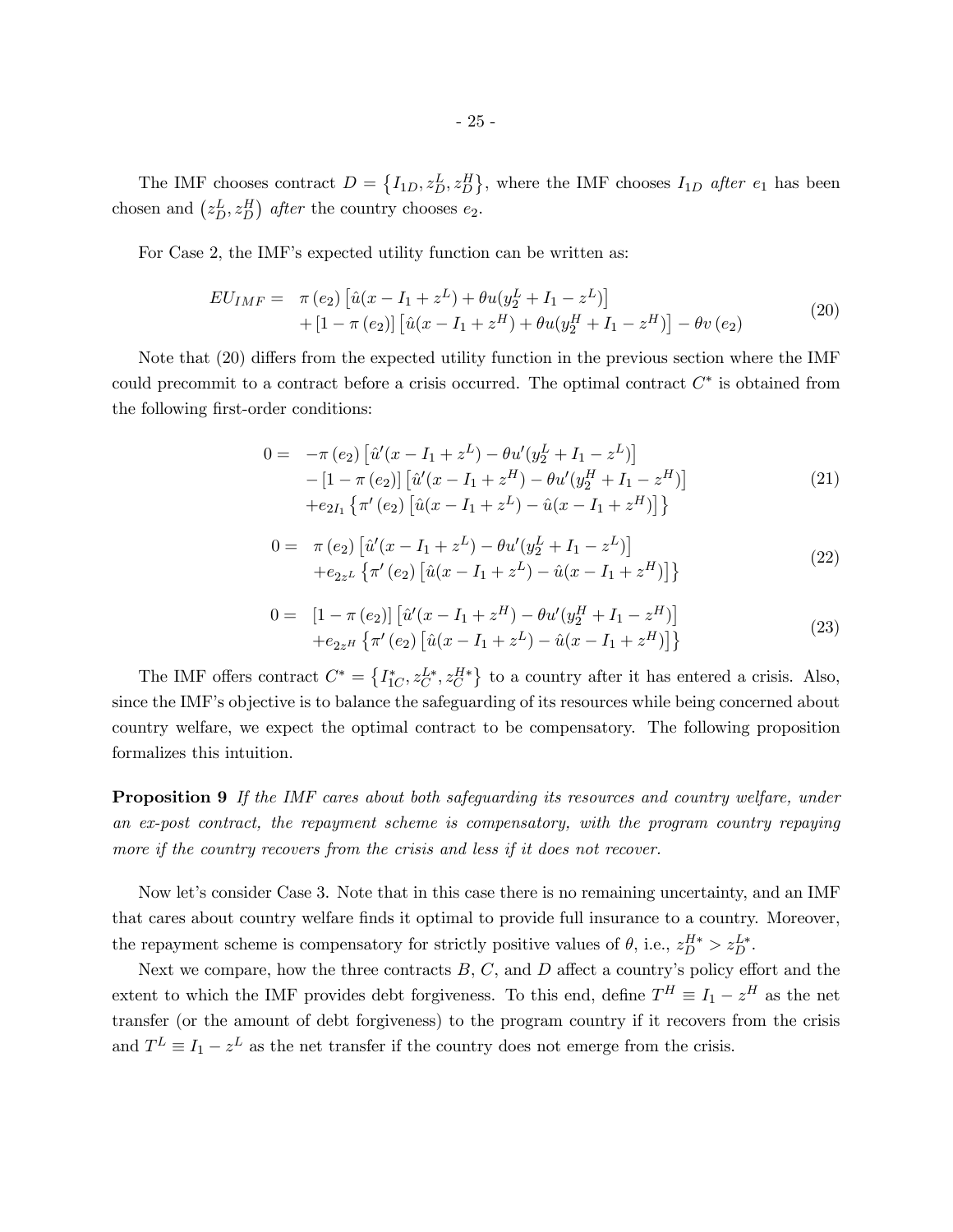The IMF chooses contract $D = \{I_{1D}, z_D^L, z_D^H\}$, where the IMF chooses $I_{1D}$ *after* $e_1$ has been chosen and $(z_D^L, z_D^H)$ *after* the country chooses $e_2$.

For Case 2, the IMF's expected utility function can be written as:

$$
\begin{aligned}
EU_{IMF} = \; & \pi(e_2)\left[\hat{u}(x - I_1 + z^L) + \theta u(y_2^L + I_1 - z^L)\right] \\
& + [1 - \pi(e_2)]\left[\hat{u}(x - I_1 + z^H) + \theta u(y_2^H + I_1 - z^H)\right] - \theta v(e_2)
\end{aligned}
\tag{20}
$$

Note that (20) differs from the expected utility function in the previous section where the IMF could precommit to a contract before a crisis occurred. The optimal contract $C^*$ is obtained from the following first-order conditions:

$$
\begin{aligned}
0 = \; & -\pi(e_2)\left[\hat{u}'(x - I_1 + z^L) - \theta u'(y_2^L + I_1 - z^L)\right] \\
& - [1 - \pi(e_2)]\left[\hat{u}'(x - I_1 + z^H) - \theta u'(y_2^H + I_1 - z^H)\right] \\
& + e_{2I_1}\left\{\pi'(e_2)\left[\hat{u}(x - I_1 + z^L) - \hat{u}(x - I_1 + z^H)\right]\right\}
\end{aligned}
\tag{21}
$$

$$
\begin{aligned}
0 = \; & \pi(e_2)\left[\hat{u}'(x - I_1 + z^L) - \theta u'(y_2^L + I_1 - z^L)\right] \\
& + e_{2z^L}\left\{\pi'(e_2)\left[\hat{u}(x - I_1 + z^L) - \hat{u}(x - I_1 + z^H)\right]\right\}
\end{aligned}
\tag{22}
$$

$$
\begin{aligned}
0 = \; & [1 - \pi(e_2)]\left[\hat{u}'(x - I_1 + z^H) - \theta u'(y_2^H + I_1 - z^H)\right] \\
& + e_{2z^H}\left\{\pi'(e_2)\left[\hat{u}(x - I_1 + z^L) - \hat{u}(x - I_1 + z^H)\right]\right\}
\end{aligned}
\tag{23}
$$

The IMF offers contract $C^* = \{I_{1C}^*, z_C^{L*}, z_C^{H*}\}$ to a country after it has entered a crisis. Also, since the IMF's objective is to balance the safeguarding of its resources while being concerned about country welfare, we expect the optimal contract to be compensatory. The following proposition formalizes this intuition.

**Proposition 9** *If the IMF cares about both safeguarding its resources and country welfare, under an ex-post contract, the repayment scheme is compensatory, with the program country repaying more if the country recovers from the crisis and less if it does not recover.*

Now let's consider Case 3. Note that in this case there is no remaining uncertainty, and an IMF that cares about country welfare finds it optimal to provide full insurance to a country. Moreover, the repayment scheme is compensatory for strictly positive values of $\theta$, i.e., $z_D^{H*} > z_D^{L*}$.

Next we compare, how the three contracts $B$, $C$, and $D$ affect a country's policy effort and the extent to which the IMF provides debt forgiveness. To this end, define $T^H \equiv I_1 - z^H$ as the net transfer (or the amount of debt forgiveness) to the program country if it recovers from the crisis and $T^L \equiv I_1 - z^L$ as the net transfer if the country does not emerge from the crisis.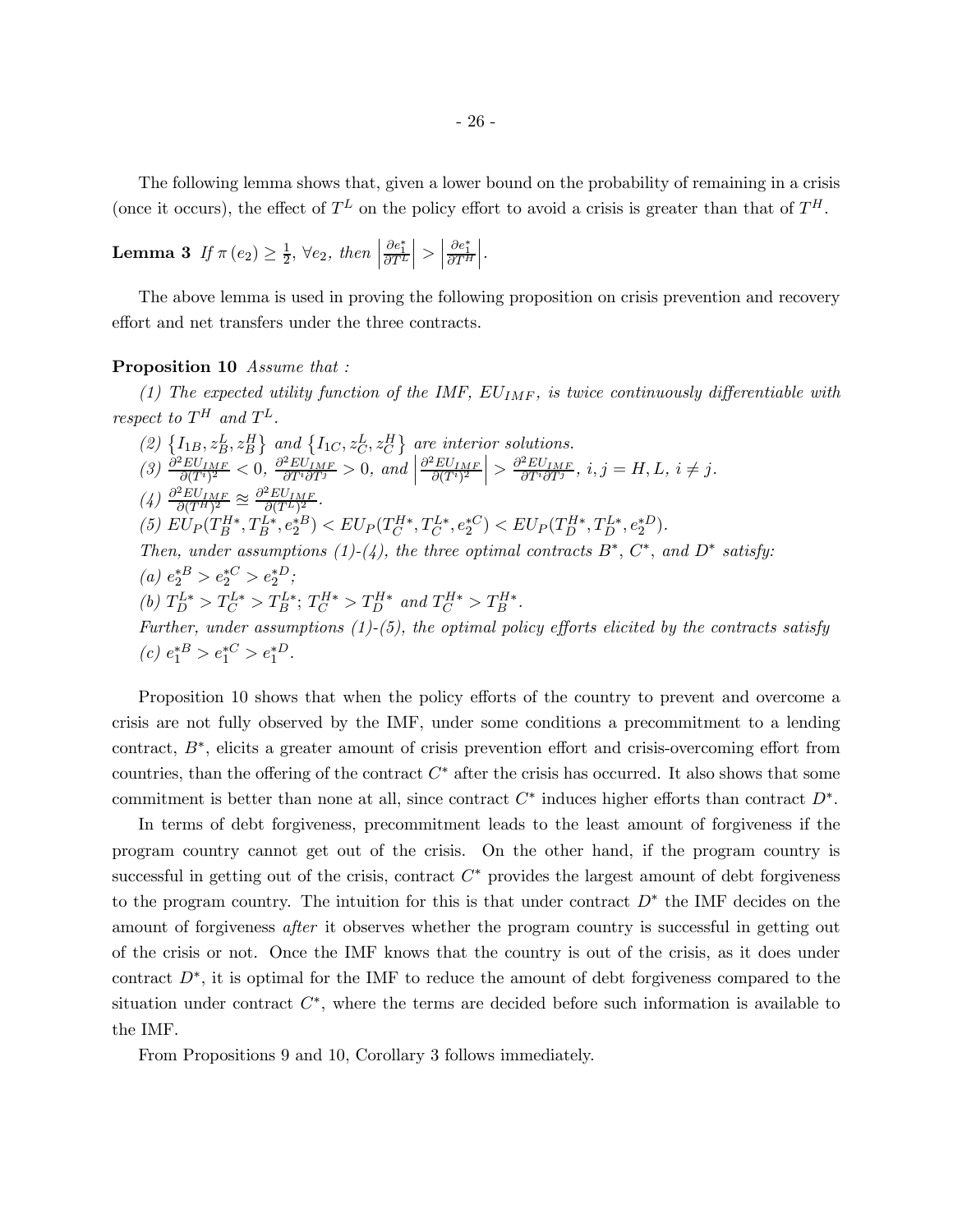The following lemma shows that, given a lower bound on the probability of remaining in a crisis (once it occurs), the effect of $T^L$ on the policy effort to avoid a crisis is greater than that of $T^H$.

**Lemma 3** *If* $\pi(e_2) \geq \frac{1}{2}$, $\forall e_2$, *then* $\left|\frac{\partial e_1^*}{\partial T^L}\right| > \left|\frac{\partial e_1^*}{\partial T^H}\right|$.

The above lemma is used in proving the following proposition on crisis prevention and recovery effort and net transfers under the three contracts.

**Proposition 10** *Assume that :*

*(1) The expected utility function of the IMF, $EU_{IMF}$, is twice continuously differentiable with respect to $T^H$ and $T^L$.*

*(2) $\{I_{1B}, z_B^L, z_B^H\}$ and $\{I_{1C}, z_C^L, z_C^H\}$ are interior solutions.*

*(3) $\frac{\partial^2 EU_{IMF}}{\partial (T^i)^2} < 0$, $\frac{\partial^2 EU_{IMF}}{\partial T^i \partial T^j} > 0$, and $\left|\frac{\partial^2 EU_{IMF}}{\partial (T^i)^2}\right| > \frac{\partial^2 EU_{IMF}}{\partial T^i \partial T^j}$, $i, j = H, L$, $i \neq j$.*

*(4) $\frac{\partial^2 EU_{IMF}}{\partial (T^H)^2} \approxeq \frac{\partial^2 EU_{IMF}}{\partial (T^L)^2}$.*

*(5) $EU_P(T_B^{H*}, T_B^{L*}, e_2^{*B}) < EU_P(T_C^{H*}, T_C^{L*}, e_2^{*C}) < EU_P(T_D^{H*}, T_D^{L*}, e_2^{*D})$.*

*Then, under assumptions (1)-(4), the three optimal contracts $B^*$, $C^*$, and $D^*$ satisfy:*

*(a) $e_2^{*B} > e_2^{*C} > e_2^{*D}$;*

*(b) $T_D^{L*} > T_C^{L*} > T_B^{L*}$; $T_C^{H*} > T_D^{H*}$ and $T_C^{H*} > T_B^{H*}$.*

*Further, under assumptions (1)-(5), the optimal policy efforts elicited by the contracts satisfy*

*(c) $e_1^{*B} > e_1^{*C} > e_1^{*D}$.*

Proposition 10 shows that when the policy efforts of the country to prevent and overcome a crisis are not fully observed by the IMF, under some conditions a precommitment to a lending contract, $B^*$, elicits a greater amount of crisis prevention effort and crisis-overcoming effort from countries, than the offering of the contract $C^*$ after the crisis has occurred. It also shows that some commitment is better than none at all, since contract $C^*$ induces higher efforts than contract $D^*$.

In terms of debt forgiveness, precommitment leads to the least amount of forgiveness if the program country cannot get out of the crisis. On the other hand, if the program country is successful in getting out of the crisis, contract $C^*$ provides the largest amount of debt forgiveness to the program country. The intuition for this is that under contract $D^*$ the IMF decides on the amount of forgiveness *after* it observes whether the program country is successful in getting out of the crisis or not. Once the IMF knows that the country is out of the crisis, as it does under contract $D^*$, it is optimal for the IMF to reduce the amount of debt forgiveness compared to the situation under contract $C^*$, where the terms are decided before such information is available to the IMF.

From Propositions 9 and 10, Corollary 3 follows immediately.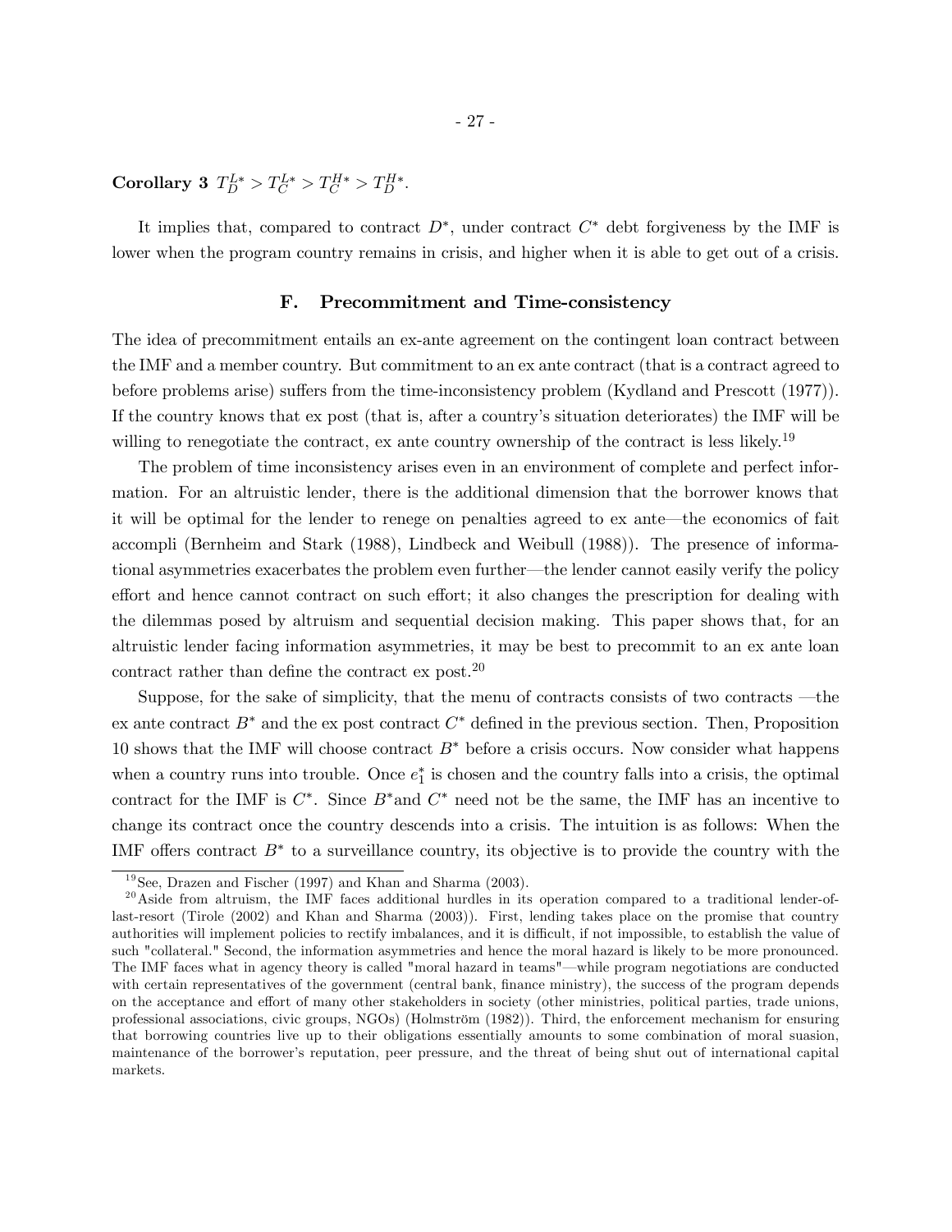**Corollary 3** $T_D^{L*} > T_C^{L*} > T_C^{H*} > T_D^{H*}$.

It implies that, compared to contract $D^*$, under contract $C^*$ debt forgiveness by the IMF is lower when the program country remains in crisis, and higher when it is able to get out of a crisis.

## F. Precommitment and Time-consistency

The idea of precommitment entails an ex-ante agreement on the contingent loan contract between the IMF and a member country. But commitment to an ex ante contract (that is a contract agreed to before problems arise) suffers from the time-inconsistency problem (Kydland and Prescott (1977)). If the country knows that ex post (that is, after a country's situation deteriorates) the IMF will be willing to renegotiate the contract, ex ante country ownership of the contract is less likely.[19]

The problem of time inconsistency arises even in an environment of complete and perfect information. For an altruistic lender, there is the additional dimension that the borrower knows that it will be optimal for the lender to renege on penalties agreed to ex ante—the economics of fait accompli (Bernheim and Stark (1988), Lindbeck and Weibull (1988)). The presence of informational asymmetries exacerbates the problem even further—the lender cannot easily verify the policy effort and hence cannot contract on such effort; it also changes the prescription for dealing with the dilemmas posed by altruism and sequential decision making. This paper shows that, for an altruistic lender facing information asymmetries, it may be best to precommit to an ex ante loan contract rather than define the contract ex post.[20]

Suppose, for the sake of simplicity, that the menu of contracts consists of two contracts —the ex ante contract $B^*$ and the ex post contract $C^*$ defined in the previous section. Then, Proposition 10 shows that the IMF will choose contract $B^*$ before a crisis occurs. Now consider what happens when a country runs into trouble. Once $e_1^*$ is chosen and the country falls into a crisis, the optimal contract for the IMF is $C^*$. Since $B^*$and $C^*$ need not be the same, the IMF has an incentive to change its contract once the country descends into a crisis. The intuition is as follows: When the IMF offers contract $B^*$ to a surveillance country, its objective is to provide the country with the

[19] See, Drazen and Fischer (1997) and Khan and Sharma (2003).

[20] Aside from altruism, the IMF faces additional hurdles in its operation compared to a traditional lender-of-last-resort (Tirole (2002) and Khan and Sharma (2003)). First, lending takes place on the promise that country authorities will implement policies to rectify imbalances, and it is difficult, if not impossible, to establish the value of such "collateral." Second, the information asymmetries and hence the moral hazard is likely to be more pronounced. The IMF faces what in agency theory is called "moral hazard in teams"—while program negotiations are conducted with certain representatives of the government (central bank, finance ministry), the success of the program depends on the acceptance and effort of many other stakeholders in society (other ministries, political parties, trade unions, professional associations, civic groups, NGOs) (Holmström (1982)). Third, the enforcement mechanism for ensuring that borrowing countries live up to their obligations essentially amounts to some combination of moral suasion, maintenance of the borrower's reputation, peer pressure, and the threat of being shut out of international capital markets.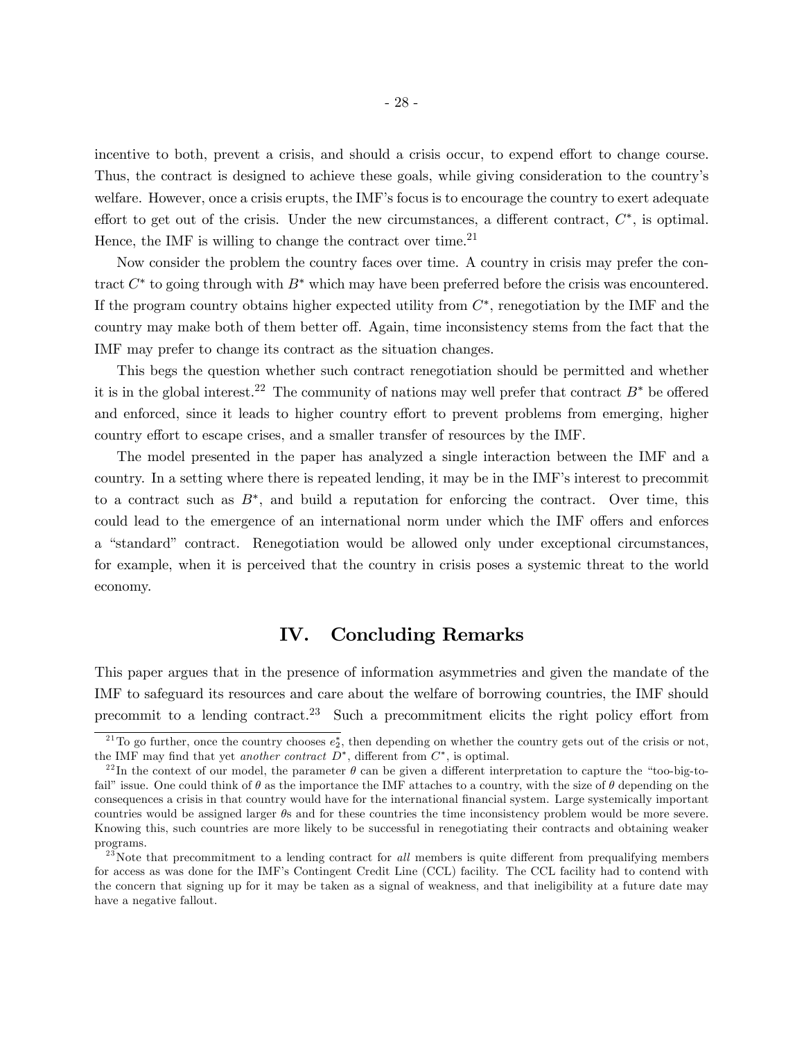incentive to both, prevent a crisis, and should a crisis occur, to expend effort to change course. Thus, the contract is designed to achieve these goals, while giving consideration to the country's welfare. However, once a crisis erupts, the IMF's focus is to encourage the country to exert adequate effort to get out of the crisis. Under the new circumstances, a different contract, $C^*$, is optimal. Hence, the IMF is willing to change the contract over time.[21]

Now consider the problem the country faces over time. A country in crisis may prefer the contract $C^*$ to going through with $B^*$ which may have been preferred before the crisis was encountered. If the program country obtains higher expected utility from $C^*$, renegotiation by the IMF and the country may make both of them better off. Again, time inconsistency stems from the fact that the IMF may prefer to change its contract as the situation changes.

This begs the question whether such contract renegotiation should be permitted and whether it is in the global interest.[22] The community of nations may well prefer that contract $B^*$ be offered and enforced, since it leads to higher country effort to prevent problems from emerging, higher country effort to escape crises, and a smaller transfer of resources by the IMF.

The model presented in the paper has analyzed a single interaction between the IMF and a country. In a setting where there is repeated lending, it may be in the IMF's interest to precommit to a contract such as $B^*$, and build a reputation for enforcing the contract. Over time, this could lead to the emergence of an international norm under which the IMF offers and enforces a "standard" contract. Renegotiation would be allowed only under exceptional circumstances, for example, when it is perceived that the country in crisis poses a systemic threat to the world economy.

## IV. Concluding Remarks

This paper argues that in the presence of information asymmetries and given the mandate of the IMF to safeguard its resources and care about the welfare of borrowing countries, the IMF should precommit to a lending contract.[23] Such a precommitment elicits the right policy effort from

---

[21] To go further, once the country chooses $e_2^*$, then depending on whether the country gets out of the crisis or not, the IMF may find that yet *another contract* $D^*$, different from $C^*$, is optimal.

[22] In the context of our model, the parameter $\theta$ can be given a different interpretation to capture the "too-big-to-fail" issue. One could think of $\theta$ as the importance the IMF attaches to a country, with the size of $\theta$ depending on the consequences a crisis in that country would have for the international financial system. Large systemically important countries would be assigned larger $\theta$s and for these countries the time inconsistency problem would be more severe. Knowing this, such countries are more likely to be successful in renegotiating their contracts and obtaining weaker programs.

[23] Note that precommitment to a lending contract for *all* members is quite different from prequalifying members for access as was done for the IMF's Contingent Credit Line (CCL) facility. The CCL facility had to contend with the concern that signing up for it may be taken as a signal of weakness, and that ineligibility at a future date may have a negative fallout.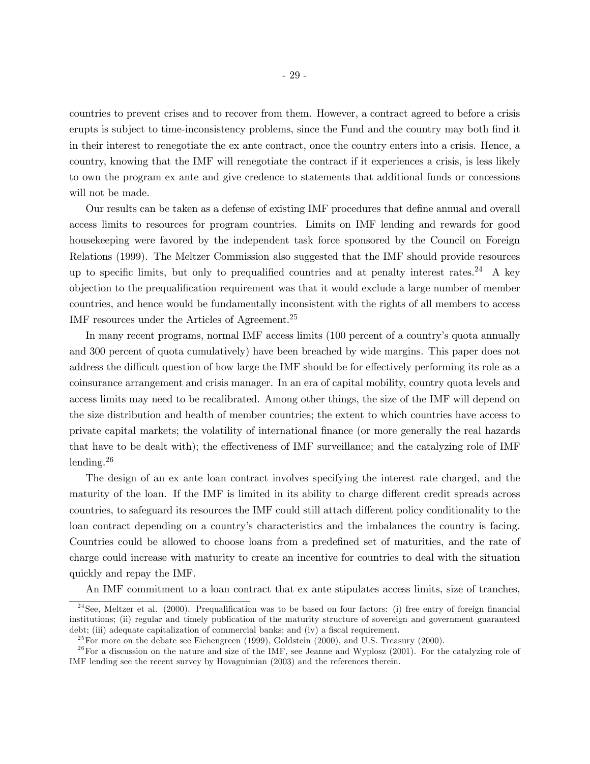countries to prevent crises and to recover from them. However, a contract agreed to before a crisis erupts is subject to time-inconsistency problems, since the Fund and the country may both find it in their interest to renegotiate the ex ante contract, once the country enters into a crisis. Hence, a country, knowing that the IMF will renegotiate the contract if it experiences a crisis, is less likely to own the program ex ante and give credence to statements that additional funds or concessions will not be made.

Our results can be taken as a defense of existing IMF procedures that define annual and overall access limits to resources for program countries. Limits on IMF lending and rewards for good housekeeping were favored by the independent task force sponsored by the Council on Foreign Relations (1999). The Meltzer Commission also suggested that the IMF should provide resources up to specific limits, but only to prequalified countries and at penalty interest rates.[24] A key objection to the prequalification requirement was that it would exclude a large number of member countries, and hence would be fundamentally inconsistent with the rights of all members to access IMF resources under the Articles of Agreement.[25]

In many recent programs, normal IMF access limits (100 percent of a country's quota annually and 300 percent of quota cumulatively) have been breached by wide margins. This paper does not address the difficult question of how large the IMF should be for effectively performing its role as a coinsurance arrangement and crisis manager. In an era of capital mobility, country quota levels and access limits may need to be recalibrated. Among other things, the size of the IMF will depend on the size distribution and health of member countries; the extent to which countries have access to private capital markets; the volatility of international finance (or more generally the real hazards that have to be dealt with); the effectiveness of IMF surveillance; and the catalyzing role of IMF lending.[26]

The design of an ex ante loan contract involves specifying the interest rate charged, and the maturity of the loan. If the IMF is limited in its ability to charge different credit spreads across countries, to safeguard its resources the IMF could still attach different policy conditionality to the loan contract depending on a country's characteristics and the imbalances the country is facing. Countries could be allowed to choose loans from a predefined set of maturities, and the rate of charge could increase with maturity to create an incentive for countries to deal with the situation quickly and repay the IMF.

An IMF commitment to a loan contract that ex ante stipulates access limits, size of tranches,

[24] See, Meltzer et al. (2000). Prequalification was to be based on four factors: (i) free entry of foreign financial institutions; (ii) regular and timely publication of the maturity structure of sovereign and government guaranteed debt; (iii) adequate capitalization of commercial banks; and (iv) a fiscal requirement.

[25] For more on the debate see Eichengreen (1999), Goldstein (2000), and U.S. Treasury (2000).

[26] For a discussion on the nature and size of the IMF, see Jeanne and Wyplosz (2001). For the catalyzing role of IMF lending see the recent survey by Hovaguimian (2003) and the references therein.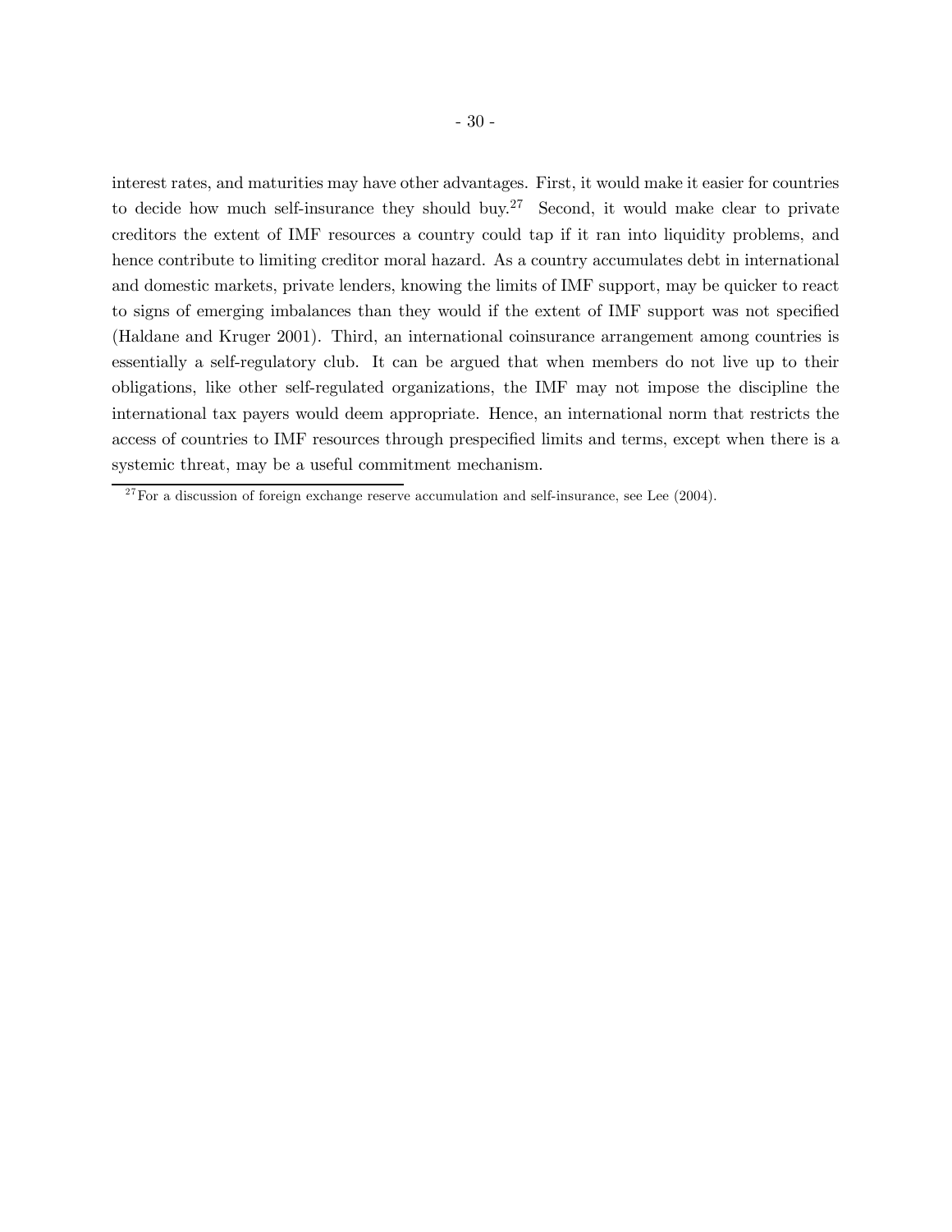interest rates, and maturities may have other advantages. First, it would make it easier for countries to decide how much self-insurance they should buy.[27] Second, it would make clear to private creditors the extent of IMF resources a country could tap if it ran into liquidity problems, and hence contribute to limiting creditor moral hazard. As a country accumulates debt in international and domestic markets, private lenders, knowing the limits of IMF support, may be quicker to react to signs of emerging imbalances than they would if the extent of IMF support was not specified (Haldane and Kruger 2001). Third, an international coinsurance arrangement among countries is essentially a self-regulatory club. It can be argued that when members do not live up to their obligations, like other self-regulated organizations, the IMF may not impose the discipline the international tax payers would deem appropriate. Hence, an international norm that restricts the access of countries to IMF resources through prespecified limits and terms, except when there is a systemic threat, may be a useful commitment mechanism.

[27] For a discussion of foreign exchange reserve accumulation and self-insurance, see Lee (2004).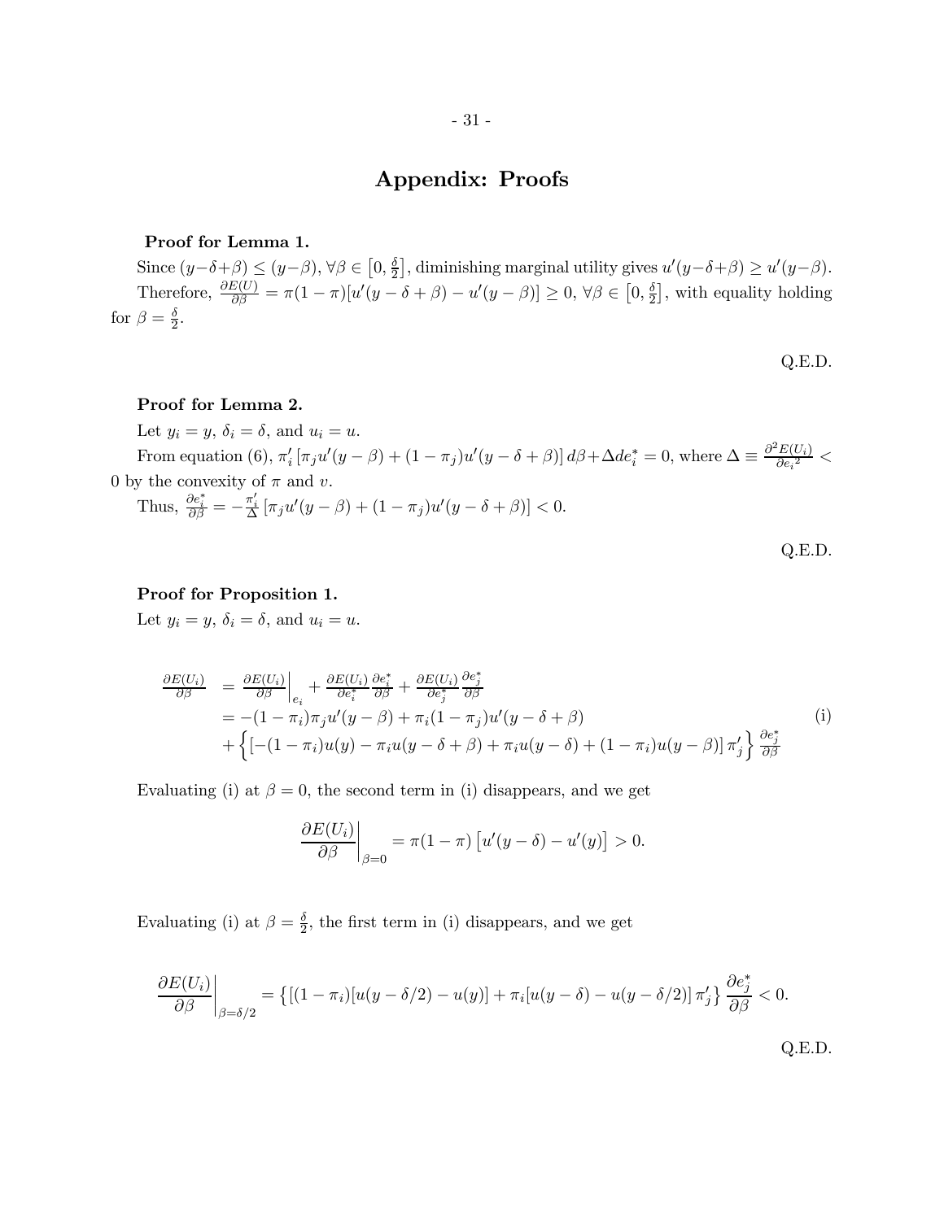# Appendix: Proofs

**Proof for Lemma 1.**

Since $(y-\delta+\beta) \leq (y-\beta)$, $\forall \beta \in \left[0, \frac{\delta}{2}\right]$, diminishing marginal utility gives $u'(y-\delta+\beta) \geq u'(y-\beta)$.

Therefore, $\frac{\partial E(U)}{\partial \beta} = \pi(1-\pi)[u'(y-\delta+\beta) - u'(y-\beta)] \geq 0$, $\forall \beta \in \left[0, \frac{\delta}{2}\right]$, with equality holding for $\beta = \frac{\delta}{2}$.

Q.E.D.

**Proof for Lemma 2.**

Let $y_i = y$, $\delta_i = \delta$, and $u_i = u$.

From equation (6), $\pi_i' \left[\pi_j u'(y-\beta) + (1-\pi_j)u'(y-\delta+\beta)\right] d\beta + \Delta de_i^* = 0$, where $\Delta \equiv \frac{\partial^2 E(U_i)}{\partial {e_i}^2} < 0$ by the convexity of $\pi$ and $v$.

Thus, $\frac{\partial e_i^*}{\partial \beta} = -\frac{\pi_i'}{\Delta} \left[\pi_j u'(y-\beta) + (1-\pi_j)u'(y-\delta+\beta)\right] < 0$.

Q.E.D.

**Proof for Proposition 1.**

Let $y_i = y$, $\delta_i = \delta$, and $u_i = u$.

$$
\begin{aligned}
\frac{\partial E(U_i)}{\partial \beta} &= \left.\frac{\partial E(U_i)}{\partial \beta}\right|_{e_i} + \frac{\partial E(U_i)}{\partial e_i^*}\frac{\partial e_i^*}{\partial \beta} + \frac{\partial E(U_i)}{\partial e_j^*}\frac{\partial e_j^*}{\partial \beta} \\
&= -(1-\pi_i)\pi_j u'(y-\beta) + \pi_i(1-\pi_j)u'(y-\delta+\beta) \\
&\quad + \left\{\left[-(1-\pi_i)u(y) - \pi_i u(y-\delta+\beta) + \pi_i u(y-\delta) + (1-\pi_i)u(y-\beta)\right]\pi_j'\right\}\frac{\partial e_j^*}{\partial \beta}
\end{aligned}
\tag{i}
$$

Evaluating (i) at $\beta = 0$, the second term in (i) disappears, and we get

$$
\left.\frac{\partial E(U_i)}{\partial \beta}\right|_{\beta=0} = \pi(1-\pi)\left[u'(y-\delta) - u'(y)\right] > 0.
$$

Evaluating (i) at $\beta = \frac{\delta}{2}$, the first term in (i) disappears, and we get

$$
\left.\frac{\partial E(U_i)}{\partial \beta}\right|_{\beta=\delta/2} = \left\{\left[(1-\pi_i)[u(y-\delta/2) - u(y)] + \pi_i[u(y-\delta) - u(y-\delta/2)\right]\pi_j'\right\}\frac{\partial e_j^*}{\partial \beta} < 0.
$$

Q.E.D.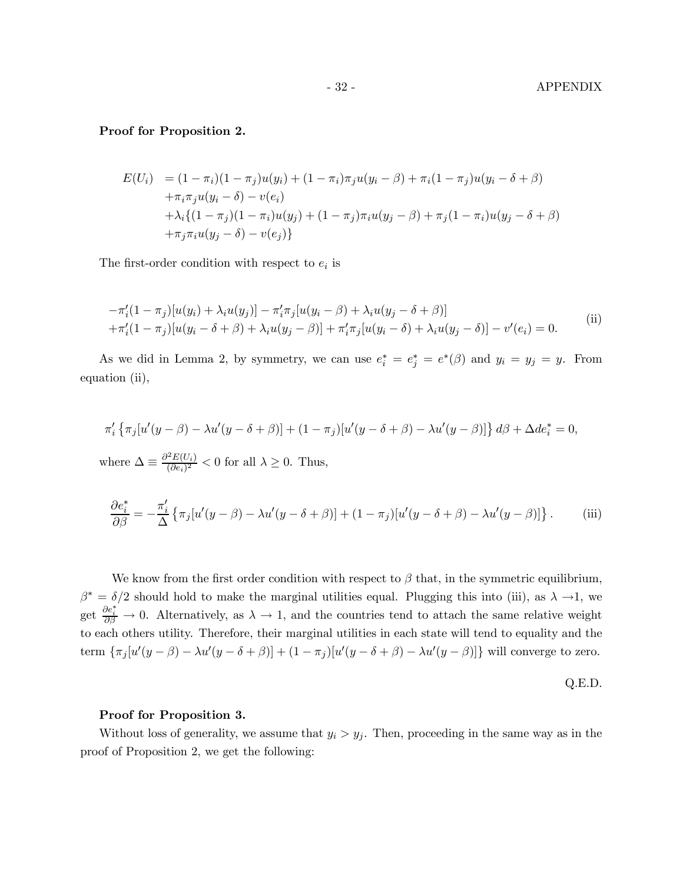**Proof for Proposition 2.**

$$
\begin{aligned}
E(U_i) &= (1-\pi_i)(1-\pi_j)u(y_i) + (1-\pi_i)\pi_j u(y_i-\beta) + \pi_i(1-\pi_j)u(y_i-\delta+\beta) \\
&+\pi_i\pi_j u(y_i-\delta) - v(e_i) \\
&+\lambda_i\{(1-\pi_j)(1-\pi_i)u(y_j) + (1-\pi_j)\pi_i u(y_j-\beta) + \pi_j(1-\pi_i)u(y_j-\delta+\beta) \\
&+\pi_j\pi_i u(y_j-\delta) - v(e_j)\}
\end{aligned}
$$

The first-order condition with respect to $e_i$ is

$$
\begin{aligned}
&-\pi_i'(1-\pi_j)[u(y_i)+\lambda_i u(y_j)] - \pi_i'\pi_j[u(y_i-\beta)+\lambda_i u(y_j-\delta+\beta)] \\
&+\pi_i'(1-\pi_j)[u(y_i-\delta+\beta)+\lambda_i u(y_j-\beta)] + \pi_i'\pi_j[u(y_i-\delta)+\lambda_i u(y_j-\delta)] - v'(e_i) = 0.
\end{aligned} \tag{ii}
$$

As we did in Lemma 2, by symmetry, we can use $e_i^* = e_j^* = e^*(\beta)$ and $y_i = y_j = y$. From equation (ii),

$$
\pi_i'\left\{\pi_j[u'(y-\beta) - \lambda u'(y-\delta+\beta)] + (1-\pi_j)[u'(y-\delta+\beta) - \lambda u'(y-\beta)]\right\}d\beta + \Delta de_i^* = 0,
$$

where $\Delta \equiv \frac{\partial^2 E(U_i)}{(\partial e_i)^2} < 0$ for all $\lambda \geq 0$. Thus,

$$
\frac{\partial e_i^*}{\partial \beta} = -\frac{\pi_i'}{\Delta}\left\{\pi_j[u'(y-\beta) - \lambda u'(y-\delta+\beta)] + (1-\pi_j)[u'(y-\delta+\beta) - \lambda u'(y-\beta)]\right\}. \tag{iii}
$$

We know from the first order condition with respect to $\beta$ that, in the symmetric equilibrium, $\beta^* = \delta/2$ should hold to make the marginal utilities equal. Plugging this into (iii), as $\lambda \to 1$, we get $\frac{\partial e_i^*}{\partial \beta} \to 0$. Alternatively, as $\lambda \to 1$, and the countries tend to attach the same relative weight to each others utility. Therefore, their marginal utilities in each state will tend to equality and the term $\{\pi_j[u'(y-\beta) - \lambda u'(y-\delta+\beta)] + (1-\pi_j)[u'(y-\delta+\beta) - \lambda u'(y-\beta)]\}$ will converge to zero.

Q.E.D.

**Proof for Proposition 3.**

Without loss of generality, we assume that $y_i > y_j$. Then, proceeding in the same way as in the proof of Proposition 2, we get the following: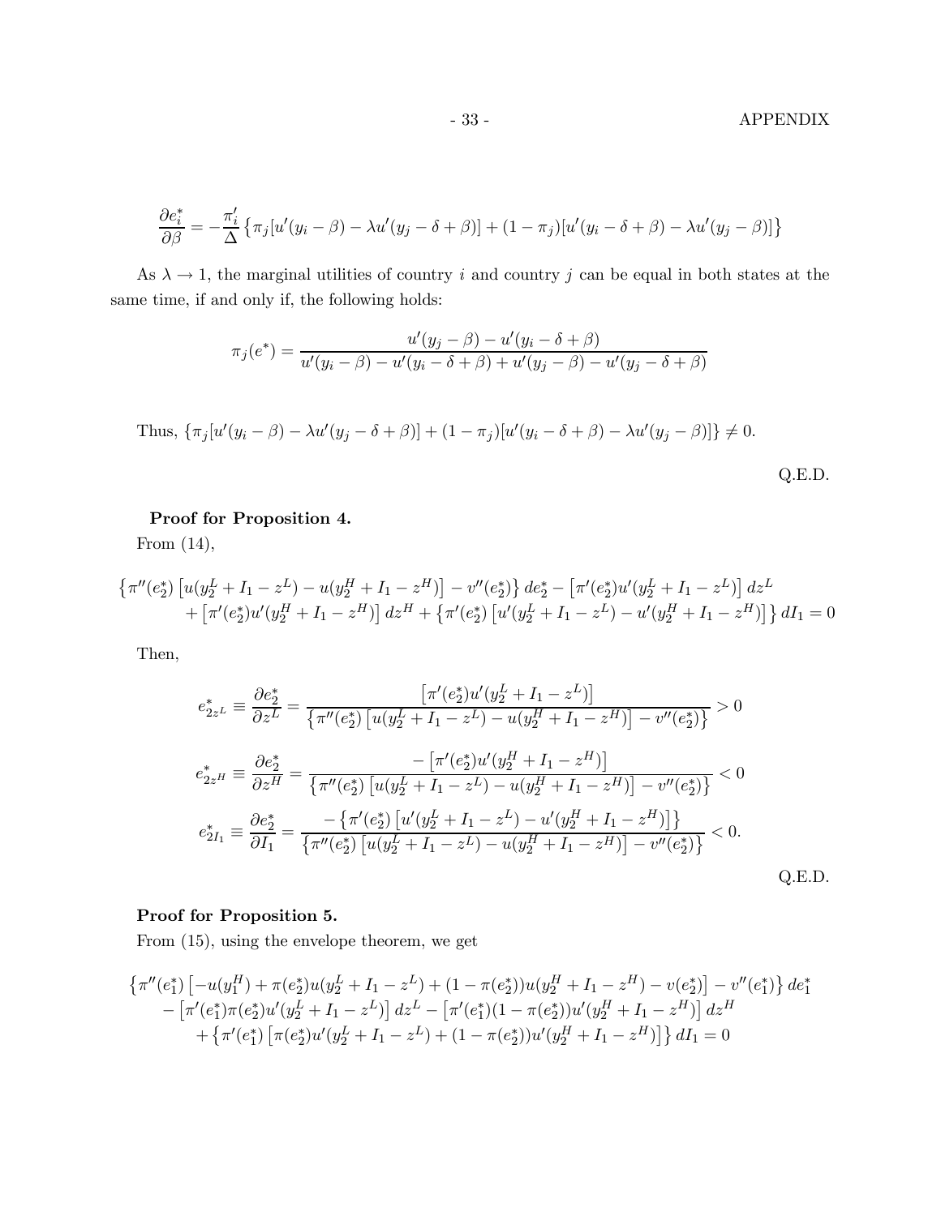$$\frac{\partial e_i^*}{\partial \beta} = -\frac{\pi_i'}{\Delta}\left\{\pi_j[u'(y_i-\beta)-\lambda u'(y_j-\delta+\beta)]+(1-\pi_j)[u'(y_i-\delta+\beta)-\lambda u'(y_j-\beta)]\right\}$$

As $\lambda \to 1$, the marginal utilities of country $i$ and country $j$ can be equal in both states at the same time, if and only if, the following holds:

$$\pi_j(e^*) = \frac{u'(y_j-\beta)-u'(y_i-\delta+\beta)}{u'(y_i-\beta)-u'(y_i-\delta+\beta)+u'(y_j-\beta)-u'(y_j-\delta+\beta)}$$

Thus, $\{\pi_j[u'(y_i-\beta)-\lambda u'(y_j-\delta+\beta)]+(1-\pi_j)[u'(y_i-\delta+\beta)-\lambda u'(y_j-\beta)]\} \neq 0$.

Q.E.D.

**Proof for Proposition 4.**

From (14),

$$\begin{aligned}\left\{\pi''(e_2^*)\left[u(y_2^L+I_1-z^L)-u(y_2^H+I_1-z^H)\right]-v''(e_2^*)\right\}de_2^*-\left[\pi'(e_2^*)u'(y_2^L+I_1-z^L)\right]dz^L \\ +\left[\pi'(e_2^*)u'(y_2^H+I_1-z^H)\right]dz^H+\left\{\pi'(e_2^*)\left[u'(y_2^L+I_1-z^L)-u'(y_2^H+I_1-z^H)\right]\right\}dI_1=0\end{aligned}$$

Then,

$$e_{2z^L}^* \equiv \frac{\partial e_2^*}{\partial z^L} = \frac{\left[\pi'(e_2^*)u'(y_2^L+I_1-z^L)\right]}{\left\{\pi''(e_2^*)\left[u(y_2^L+I_1-z^L)-u(y_2^H+I_1-z^H)\right]-v''(e_2^*)\right\}} > 0$$

$$e_{2z^H}^* \equiv \frac{\partial e_2^*}{\partial z^H} = \frac{-\left[\pi'(e_2^*)u'(y_2^H+I_1-z^H)\right]}{\left\{\pi''(e_2^*)\left[u(y_2^L+I_1-z^L)-u(y_2^H+I_1-z^H)\right]-v''(e_2^*)\right\}} < 0$$

$$e_{2I_1}^* \equiv \frac{\partial e_2^*}{\partial I_1} = \frac{-\left\{\pi'(e_2^*)\left[u'(y_2^L+I_1-z^L)-u'(y_2^H+I_1-z^H)\right]\right\}}{\left\{\pi''(e_2^*)\left[u(y_2^L+I_1-z^L)-u(y_2^H+I_1-z^H)\right]-v''(e_2^*)\right\}} < 0.$$

Q.E.D.

**Proof for Proposition 5.**

From (15), using the envelope theorem, we get

$$\begin{aligned}\left\{\pi''(e_1^*)\left[-u(y_1^H)+\pi(e_2^*)u(y_2^L+I_1-z^L)+(1-\pi(e_2^*))u(y_2^H+I_1-z^H)-v(e_2^*)\right]-v''(e_1^*)\right\}de_1^* \\ -\left[\pi'(e_1^*)\pi(e_2^*)u'(y_2^L+I_1-z^L)\right]dz^L-\left[\pi'(e_1^*)(1-\pi(e_2^*))u'(y_2^H+I_1-z^H)\right]dz^H \\ +\left\{\pi'(e_1^*)\left[\pi(e_2^*)u'(y_2^L+I_1-z^L)+(1-\pi(e_2^*))u'(y_2^H+I_1-z^H)\right]\right\}dI_1=0\end{aligned}$$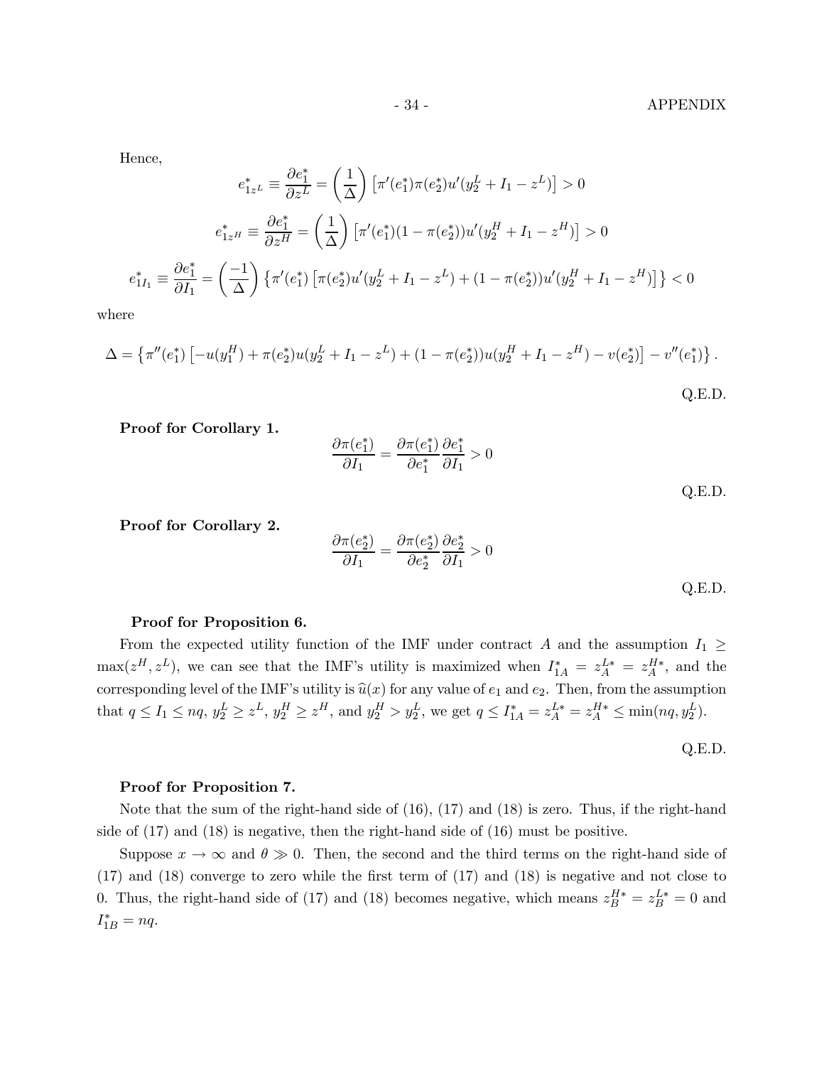Hence,

$$e_{1z^L}^* \equiv \frac{\partial e_1^*}{\partial z^L} = \left(\frac{1}{\Delta}\right)\left[\pi'(e_1^*)\pi(e_2^*)u'(y_2^L + I_1 - z^L)\right] > 0$$

$$e_{1z^H}^* \equiv \frac{\partial e_1^*}{\partial z^H} = \left(\frac{1}{\Delta}\right)\left[\pi'(e_1^*)(1-\pi(e_2^*))u'(y_2^H + I_1 - z^H)\right] > 0$$

$$e_{1I_1}^* \equiv \frac{\partial e_1^*}{\partial I_1} = \left(\frac{-1}{\Delta}\right)\left\{\pi'(e_1^*)\left[\pi(e_2^*)u'(y_2^L + I_1 - z^L) + (1-\pi(e_2^*))u'(y_2^H + I_1 - z^H)\right]\right\} < 0$$

where

$$\Delta = \left\{\pi''(e_1^*)\left[-u(y_1^H) + \pi(e_2^*)u(y_2^L + I_1 - z^L) + (1-\pi(e_2^*))u(y_2^H + I_1 - z^H) - v(e_2^*)\right] - v''(e_1^*)\right\}.$$

Q.E.D.

**Proof for Corollary 1.**

$$\frac{\partial \pi(e_1^*)}{\partial I_1} = \frac{\partial \pi(e_1^*)}{\partial e_1^*}\frac{\partial e_1^*}{\partial I_1} > 0$$

Q.E.D.

**Proof for Corollary 2.**

$$\frac{\partial \pi(e_2^*)}{\partial I_1} = \frac{\partial \pi(e_2^*)}{\partial e_2^*}\frac{\partial e_2^*}{\partial I_1} > 0$$

Q.E.D.

**Proof for Proposition 6.**

From the expected utility function of the IMF under contract $A$ and the assumption $I_1 \geq \max(z^H, z^L)$, we can see that the IMF's utility is maximized when $I_{1A}^* = z_A^{L*} = z_A^{H*}$, and the corresponding level of the IMF's utility is $\widehat{u}(x)$ for any value of $e_1$ and $e_2$. Then, from the assumption that $q \leq I_1 \leq nq$, $y_2^L \geq z^L$, $y_2^H \geq z^H$, and $y_2^H > y_2^L$, we get $q \leq I_{1A}^* = z_A^{L*} = z_A^{H*} \leq \min(nq, y_2^L)$.

Q.E.D.

**Proof for Proposition 7.**

Note that the sum of the right-hand side of (16), (17) and (18) is zero. Thus, if the right-hand side of (17) and (18) is negative, then the right-hand side of (16) must be positive.

Suppose $x \to \infty$ and $\theta \gg 0$. Then, the second and the third terms on the right-hand side of (17) and (18) converge to zero while the first term of (17) and (18) is negative and not close to 0. Thus, the right-hand side of (17) and (18) becomes negative, which means $z_B^{H*} = z_B^{L*} = 0$ and $I_{1B}^* = nq$.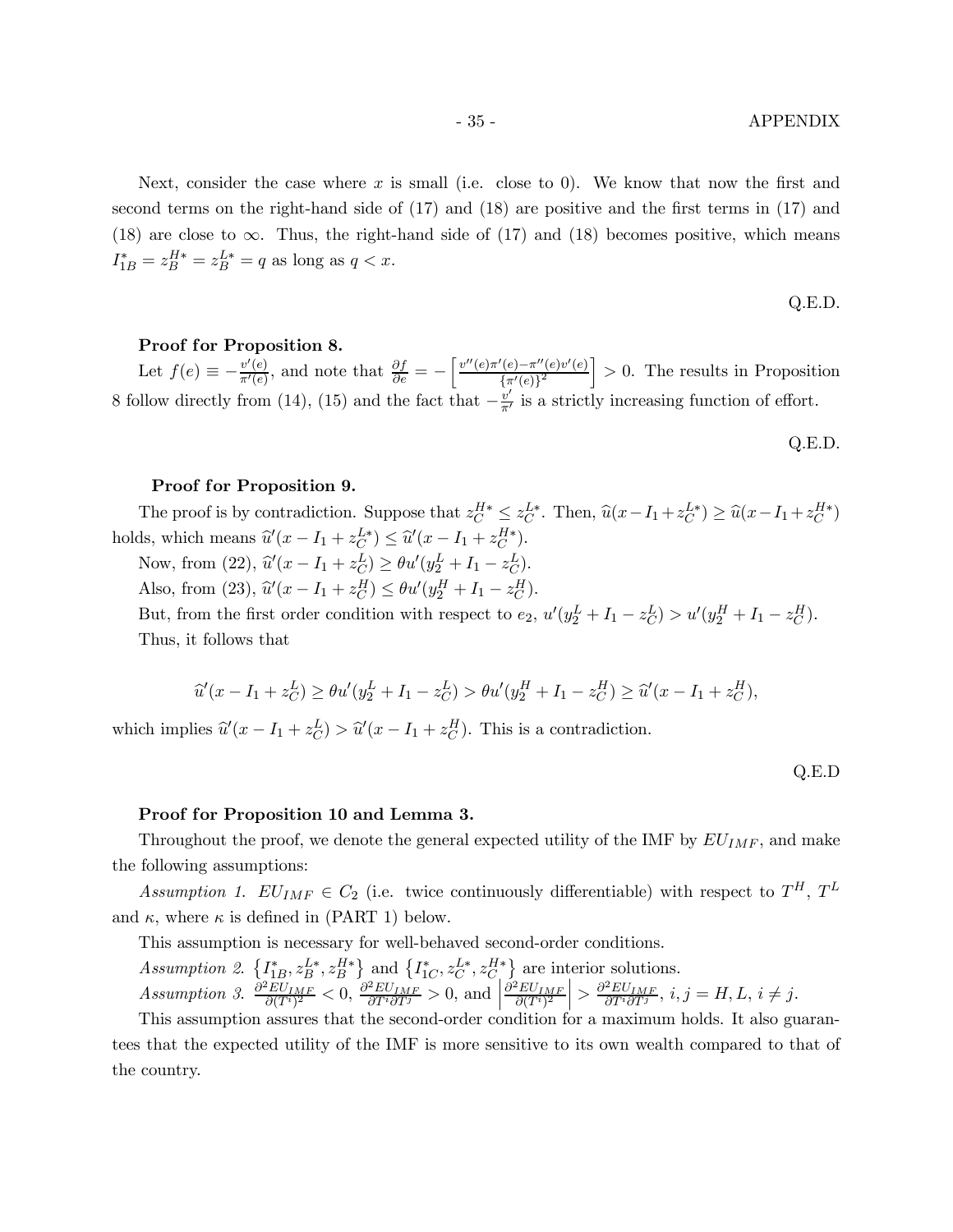Next, consider the case where $x$ is small (i.e. close to 0). We know that now the first and second terms on the right-hand side of (17) and (18) are positive and the first terms in (17) and (18) are close to $\infty$. Thus, the right-hand side of (17) and (18) becomes positive, which means $I_{1B}^* = z_B^{H*} = z_B^{L*} = q$ as long as $q < x$.

Q.E.D.

**Proof for Proposition 8.**

Let $f(e) \equiv -\frac{v'(e)}{\pi'(e)}$, and note that $\frac{\partial f}{\partial e} = -\left[\frac{v''(e)\pi'(e) - \pi''(e)v'(e)}{\{\pi'(e)\}^2}\right] > 0$. The results in Proposition 8 follow directly from (14), (15) and the fact that $-\frac{v'}{\pi'}$ is a strictly increasing function of effort.

Q.E.D.

**Proof for Proposition 9.**

The proof is by contradiction. Suppose that $z_C^{H*} \leq z_C^{L*}$. Then, $\widehat{u}(x - I_1 + z_C^{L*}) \geq \widehat{u}(x - I_1 + z_C^{H*})$ holds, which means $\widehat{u}'(x - I_1 + z_C^{L*}) \leq \widehat{u}'(x - I_1 + z_C^{H*})$.

Now, from (22), $\widehat{u}'(x - I_1 + z_C^L) \geq \theta u'(y_2^L + I_1 - z_C^L)$.

Also, from (23), $\widehat{u}'(x - I_1 + z_C^H) \leq \theta u'(y_2^H + I_1 - z_C^H)$.

But, from the first order condition with respect to $e_2$, $u'(y_2^L + I_1 - z_C^L) > u'(y_2^H + I_1 - z_C^H)$.

Thus, it follows that

$$\widehat{u}'(x - I_1 + z_C^L) \geq \theta u'(y_2^L + I_1 - z_C^L) > \theta u'(y_2^H + I_1 - z_C^H) \geq \widehat{u}'(x - I_1 + z_C^H),$$

which implies $\widehat{u}'(x - I_1 + z_C^L) > \widehat{u}'(x - I_1 + z_C^H)$. This is a contradiction.

Q.E.D

**Proof for Proposition 10 and Lemma 3.**

Throughout the proof, we denote the general expected utility of the IMF by $EU_{IMF}$, and make the following assumptions:

*Assumption 1.* $EU_{IMF} \in C_2$ (i.e. twice continuously differentiable) with respect to $T^H$, $T^L$ and $\kappa$, where $\kappa$ is defined in (PART 1) below.

This assumption is necessary for well-behaved second-order conditions.

*Assumption 2.* $\{I_{1B}^*, z_B^{L*}, z_B^{H*}\}$ and $\{I_{1C}^*, z_C^{L*}, z_C^{H*}\}$ are interior solutions.

*Assumption 3.* $\frac{\partial^2 EU_{IMF}}{\partial (T^i)^2} < 0$, $\frac{\partial^2 EU_{IMF}}{\partial T^i \partial T^j} > 0$, and $\left|\frac{\partial^2 EU_{IMF}}{\partial (T^i)^2}\right| > \frac{\partial^2 EU_{IMF}}{\partial T^i \partial T^j}$, $i, j = H, L$, $i \neq j$.

This assumption assures that the second-order condition for a maximum holds. It also guarantees that the expected utility of the IMF is more sensitive to its own wealth compared to that of the country.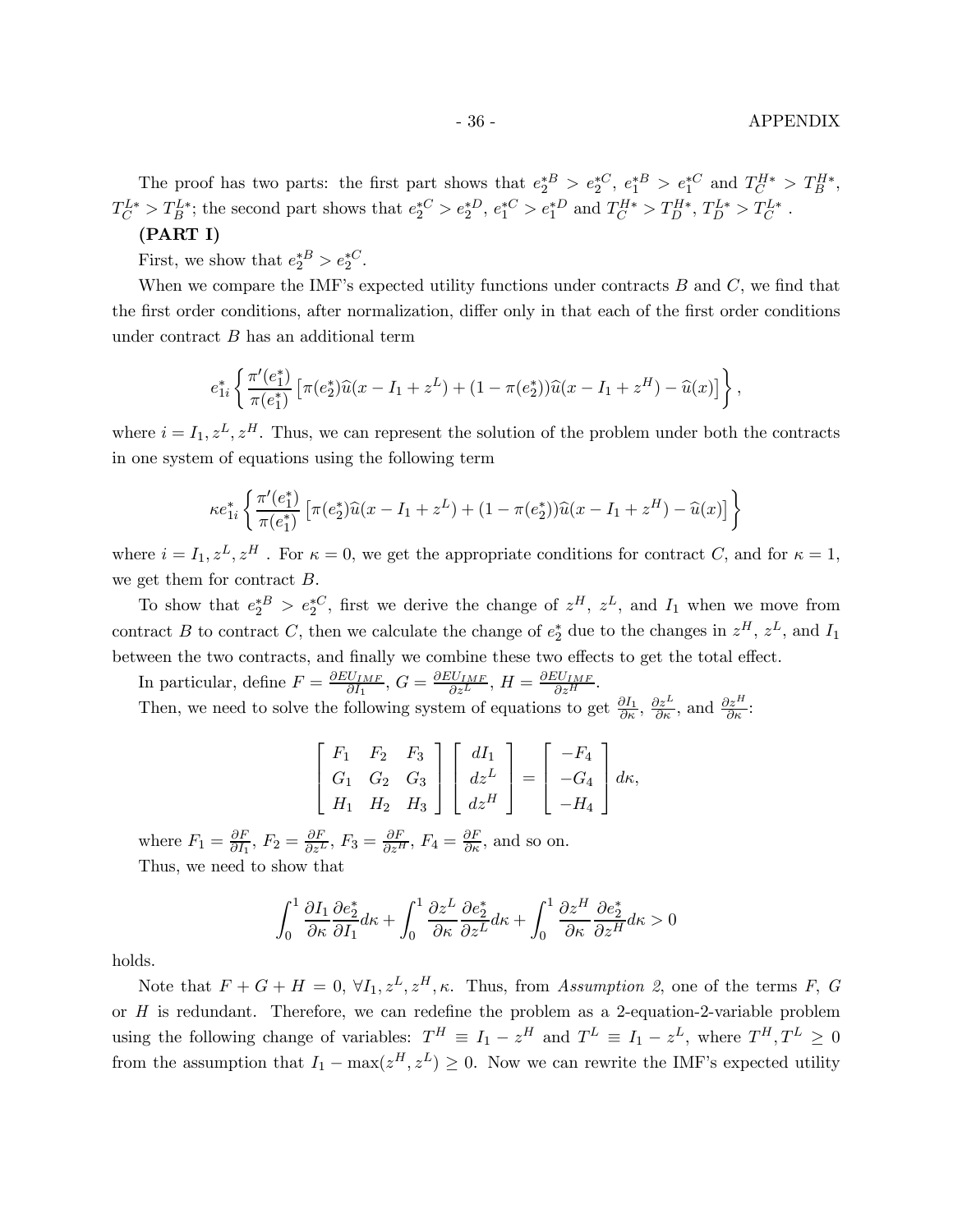The proof has two parts: the first part shows that $e_2^{*B} > e_2^{*C}$, $e_1^{*B} > e_1^{*C}$ and $T_C^{H*} > T_B^{H*}$, $T_C^{L*} > T_B^{L*}$; the second part shows that $e_2^{*C} > e_2^{*D}$, $e_1^{*C} > e_1^{*D}$ and $T_C^{H*} > T_D^{H*}$, $T_D^{L*} > T_C^{L*}$ .

**(PART I)**

First, we show that $e_2^{*B} > e_2^{*C}$.

When we compare the IMF's expected utility functions under contracts $B$ and $C$, we find that the first order conditions, after normalization, differ only in that each of the first order conditions under contract $B$ has an additional term

$$e_{1i}^*\left\{\frac{\pi'(e_1^*)}{\pi(e_1^*)}\left[\pi(e_2^*)\widehat{u}(x-I_1+z^L)+(1-\pi(e_2^*))\widehat{u}(x-I_1+z^H)-\widehat{u}(x)\right]\right\},$$

where $i = I_1, z^L, z^H$. Thus, we can represent the solution of the problem under both the contracts in one system of equations using the following term

$$\kappa e_{1i}^*\left\{\frac{\pi'(e_1^*)}{\pi(e_1^*)}\left[\pi(e_2^*)\widehat{u}(x-I_1+z^L)+(1-\pi(e_2^*))\widehat{u}(x-I_1+z^H)-\widehat{u}(x)\right]\right\}$$

where $i = I_1, z^L, z^H$ . For $\kappa = 0$, we get the appropriate conditions for contract $C$, and for $\kappa = 1$, we get them for contract $B$.

To show that $e_2^{*B} > e_2^{*C}$, first we derive the change of $z^H$, $z^L$, and $I_1$ when we move from contract $B$ to contract $C$, then we calculate the change of $e_2^*$ due to the changes in $z^H$, $z^L$, and $I_1$ between the two contracts, and finally we combine these two effects to get the total effect.

In particular, define $F = \frac{\partial EU_{IMF}}{\partial I_1}$, $G = \frac{\partial EU_{IMF}}{\partial z^L}$, $H = \frac{\partial EU_{IMF}}{\partial z^H}$.

Then, we need to solve the following system of equations to get $\frac{\partial I_1}{\partial \kappa}$, $\frac{\partial z^L}{\partial \kappa}$, and $\frac{\partial z^H}{\partial \kappa}$:

$$\begin{bmatrix} F_1 & F_2 & F_3 \\ G_1 & G_2 & G_3 \\ H_1 & H_2 & H_3 \end{bmatrix}\begin{bmatrix} dI_1 \\ dz^L \\ dz^H \end{bmatrix} = \begin{bmatrix} -F_4 \\ -G_4 \\ -H_4 \end{bmatrix} d\kappa,$$

where $F_1 = \frac{\partial F}{\partial I_1}$, $F_2 = \frac{\partial F}{\partial z^L}$, $F_3 = \frac{\partial F}{\partial z^H}$, $F_4 = \frac{\partial F}{\partial \kappa}$, and so on.

Thus, we need to show that

$$\int_0^1 \frac{\partial I_1}{\partial \kappa}\frac{\partial e_2^*}{\partial I_1}d\kappa + \int_0^1 \frac{\partial z^L}{\partial \kappa}\frac{\partial e_2^*}{\partial z^L}d\kappa + \int_0^1 \frac{\partial z^H}{\partial \kappa}\frac{\partial e_2^*}{\partial z^H}d\kappa > 0$$

holds.

Note that $F + G + H = 0$, $\forall I_1, z^L, z^H, \kappa$. Thus, from *Assumption 2*, one of the terms $F$, $G$ or $H$ is redundant. Therefore, we can redefine the problem as a 2-equation-2-variable problem using the following change of variables: $T^H \equiv I_1 - z^H$ and $T^L \equiv I_1 - z^L$, where $T^H, T^L \geq 0$ from the assumption that $I_1 - \max(z^H, z^L) \geq 0$. Now we can rewrite the IMF's expected utility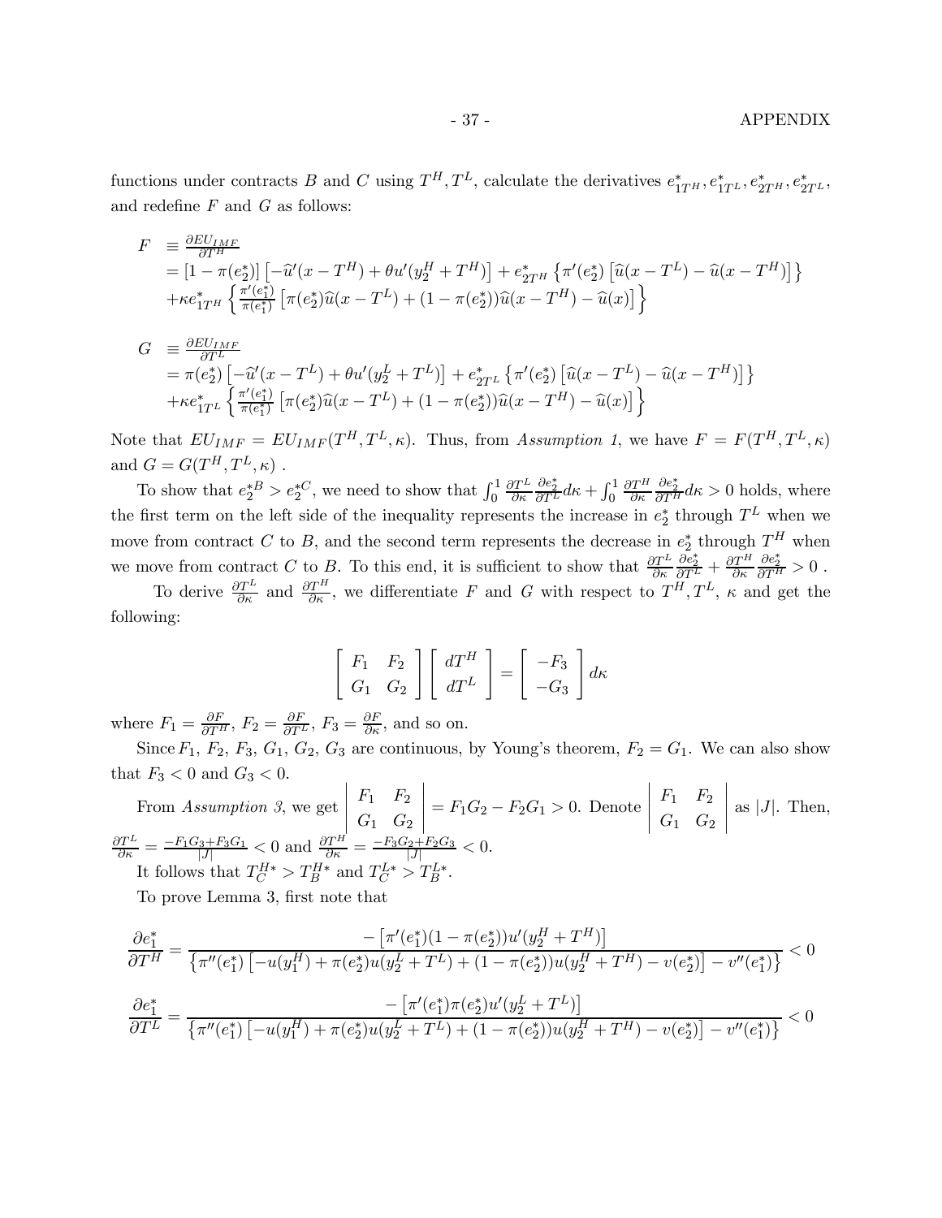functions under contracts $B$ and $C$ using $T^H, T^L$, calculate the derivatives $e^*_{1T^H}, e^*_{1T^L}, e^*_{2T^H}, e^*_{2T^L}$, and redefine $F$ and $G$ as follows:

$$
\begin{aligned}
F \;&\equiv \frac{\partial EU_{IMF}}{\partial T^H} \\
&= [1-\pi(e_2^*)]\left[-\widehat{u}'(x-T^H)+\theta u'(y_2^H+T^H)\right] + e^*_{2T^H}\left\{\pi'(e_2^*)\left[\widehat{u}(x-T^L)-\widehat{u}(x-T^H)\right]\right\} \\
&+\kappa e^*_{1T^H}\left\{\frac{\pi'(e_1^*)}{\pi(e_1^*)}\left[\pi(e_2^*)\widehat{u}(x-T^L)+(1-\pi(e_2^*))\widehat{u}(x-T^H)-\widehat{u}(x)\right]\right\}
\end{aligned}
$$

$$
\begin{aligned}
G \;&\equiv \frac{\partial EU_{IMF}}{\partial T^L} \\
&= \pi(e_2^*)\left[-\widehat{u}'(x-T^L)+\theta u'(y_2^L+T^L)\right] + e^*_{2T^L}\left\{\pi'(e_2^*)\left[\widehat{u}(x-T^L)-\widehat{u}(x-T^H)\right]\right\} \\
&+\kappa e^*_{1T^L}\left\{\frac{\pi'(e_1^*)}{\pi(e_1^*)}\left[\pi(e_2^*)\widehat{u}(x-T^L)+(1-\pi(e_2^*))\widehat{u}(x-T^H)-\widehat{u}(x)\right]\right\}
\end{aligned}
$$

Note that $EU_{IMF} = EU_{IMF}(T^H, T^L, \kappa)$. Thus, from *Assumption 1*, we have $F = F(T^H, T^L, \kappa)$ and $G = G(T^H, T^L, \kappa)$ .

To show that $e_2^{*B} > e_2^{*C}$, we need to show that $\int_0^1 \frac{\partial T^L}{\partial \kappa}\frac{\partial e_2^*}{\partial T^L}d\kappa + \int_0^1 \frac{\partial T^H}{\partial \kappa}\frac{\partial e_2^*}{\partial T^H}d\kappa > 0$ holds, where the first term on the left side of the inequality represents the increase in $e_2^*$ through $T^L$ when we move from contract $C$ to $B$, and the second term represents the decrease in $e_2^*$ through $T^H$ when we move from contract $C$ to $B$. To this end, it is sufficient to show that $\frac{\partial T^L}{\partial \kappa}\frac{\partial e_2^*}{\partial T^L} + \frac{\partial T^H}{\partial \kappa}\frac{\partial e_2^*}{\partial T^H} > 0$ .

To derive $\frac{\partial T^L}{\partial \kappa}$ and $\frac{\partial T^H}{\partial \kappa}$, we differentiate $F$ and $G$ with respect to $T^H, T^L$, $\kappa$ and get the following:

$$
\begin{bmatrix} F_1 & F_2 \\ G_1 & G_2 \end{bmatrix}\begin{bmatrix} dT^H \\ dT^L \end{bmatrix} = \begin{bmatrix} -F_3 \\ -G_3 \end{bmatrix} d\kappa
$$

where $F_1 = \frac{\partial F}{\partial T^H}$, $F_2 = \frac{\partial F}{\partial T^L}$, $F_3 = \frac{\partial F}{\partial \kappa}$, and so on.

Since $F_1$, $F_2$, $F_3$, $G_1$, $G_2$, $G_3$ are continuous, by Young's theorem, $F_2 = G_1$. We can also show that $F_3 < 0$ and $G_3 < 0$.

From *Assumption 3*, we get $\begin{vmatrix} F_1 & F_2 \\ G_1 & G_2 \end{vmatrix} = F_1G_2 - F_2G_1 > 0$. Denote $\begin{vmatrix} F_1 & F_2 \\ G_1 & G_2 \end{vmatrix}$ as $|J|$. Then, $\frac{\partial T^L}{\partial \kappa} = \frac{-F_1G_3+F_3G_1}{|J|} < 0$ and $\frac{\partial T^H}{\partial \kappa} = \frac{-F_3G_2+F_2G_3}{|J|} < 0$.

It follows that $T_C^{H*} > T_B^{H*}$ and $T_C^{L*} > T_B^{L*}$.

To prove Lemma 3, first note that

$$
\frac{\partial e_1^*}{\partial T^H} = \frac{-\left[\pi'(e_1^*)(1-\pi(e_2^*))u'(y_2^H+T^H)\right]}{\left\{\pi''(e_1^*)\left[-u(y_1^H)+\pi(e_2^*)u(y_2^L+T^L)+(1-\pi(e_2^*))u(y_2^H+T^H)-v(e_2^*)\right]-v''(e_1^*)\right\}} < 0
$$

$$
\frac{\partial e_1^*}{\partial T^L} = \frac{-\left[\pi'(e_1^*)\pi(e_2^*)u'(y_2^L+T^L)\right]}{\left\{\pi''(e_1^*)\left[-u(y_1^H)+\pi(e_2^*)u(y_2^L+T^L)+(1-\pi(e_2^*))u(y_2^H+T^H)-v(e_2^*)\right]-v''(e_1^*)\right\}} < 0
$$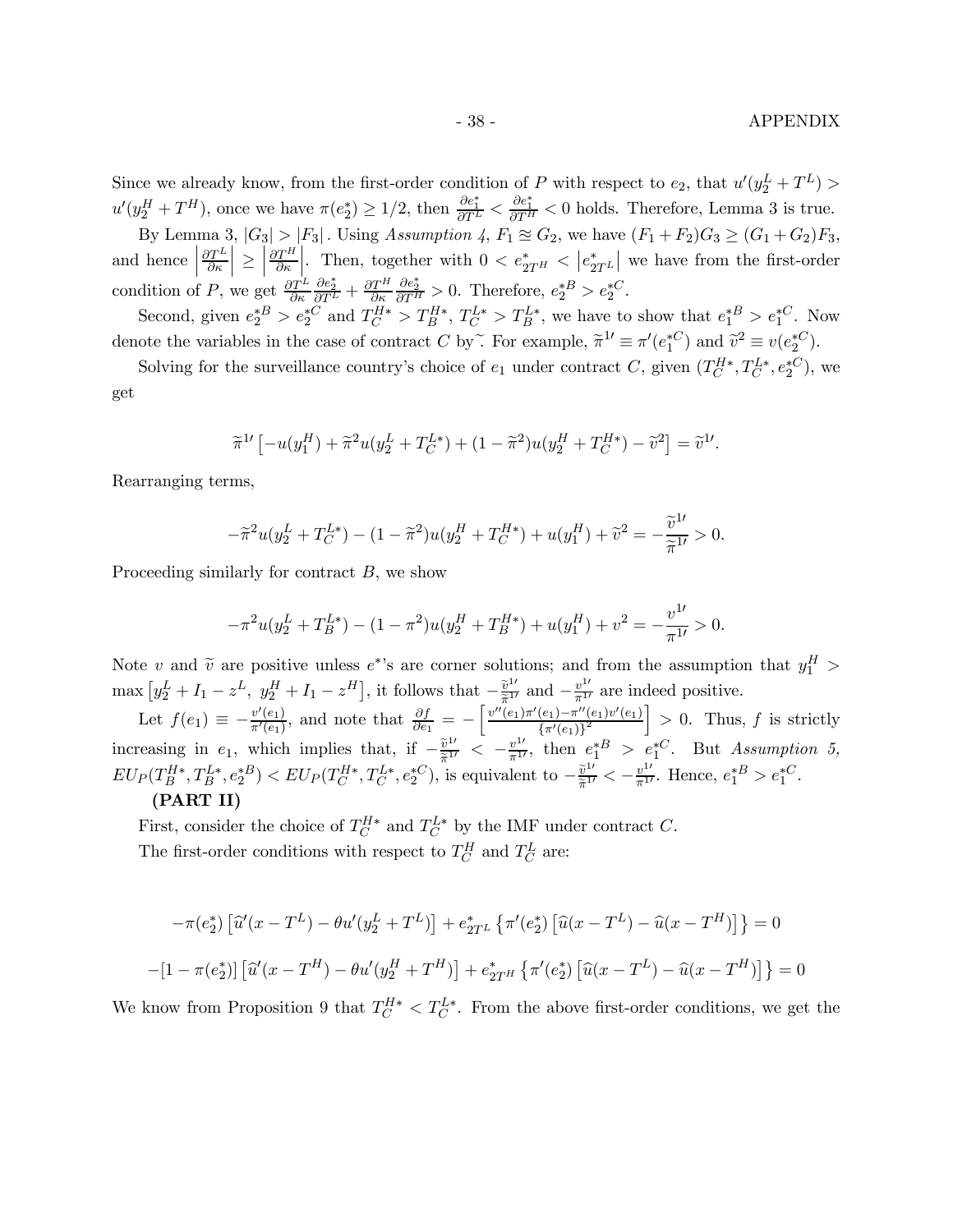Since we already know, from the first-order condition of $P$ with respect to $e_2$, that $u'(y_2^L + T^L) > u'(y_2^H + T^H)$, once we have $\pi(e_2^*) \geq 1/2$, then $\frac{\partial e_1^*}{\partial T^L} < \frac{\partial e_1^*}{\partial T^H} < 0$ holds. Therefore, Lemma 3 is true.

By Lemma 3, $|G_3| > |F_3|$. Using *Assumption 4*, $F_1 \cong G_2$, we have $(F_1 + F_2)G_3 \geq (G_1 + G_2)F_3$, and hence $\left|\frac{\partial T^L}{\partial \kappa}\right| \geq \left|\frac{\partial T^H}{\partial \kappa}\right|$. Then, together with $0 < e_{2T^H}^* < \left|e_{2T^L}^*\right|$ we have from the first-order condition of $P$, we get $\frac{\partial T^L}{\partial \kappa}\frac{\partial e_2^*}{\partial T^L} + \frac{\partial T^H}{\partial \kappa}\frac{\partial e_2^*}{\partial T^H} > 0$. Therefore, $e_2^{*B} > e_2^{*C}$.

Second, given $e_2^{*B} > e_2^{*C}$ and $T_C^{H*} > T_B^{H*}$, $T_C^{L*} > T_B^{L*}$, we have to show that $e_1^{*B} > e_1^{*C}$. Now denote the variables in the case of contract $C$ by $\widetilde{\ }$. For example, $\widetilde{\pi}^{1\prime} \equiv \pi'(e_1^{*C})$ and $\widetilde{v}^2 \equiv v(e_2^{*C})$.

Solving for the surveillance country's choice of $e_1$ under contract $C$, given $(T_C^{H*}, T_C^{L*}, e_2^{*C})$, we get

$$\widetilde{\pi}^{1\prime}\left[-u(y_1^H) + \widetilde{\pi}^2 u(y_2^L + T_C^{L*}) + (1 - \widetilde{\pi}^2)u(y_2^H + T_C^{H*}) - \widetilde{v}^2\right] = \widetilde{v}^{1\prime}.$$

Rearranging terms,

$$-\widetilde{\pi}^2 u(y_2^L + T_C^{L*}) - (1 - \widetilde{\pi}^2)u(y_2^H + T_C^{H*}) + u(y_1^H) + \widetilde{v}^2 = -\frac{\widetilde{v}^{1\prime}}{\widetilde{\pi}^{1\prime}} > 0.$$

Proceeding similarly for contract $B$, we show

$$-\pi^2 u(y_2^L + T_B^{L*}) - (1 - \pi^2)u(y_2^H + T_B^{H*}) + u(y_1^H) + v^2 = -\frac{v^{1\prime}}{\pi^{1\prime}} > 0.$$

Note $v$ and $\widetilde{v}$ are positive unless $e^*$'s are corner solutions; and from the assumption that $y_1^H > \max\left[y_2^L + I_1 - z^L,\ y_2^H + I_1 - z^H\right]$, it follows that $-\frac{\widetilde{v}^{1\prime}}{\widetilde{\pi}^{1\prime}}$ and $-\frac{v^{1\prime}}{\pi^{1\prime}}$ are indeed positive.

Let $f(e_1) \equiv -\frac{v'(e_1)}{\pi'(e_1)}$, and note that $\frac{\partial f}{\partial e_1} = -\left[\frac{v''(e_1)\pi'(e_1) - \pi''(e_1)v'(e_1)}{\{\pi'(e_1)\}^2}\right] > 0$. Thus, $f$ is strictly increasing in $e_1$, which implies that, if $-\frac{\widetilde{v}^{1\prime}}{\widetilde{\pi}^{1\prime}} < -\frac{v^{1\prime}}{\pi^{1\prime}}$, then $e_1^{*B} > e_1^{*C}$. But *Assumption 5*, $EU_P(T_B^{H*}, T_B^{L*}, e_2^{*B}) < EU_P(T_C^{H*}, T_C^{L*}, e_2^{*C})$, is equivalent to $-\frac{\widetilde{v}^{1\prime}}{\widetilde{\pi}^{1\prime}} < -\frac{v^{1\prime}}{\pi^{1\prime}}$. Hence, $e_1^{*B} > e_1^{*C}$.

**(PART II)**

First, consider the choice of $T_C^{H*}$ and $T_C^{L*}$ by the IMF under contract $C$.

The first-order conditions with respect to $T_C^H$ and $T_C^L$ are:

$$-\pi(e_2^*)\left[\widehat{u}'(x - T^L) - \theta u'(y_2^L + T^L)\right] + e_{2T^L}^*\left\{\pi'(e_2^*)\left[\widehat{u}(x - T^L) - \widehat{u}(x - T^H)\right]\right\} = 0$$

$$-[1 - \pi(e_2^*)]\left[\widehat{u}'(x - T^H) - \theta u'(y_2^H + T^H)\right] + e_{2T^H}^*\left\{\pi'(e_2^*)\left[\widehat{u}(x - T^L) - \widehat{u}(x - T^H)\right]\right\} = 0$$

We know from Proposition 9 that $T_C^{H*} < T_C^{L*}$. From the above first-order conditions, we get the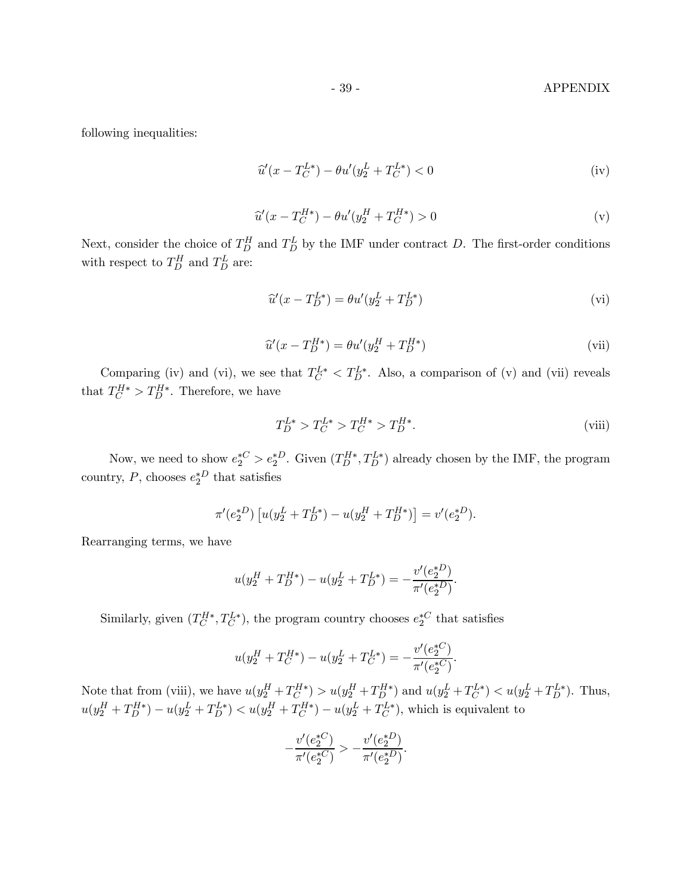following inequalities:

$$\widehat{u}'(x - T_C^{L*}) - \theta u'(y_2^L + T_C^{L*}) < 0 \tag{iv}$$

$$\widehat{u}'(x - T_C^{H*}) - \theta u'(y_2^H + T_C^{H*}) > 0 \tag{v}$$

Next, consider the choice of $T_D^H$ and $T_D^L$ by the IMF under contract $D$. The first-order conditions with respect to $T_D^H$ and $T_D^L$ are:

$$\widehat{u}'(x - T_D^{L*}) = \theta u'(y_2^L + T_D^{L*}) \tag{vi}$$

$$\widehat{u}'(x - T_D^{H*}) = \theta u'(y_2^H + T_D^{H*}) \tag{vii}$$

Comparing (iv) and (vi), we see that $T_C^{L*} < T_D^{L*}$. Also, a comparison of (v) and (vii) reveals that $T_C^{H*} > T_D^{H*}$. Therefore, we have

$$T_D^{L*} > T_C^{L*} > T_C^{H*} > T_D^{H*}. \tag{viii}$$

Now, we need to show $e_2^{*C} > e_2^{*D}$. Given $(T_D^{H*}, T_D^{L*})$ already chosen by the IMF, the program country, $P$, chooses $e_2^{*D}$ that satisfies

$$\pi'(e_2^{*D}) \left[ u(y_2^L + T_D^{L*}) - u(y_2^H + T_D^{H*}) \right] = v'(e_2^{*D}).$$

Rearranging terms, we have

$$u(y_2^H + T_D^{H*}) - u(y_2^L + T_D^{L*}) = -\frac{v'(e_2^{*D})}{\pi'(e_2^{*D})}.$$

Similarly, given $(T_C^{H*}, T_C^{L*})$, the program country chooses $e_2^{*C}$ that satisfies

$$u(y_2^H + T_C^{H*}) - u(y_2^L + T_C^{L*}) = -\frac{v'(e_2^{*C})}{\pi'(e_2^{*C})}.$$

Note that from (viii), we have $u(y_2^H + T_C^{H*}) > u(y_2^H + T_D^{H*})$ and $u(y_2^L + T_C^{L*}) < u(y_2^L + T_D^{L*})$. Thus, $u(y_2^H + T_D^{H*}) - u(y_2^L + T_D^{L*}) < u(y_2^H + T_C^{H*}) - u(y_2^L + T_C^{L*})$, which is equivalent to

$$-\frac{v'(e_2^{*C})}{\pi'(e_2^{*C})} > -\frac{v'(e_2^{*D})}{\pi'(e_2^{*D})}.$$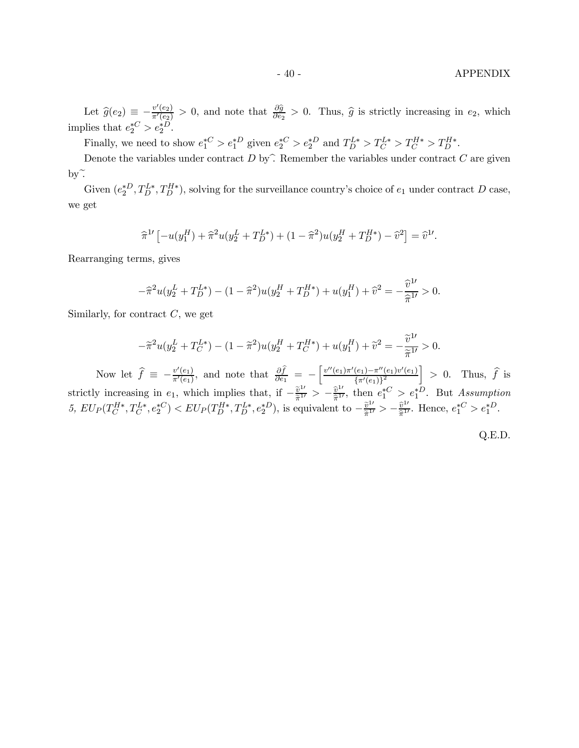Let $\widehat{g}(e_2) \equiv -\frac{v'(e_2)}{\pi'(e_2)} > 0$, and note that $\frac{\partial \widehat{g}}{\partial e_2} > 0$. Thus, $\widehat{g}$ is strictly increasing in $e_2$, which implies that $e_2^{*C} > e_2^{*D}$.

Finally, we need to show $e_1^{*C} > e_1^{*D}$ given $e_2^{*C} > e_2^{*D}$ and $T_D^{L*} > T_C^{L*} > T_C^{H*} > T_D^{H*}$.

Denote the variables under contract $D$ by$\widehat{\ }$. Remember the variables under contract $C$ are given by$\widetilde{\ }$.

Given $(e_2^{*D}, T_D^{L*}, T_D^{H*})$, solving for the surveillance country's choice of $e_1$ under contract $D$ case, we get

$$\widehat{\pi}^{1\prime}\left[-u(y_1^H) + \widehat{\pi}^2 u(y_2^L + T_D^{L*}) + (1-\widehat{\pi}^2)u(y_2^H + T_D^{H*}) - \widehat{v}^2\right] = \widehat{v}^{1\prime}.$$

Rearranging terms, gives

$$-\widehat{\pi}^2 u(y_2^L + T_D^{L*}) - (1-\widehat{\pi}^2)u(y_2^H + T_D^{H*}) + u(y_1^H) + \widehat{v}^2 = -\frac{\widehat{v}^{1\prime}}{\widehat{\pi}^{1\prime}} > 0.$$

Similarly, for contract $C$, we get

$$-\widetilde{\pi}^2 u(y_2^L + T_C^{L*}) - (1-\widetilde{\pi}^2)u(y_2^H + T_C^{H*}) + u(y_1^H) + \widetilde{v}^2 = -\frac{\widetilde{v}^{1\prime}}{\widetilde{\pi}^{1\prime}} > 0.$$

Now let $\widehat{f} \equiv -\frac{v'(e_1)}{\pi'(e_1)}$, and note that $\frac{\partial \widehat{f}}{\partial e_1} = -\left[\frac{v''(e_1)\pi'(e_1) - \pi''(e_1)v'(e_1)}{\{\pi'(e_1)\}^2}\right] > 0$. Thus, $\widehat{f}$ is strictly increasing in $e_1$, which implies that, if $-\frac{\widetilde{v}^{1\prime}}{\widetilde{\pi}^{1\prime}} > -\frac{\widehat{v}^{1\prime}}{\widehat{\pi}^{1\prime}}$, then $e_1^{*C} > e_1^{*D}$. But *Assumption 5*, $EU_P(T_C^{H*}, T_C^{L*}, e_2^{*C}) < EU_P(T_D^{H*}, T_D^{L*}, e_2^{*D})$, is equivalent to $-\frac{\widetilde{v}^{1\prime}}{\widetilde{\pi}^{1\prime}} > -\frac{\widehat{v}^{1\prime}}{\widehat{\pi}^{1\prime}}$. Hence, $e_1^{*C} > e_1^{*D}$.

Q.E.D.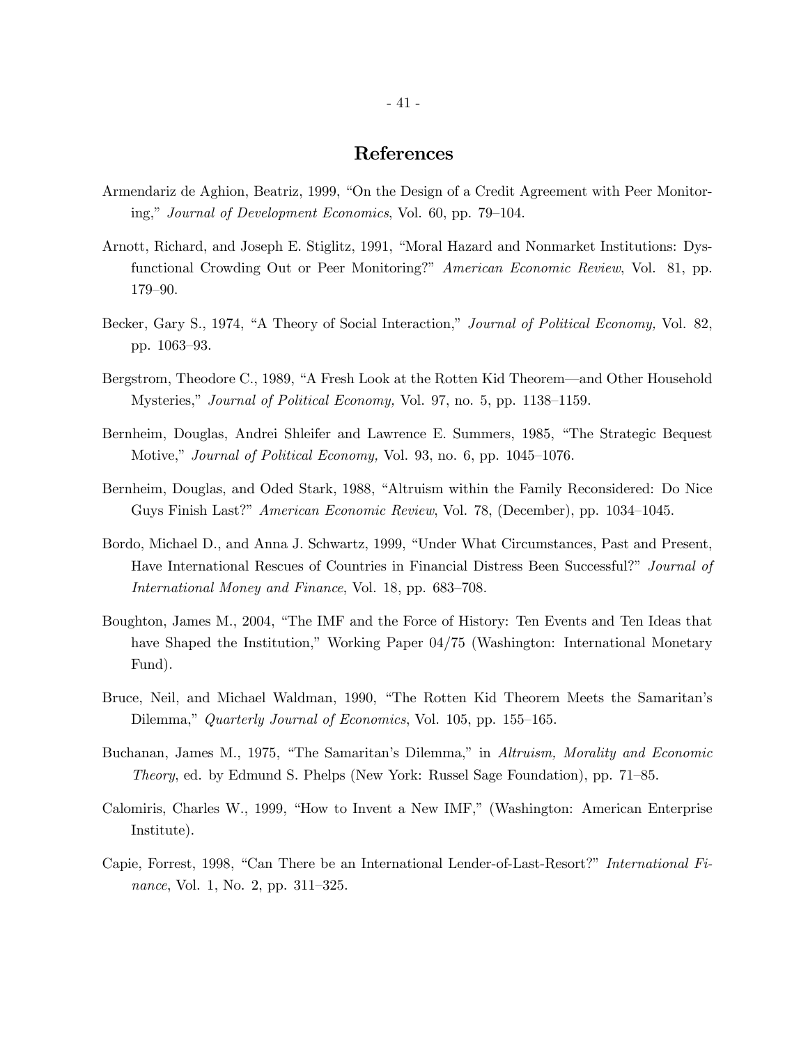# References

Armendariz de Aghion, Beatriz, 1999, "On the Design of a Credit Agreement with Peer Monitoring," *Journal of Development Economics*, Vol. 60, pp. 79–104.

Arnott, Richard, and Joseph E. Stiglitz, 1991, "Moral Hazard and Nonmarket Institutions: Dysfunctional Crowding Out or Peer Monitoring?" *American Economic Review*, Vol. 81, pp. 179–90.

Becker, Gary S., 1974, "A Theory of Social Interaction," *Journal of Political Economy,* Vol. 82, pp. 1063–93.

Bergstrom, Theodore C., 1989, "A Fresh Look at the Rotten Kid Theorem—and Other Household Mysteries," *Journal of Political Economy,* Vol. 97, no. 5, pp. 1138–1159.

Bernheim, Douglas, Andrei Shleifer and Lawrence E. Summers, 1985, "The Strategic Bequest Motive," *Journal of Political Economy,* Vol. 93, no. 6, pp. 1045–1076.

Bernheim, Douglas, and Oded Stark, 1988, "Altruism within the Family Reconsidered: Do Nice Guys Finish Last?" *American Economic Review*, Vol. 78, (December), pp. 1034–1045.

Bordo, Michael D., and Anna J. Schwartz, 1999, "Under What Circumstances, Past and Present, Have International Rescues of Countries in Financial Distress Been Successful?" *Journal of International Money and Finance*, Vol. 18, pp. 683–708.

Boughton, James M., 2004, "The IMF and the Force of History: Ten Events and Ten Ideas that have Shaped the Institution," Working Paper 04/75 (Washington: International Monetary Fund).

Bruce, Neil, and Michael Waldman, 1990, "The Rotten Kid Theorem Meets the Samaritan's Dilemma," *Quarterly Journal of Economics*, Vol. 105, pp. 155–165.

Buchanan, James M., 1975, "The Samaritan's Dilemma," in *Altruism, Morality and Economic Theory*, ed. by Edmund S. Phelps (New York: Russel Sage Foundation), pp. 71–85.

Calomiris, Charles W., 1999, "How to Invent a New IMF," (Washington: American Enterprise Institute).

Capie, Forrest, 1998, "Can There be an International Lender-of-Last-Resort?" *International Finance*, Vol. 1, No. 2, pp. 311–325.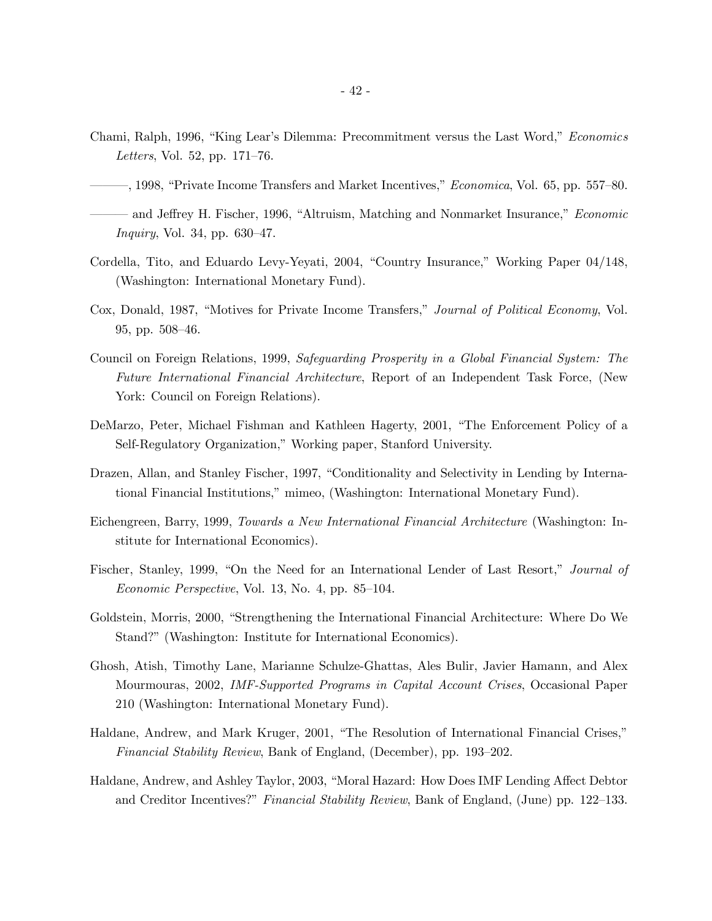Chami, Ralph, 1996, "King Lear's Dilemma: Precommitment versus the Last Word," *Economics Letters*, Vol. 52, pp. 171–76.

———, 1998, "Private Income Transfers and Market Incentives," *Economica*, Vol. 65, pp. 557–80.

——— and Jeffrey H. Fischer, 1996, "Altruism, Matching and Nonmarket Insurance," *Economic Inquiry*, Vol. 34, pp. 630–47.

Cordella, Tito, and Eduardo Levy-Yeyati, 2004, "Country Insurance," Working Paper 04/148, (Washington: International Monetary Fund).

Cox, Donald, 1987, "Motives for Private Income Transfers," *Journal of Political Economy*, Vol. 95, pp. 508–46.

Council on Foreign Relations, 1999, *Safeguarding Prosperity in a Global Financial System: The Future International Financial Architecture*, Report of an Independent Task Force, (New York: Council on Foreign Relations).

DeMarzo, Peter, Michael Fishman and Kathleen Hagerty, 2001, "The Enforcement Policy of a Self-Regulatory Organization," Working paper, Stanford University.

Drazen, Allan, and Stanley Fischer, 1997, "Conditionality and Selectivity in Lending by International Financial Institutions," mimeo, (Washington: International Monetary Fund).

Eichengreen, Barry, 1999, *Towards a New International Financial Architecture* (Washington: Institute for International Economics).

Fischer, Stanley, 1999, "On the Need for an International Lender of Last Resort," *Journal of Economic Perspective*, Vol. 13, No. 4, pp. 85–104.

Goldstein, Morris, 2000, "Strengthening the International Financial Architecture: Where Do We Stand?" (Washington: Institute for International Economics).

Ghosh, Atish, Timothy Lane, Marianne Schulze-Ghattas, Ales Bulir, Javier Hamann, and Alex Mourmouras, 2002, *IMF-Supported Programs in Capital Account Crises*, Occasional Paper 210 (Washington: International Monetary Fund).

Haldane, Andrew, and Mark Kruger, 2001, "The Resolution of International Financial Crises," *Financial Stability Review*, Bank of England, (December), pp. 193–202.

Haldane, Andrew, and Ashley Taylor, 2003, "Moral Hazard: How Does IMF Lending Affect Debtor and Creditor Incentives?" *Financial Stability Review*, Bank of England, (June) pp. 122–133.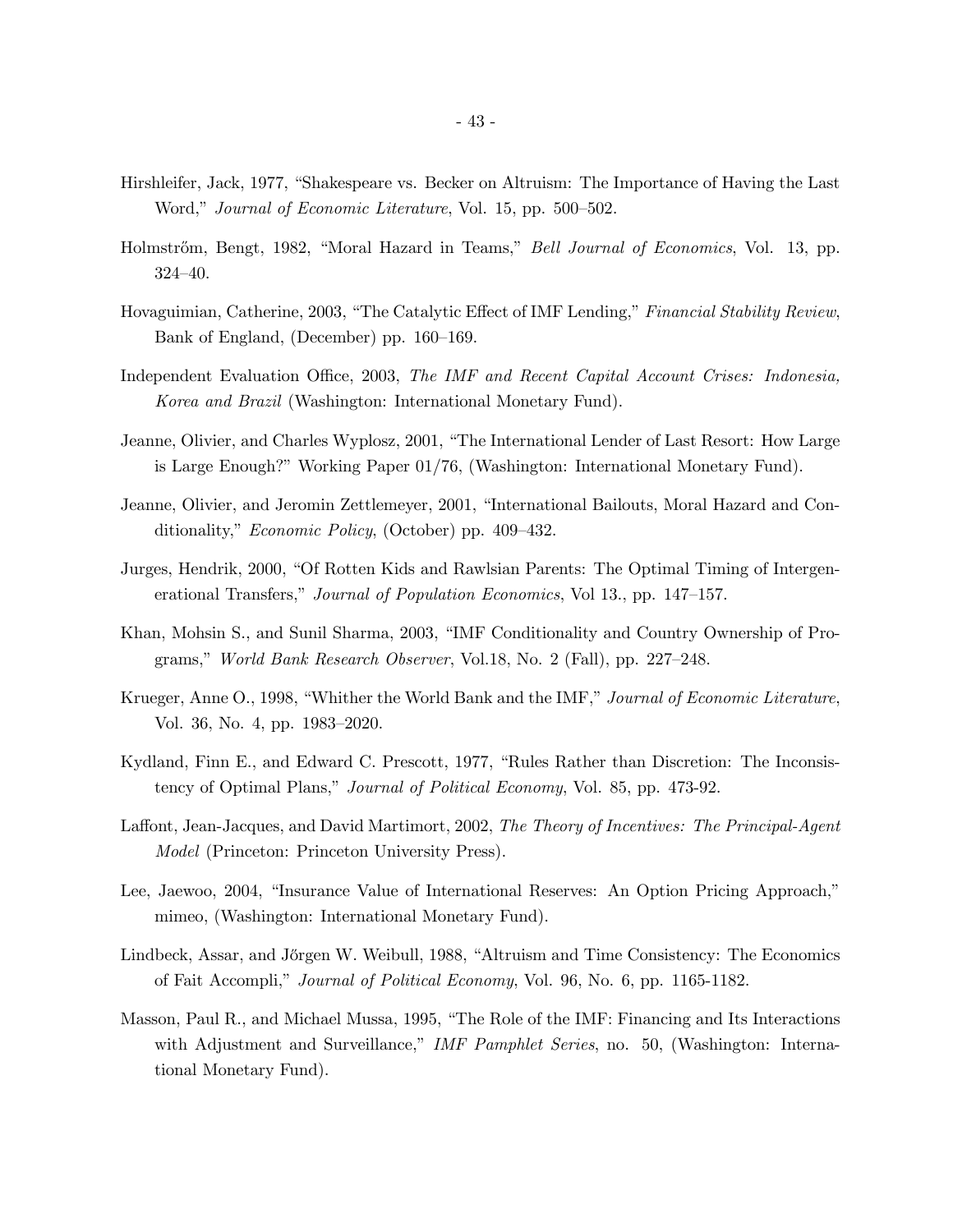Hirshleifer, Jack, 1977, "Shakespeare vs. Becker on Altruism: The Importance of Having the Last Word," *Journal of Economic Literature*, Vol. 15, pp. 500–502.

Holmstrőm, Bengt, 1982, "Moral Hazard in Teams," *Bell Journal of Economics*, Vol. 13, pp. 324–40.

Hovaguimian, Catherine, 2003, "The Catalytic Effect of IMF Lending," *Financial Stability Review*, Bank of England, (December) pp. 160–169.

Independent Evaluation Office, 2003, *The IMF and Recent Capital Account Crises: Indonesia, Korea and Brazil* (Washington: International Monetary Fund).

Jeanne, Olivier, and Charles Wyplosz, 2001, "The International Lender of Last Resort: How Large is Large Enough?" Working Paper 01/76, (Washington: International Monetary Fund).

Jeanne, Olivier, and Jeromin Zettlemeyer, 2001, "International Bailouts, Moral Hazard and Conditionality," *Economic Policy*, (October) pp. 409–432.

Jurges, Hendrik, 2000, "Of Rotten Kids and Rawlsian Parents: The Optimal Timing of Intergenerational Transfers," *Journal of Population Economics*, Vol 13., pp. 147–157.

Khan, Mohsin S., and Sunil Sharma, 2003, "IMF Conditionality and Country Ownership of Programs," *World Bank Research Observer*, Vol.18, No. 2 (Fall), pp. 227–248.

Krueger, Anne O., 1998, "Whither the World Bank and the IMF," *Journal of Economic Literature*, Vol. 36, No. 4, pp. 1983–2020.

Kydland, Finn E., and Edward C. Prescott, 1977, "Rules Rather than Discretion: The Inconsistency of Optimal Plans," *Journal of Political Economy*, Vol. 85, pp. 473-92.

Laffont, Jean-Jacques, and David Martimort, 2002, *The Theory of Incentives: The Principal-Agent Model* (Princeton: Princeton University Press).

Lee, Jaewoo, 2004, "Insurance Value of International Reserves: An Option Pricing Approach," mimeo, (Washington: International Monetary Fund).

Lindbeck, Assar, and Jőrgen W. Weibull, 1988, "Altruism and Time Consistency: The Economics of Fait Accompli," *Journal of Political Economy*, Vol. 96, No. 6, pp. 1165-1182.

Masson, Paul R., and Michael Mussa, 1995, "The Role of the IMF: Financing and Its Interactions with Adjustment and Surveillance," *IMF Pamphlet Series*, no. 50, (Washington: International Monetary Fund).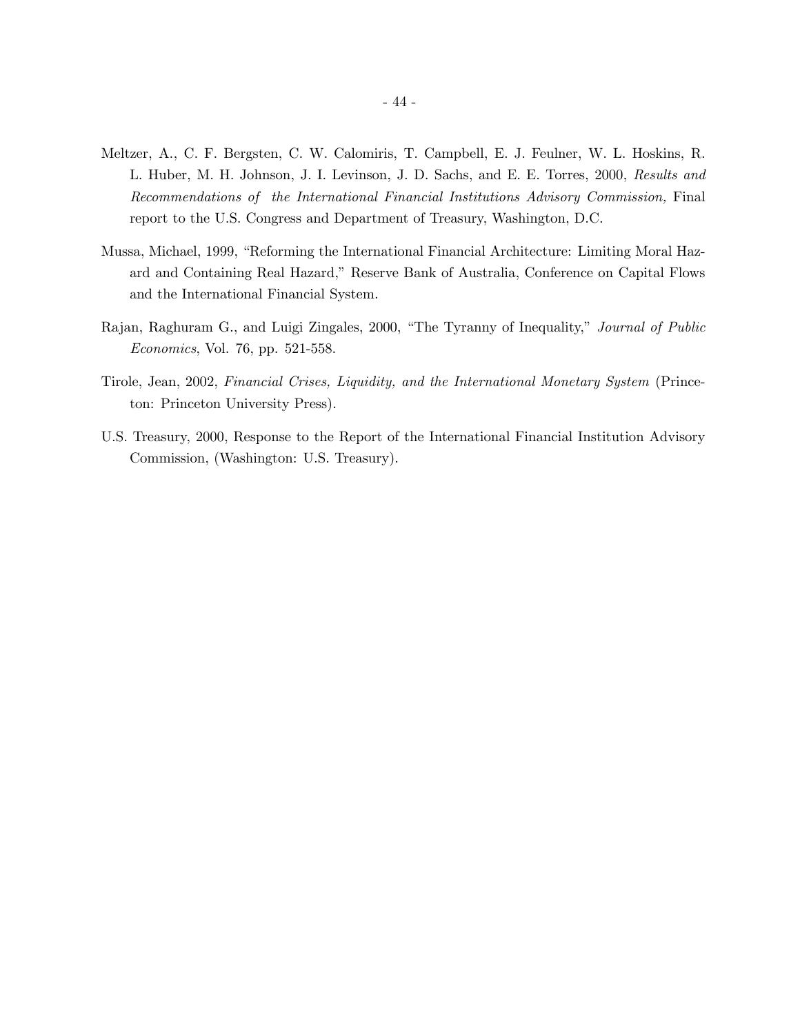Meltzer, A., C. F. Bergsten, C. W. Calomiris, T. Campbell, E. J. Feulner, W. L. Hoskins, R. L. Huber, M. H. Johnson, J. I. Levinson, J. D. Sachs, and E. E. Torres, 2000, *Results and Recommendations of the International Financial Institutions Advisory Commission,* Final report to the U.S. Congress and Department of Treasury, Washington, D.C.

Mussa, Michael, 1999, "Reforming the International Financial Architecture: Limiting Moral Hazard and Containing Real Hazard," Reserve Bank of Australia, Conference on Capital Flows and the International Financial System.

Rajan, Raghuram G., and Luigi Zingales, 2000, "The Tyranny of Inequality," *Journal of Public Economics*, Vol. 76, pp. 521-558.

Tirole, Jean, 2002, *Financial Crises, Liquidity, and the International Monetary System* (Princeton: Princeton University Press).

U.S. Treasury, 2000, Response to the Report of the International Financial Institution Advisory Commission, (Washington: U.S. Treasury).